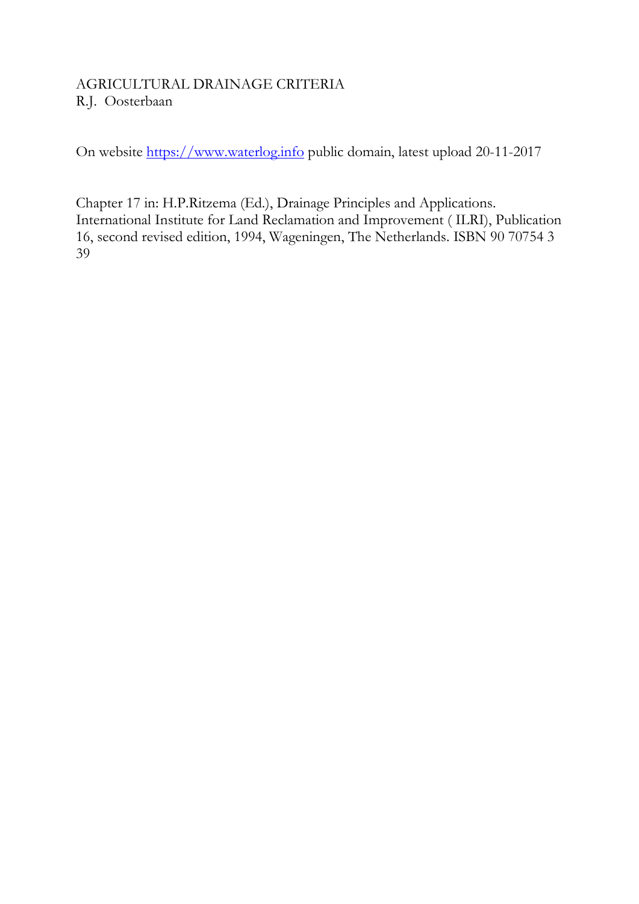AGRICULTURAL DRAINAGE CRITERIA
R.J. Oosterbaan

On website [https://www.waterlog.info](https://www.waterlog.info) public domain, latest upload 20-11-2017

Chapter 17 in: H.P.Ritzema (Ed.), Drainage Principles and Applications. International Institute for Land Reclamation and Improvement ( ILRI), Publication 16, second revised edition, 1994, Wageningen, The Netherlands. ISBN 90 70754 3 39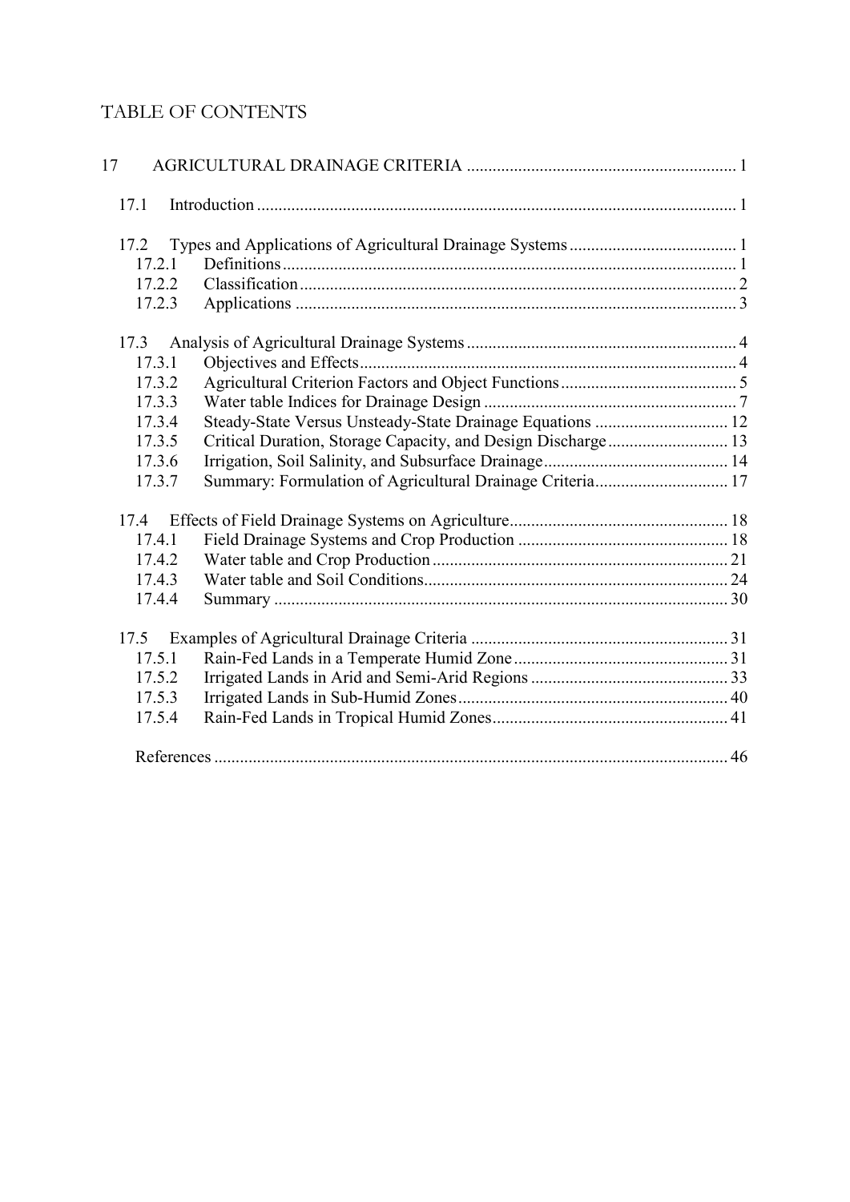# TABLE OF CONTENTS

17 AGRICULTURAL DRAINAGE CRITERIA .............................................................. 1

- 17.1 Introduction .............................................................................................................. 1
- 17.2 Types and Applications of Agricultural Drainage Systems ....................................... 1
  - 17.2.1 Definitions ......................................................................................................... 1
  - 17.2.2 Classification ..................................................................................................... 2
  - 17.2.3 Applications ...................................................................................................... 3
- 17.3 Analysis of Agricultural Drainage Systems .............................................................. 4
  - 17.3.1 Objectives and Effects ....................................................................................... 4
  - 17.3.2 Agricultural Criterion Factors and Object Functions ......................................... 5
  - 17.3.3 Water table Indices for Drainage Design ........................................................... 7
  - 17.3.4 Steady-State Versus Unsteady-State Drainage Equations ............................... 12
  - 17.3.5 Critical Duration, Storage Capacity, and Design Discharge ............................ 13
  - 17.3.6 Irrigation, Soil Salinity, and Subsurface Drainage ........................................... 14
  - 17.3.7 Summary: Formulation of Agricultural Drainage Criteria ............................... 17
- 17.4 Effects of Field Drainage Systems on Agriculture ................................................... 18
  - 17.4.1 Field Drainage Systems and Crop Production ................................................. 18
  - 17.4.2 Water table and Crop Production .................................................................... 21
  - 17.4.3 Water table and Soil Conditions ....................................................................... 24
  - 17.4.4 Summary ......................................................................................................... 30
- 17.5 Examples of Agricultural Drainage Criteria ........................................................... 31
  - 17.5.1 Rain-Fed Lands in a Temperate Humid Zone .................................................. 31
  - 17.5.2 Irrigated Lands in Arid and Semi-Arid Regions .............................................. 33
  - 17.5.3 Irrigated Lands in Sub-Humid Zones ............................................................... 40
  - 17.5.4 Rain-Fed Lands in Tropical Humid Zones ....................................................... 41
- References ....................................................................................................................... 46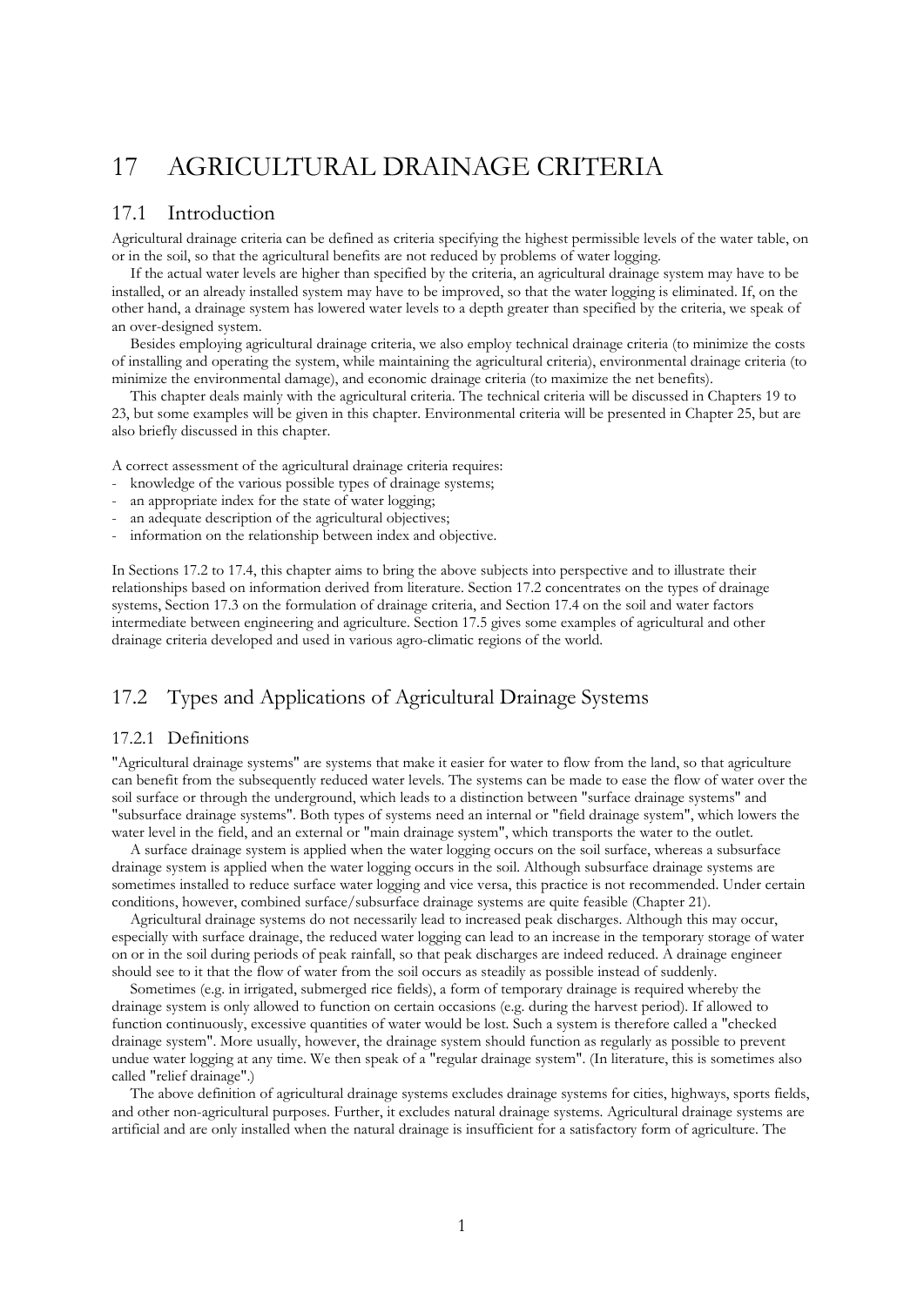# 17 AGRICULTURAL DRAINAGE CRITERIA

## 17.1 Introduction

Agricultural drainage criteria can be defined as criteria specifying the highest permissible levels of the water table, on or in the soil, so that the agricultural benefits are not reduced by problems of water logging.

If the actual water levels are higher than specified by the criteria, an agricultural drainage system may have to be installed, or an already installed system may have to be improved, so that the water logging is eliminated. If, on the other hand, a drainage system has lowered water levels to a depth greater than specified by the criteria, we speak of an over-designed system.

Besides employing agricultural drainage criteria, we also employ technical drainage criteria (to minimize the costs of installing and operating the system, while maintaining the agricultural criteria), environmental drainage criteria (to minimize the environmental damage), and economic drainage criteria (to maximize the net benefits).

This chapter deals mainly with the agricultural criteria. The technical criteria will be discussed in Chapters 19 to 23, but some examples will be given in this chapter. Environmental criteria will be presented in Chapter 25, but are also briefly discussed in this chapter.

A correct assessment of the agricultural drainage criteria requires:

- knowledge of the various possible types of drainage systems;
- an appropriate index for the state of water logging;
- an adequate description of the agricultural objectives;
- information on the relationship between index and objective.

In Sections 17.2 to 17.4, this chapter aims to bring the above subjects into perspective and to illustrate their relationships based on information derived from literature. Section 17.2 concentrates on the types of drainage systems, Section 17.3 on the formulation of drainage criteria, and Section 17.4 on the soil and water factors intermediate between engineering and agriculture. Section 17.5 gives some examples of agricultural and other drainage criteria developed and used in various agro-climatic regions of the world.

## 17.2 Types and Applications of Agricultural Drainage Systems

### 17.2.1 Definitions

"Agricultural drainage systems" are systems that make it easier for water to flow from the land, so that agriculture can benefit from the subsequently reduced water levels. The systems can be made to ease the flow of water over the soil surface or through the underground, which leads to a distinction between "surface drainage systems" and "subsurface drainage systems". Both types of systems need an internal or "field drainage system", which lowers the water level in the field, and an external or "main drainage system", which transports the water to the outlet.

A surface drainage system is applied when the water logging occurs on the soil surface, whereas a subsurface drainage system is applied when the water logging occurs in the soil. Although subsurface drainage systems are sometimes installed to reduce surface water logging and vice versa, this practice is not recommended. Under certain conditions, however, combined surface/subsurface drainage systems are quite feasible (Chapter 21).

Agricultural drainage systems do not necessarily lead to increased peak discharges. Although this may occur, especially with surface drainage, the reduced water logging can lead to an increase in the temporary storage of water on or in the soil during periods of peak rainfall, so that peak discharges are indeed reduced. A drainage engineer should see to it that the flow of water from the soil occurs as steadily as possible instead of suddenly.

Sometimes (e.g. in irrigated, submerged rice fields), a form of temporary drainage is required whereby the drainage system is only allowed to function on certain occasions (e.g. during the harvest period). If allowed to function continuously, excessive quantities of water would be lost. Such a system is therefore called a "checked drainage system". More usually, however, the drainage system should function as regularly as possible to prevent undue water logging at any time. We then speak of a "regular drainage system". (In literature, this is sometimes also called "relief drainage".)

The above definition of agricultural drainage systems excludes drainage systems for cities, highways, sports fields, and other non-agricultural purposes. Further, it excludes natural drainage systems. Agricultural drainage systems are artificial and are only installed when the natural drainage is insufficient for a satisfactory form of agriculture. The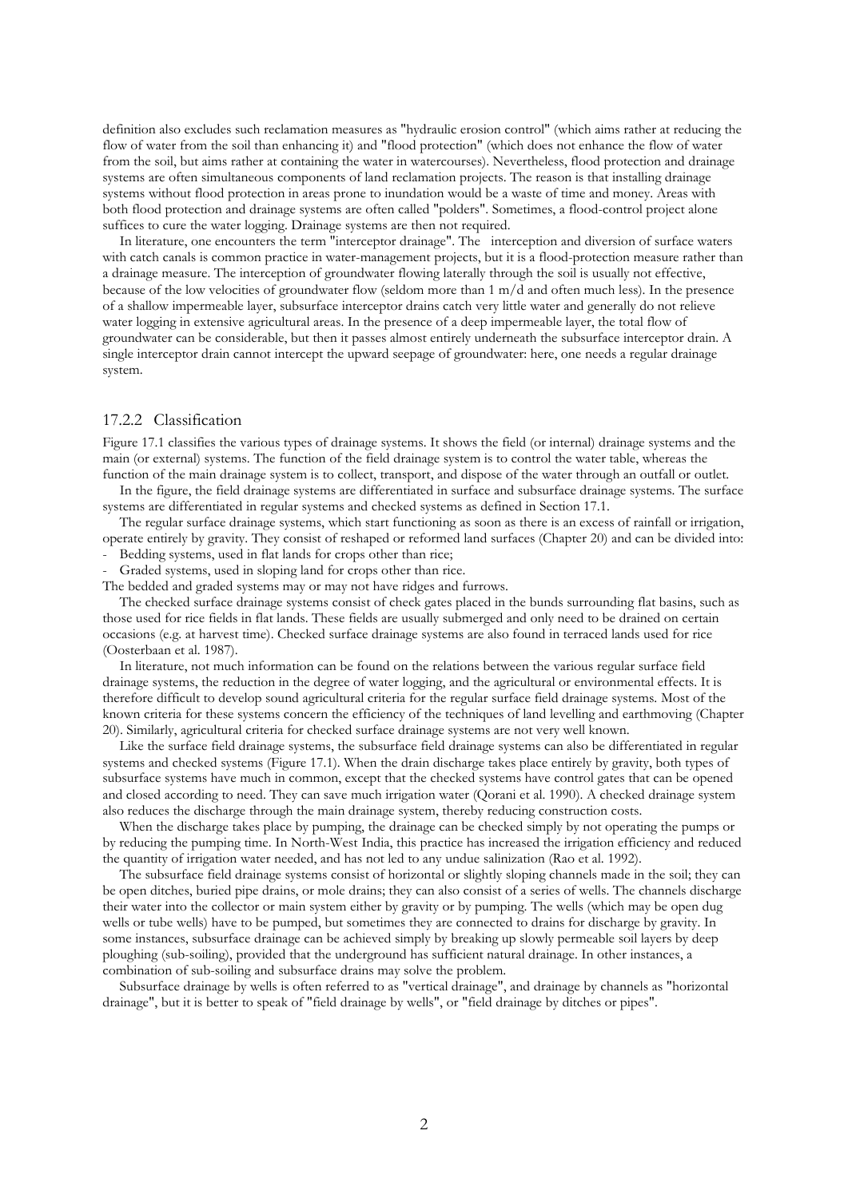definition also excludes such reclamation measures as "hydraulic erosion control" (which aims rather at reducing the flow of water from the soil than enhancing it) and "flood protection" (which does not enhance the flow of water from the soil, but aims rather at containing the water in watercourses). Nevertheless, flood protection and drainage systems are often simultaneous components of land reclamation projects. The reason is that installing drainage systems without flood protection in areas prone to inundation would be a waste of time and money. Areas with both flood protection and drainage systems are often called "polders". Sometimes, a flood-control project alone suffices to cure the water logging. Drainage systems are then not required.

In literature, one encounters the term "interceptor drainage". The interception and diversion of surface waters with catch canals is common practice in water-management projects, but it is a flood-protection measure rather than a drainage measure. The interception of groundwater flowing laterally through the soil is usually not effective, because of the low velocities of groundwater flow (seldom more than 1 m/d and often much less). In the presence of a shallow impermeable layer, subsurface interceptor drains catch very little water and generally do not relieve water logging in extensive agricultural areas. In the presence of a deep impermeable layer, the total flow of groundwater can be considerable, but then it passes almost entirely underneath the subsurface interceptor drain. A single interceptor drain cannot intercept the upward seepage of groundwater: here, one needs a regular drainage system.

### 17.2.2 Classification

Figure 17.1 classifies the various types of drainage systems. It shows the field (or internal) drainage systems and the main (or external) systems. The function of the field drainage system is to control the water table, whereas the function of the main drainage system is to collect, transport, and dispose of the water through an outfall or outlet.

In the figure, the field drainage systems are differentiated in surface and subsurface drainage systems. The surface systems are differentiated in regular systems and checked systems as defined in Section 17.1.

The regular surface drainage systems, which start functioning as soon as there is an excess of rainfall or irrigation, operate entirely by gravity. They consist of reshaped or reformed land surfaces (Chapter 20) and can be divided into:

- Bedding systems, used in flat lands for crops other than rice;
- Graded systems, used in sloping land for crops other than rice.

The bedded and graded systems may or may not have ridges and furrows.

The checked surface drainage systems consist of check gates placed in the bunds surrounding flat basins, such as those used for rice fields in flat lands. These fields are usually submerged and only need to be drained on certain occasions (e.g. at harvest time). Checked surface drainage systems are also found in terraced lands used for rice (Oosterbaan et al. 1987).

In literature, not much information can be found on the relations between the various regular surface field drainage systems, the reduction in the degree of water logging, and the agricultural or environmental effects. It is therefore difficult to develop sound agricultural criteria for the regular surface field drainage systems. Most of the known criteria for these systems concern the efficiency of the techniques of land levelling and earthmoving (Chapter 20). Similarly, agricultural criteria for checked surface drainage systems are not very well known.

Like the surface field drainage systems, the subsurface field drainage systems can also be differentiated in regular systems and checked systems (Figure 17.1). When the drain discharge takes place entirely by gravity, both types of subsurface systems have much in common, except that the checked systems have control gates that can be opened and closed according to need. They can save much irrigation water (Qorani et al. 1990). A checked drainage system also reduces the discharge through the main drainage system, thereby reducing construction costs.

When the discharge takes place by pumping, the drainage can be checked simply by not operating the pumps or by reducing the pumping time. In North-West India, this practice has increased the irrigation efficiency and reduced the quantity of irrigation water needed, and has not led to any undue salinization (Rao et al. 1992).

The subsurface field drainage systems consist of horizontal or slightly sloping channels made in the soil; they can be open ditches, buried pipe drains, or mole drains; they can also consist of a series of wells. The channels discharge their water into the collector or main system either by gravity or by pumping. The wells (which may be open dug wells or tube wells) have to be pumped, but sometimes they are connected to drains for discharge by gravity. In some instances, subsurface drainage can be achieved simply by breaking up slowly permeable soil layers by deep ploughing (sub-soiling), provided that the underground has sufficient natural drainage. In other instances, a combination of sub-soiling and subsurface drains may solve the problem.

Subsurface drainage by wells is often referred to as "vertical drainage", and drainage by channels as "horizontal drainage", but it is better to speak of "field drainage by wells", or "field drainage by ditches or pipes".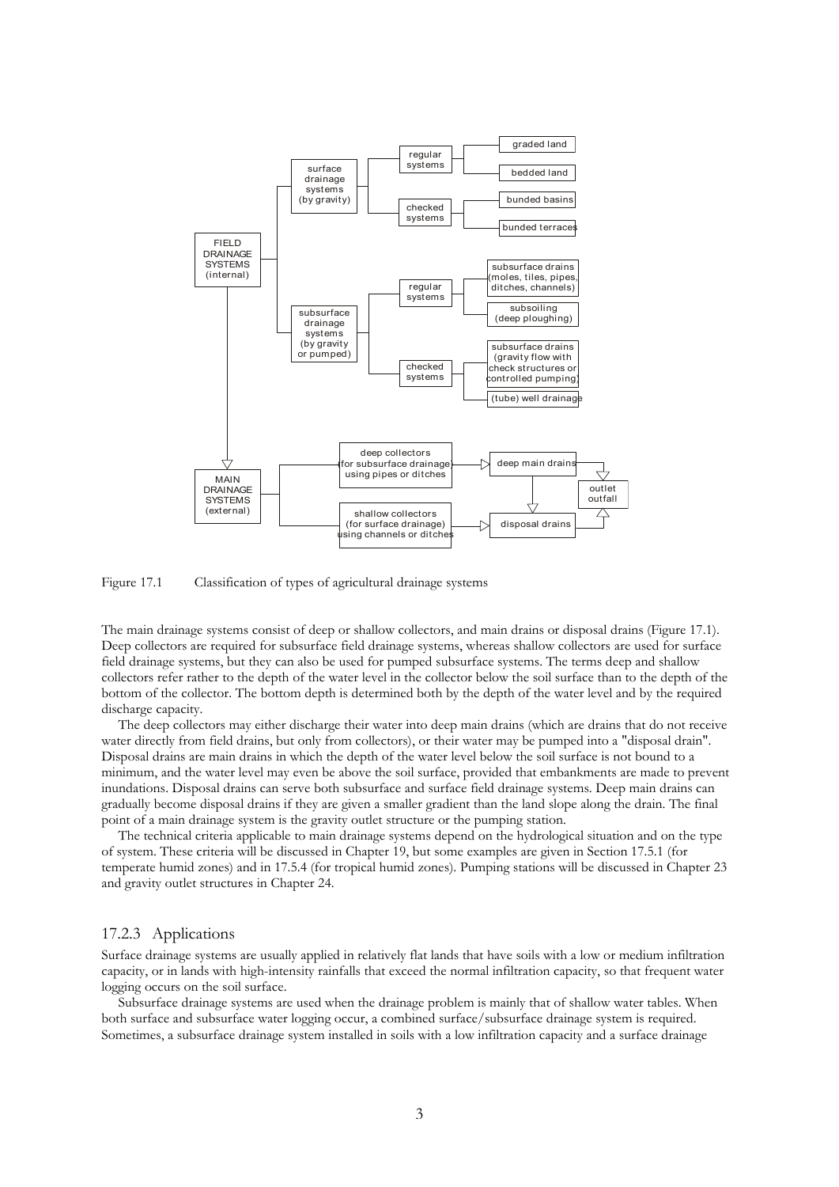Figure 17.1 Classification of types of agricultural drainage systems

The main drainage systems consist of deep or shallow collectors, and main drains or disposal drains (Figure 17.1). Deep collectors are required for subsurface field drainage systems, whereas shallow collectors are used for surface field drainage systems, but they can also be used for pumped subsurface systems. The terms deep and shallow collectors refer rather to the depth of the water level in the collector below the soil surface than to the depth of the bottom of the collector. The bottom depth is determined both by the depth of the water level and by the required discharge capacity.

The deep collectors may either discharge their water into deep main drains (which are drains that do not receive water directly from field drains, but only from collectors), or their water may be pumped into a "disposal drain". Disposal drains are main drains in which the depth of the water level below the soil surface is not bound to a minimum, and the water level may even be above the soil surface, provided that embankments are made to prevent inundations. Disposal drains can serve both subsurface and surface field drainage systems. Deep main drains can gradually become disposal drains if they are given a smaller gradient than the land slope along the drain. The final point of a main drainage system is the gravity outlet structure or the pumping station.

The technical criteria applicable to main drainage systems depend on the hydrological situation and on the type of system. These criteria will be discussed in Chapter 19, but some examples are given in Section 17.5.1 (for temperate humid zones) and in 17.5.4 (for tropical humid zones). Pumping stations will be discussed in Chapter 23 and gravity outlet structures in Chapter 24.

### 17.2.3 Applications

Surface drainage systems are usually applied in relatively flat lands that have soils with a low or medium infiltration capacity, or in lands with high-intensity rainfalls that exceed the normal infiltration capacity, so that frequent water logging occurs on the soil surface.

Subsurface drainage systems are used when the drainage problem is mainly that of shallow water tables. When both surface and subsurface water logging occur, a combined surface/subsurface drainage system is required. Sometimes, a subsurface drainage system installed in soils with a low infiltration capacity and a surface drainage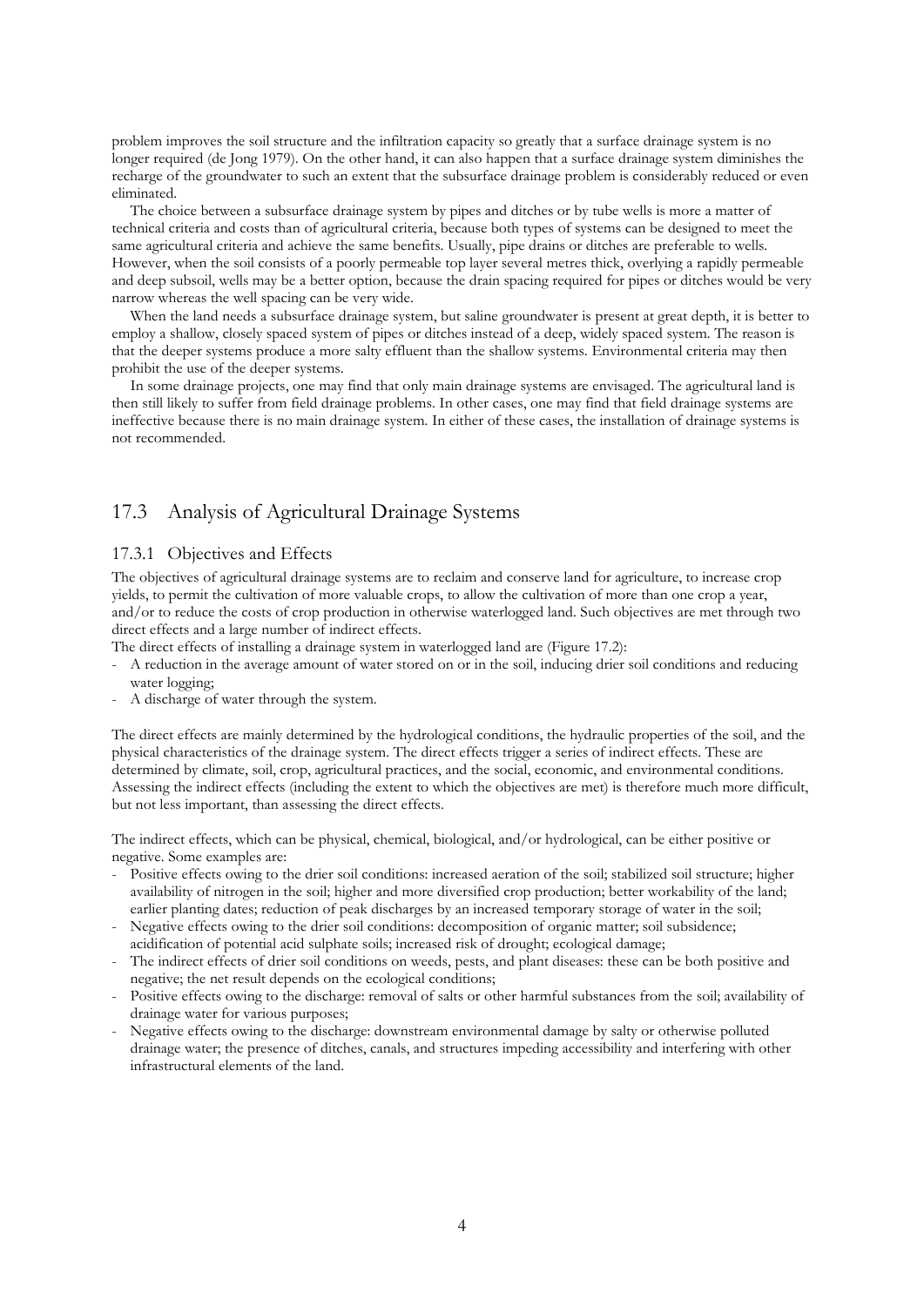problem improves the soil structure and the infiltration capacity so greatly that a surface drainage system is no longer required (de Jong 1979). On the other hand, it can also happen that a surface drainage system diminishes the recharge of the groundwater to such an extent that the subsurface drainage problem is considerably reduced or even eliminated.

The choice between a subsurface drainage system by pipes and ditches or by tube wells is more a matter of technical criteria and costs than of agricultural criteria, because both types of systems can be designed to meet the same agricultural criteria and achieve the same benefits. Usually, pipe drains or ditches are preferable to wells. However, when the soil consists of a poorly permeable top layer several metres thick, overlying a rapidly permeable and deep subsoil, wells may be a better option, because the drain spacing required for pipes or ditches would be very narrow whereas the well spacing can be very wide.

When the land needs a subsurface drainage system, but saline groundwater is present at great depth, it is better to employ a shallow, closely spaced system of pipes or ditches instead of a deep, widely spaced system. The reason is that the deeper systems produce a more salty effluent than the shallow systems. Environmental criteria may then prohibit the use of the deeper systems.

In some drainage projects, one may find that only main drainage systems are envisaged. The agricultural land is then still likely to suffer from field drainage problems. In other cases, one may find that field drainage systems are ineffective because there is no main drainage system. In either of these cases, the installation of drainage systems is not recommended.

## 17.3 Analysis of Agricultural Drainage Systems

### 17.3.1 Objectives and Effects

The objectives of agricultural drainage systems are to reclaim and conserve land for agriculture, to increase crop yields, to permit the cultivation of more valuable crops, to allow the cultivation of more than one crop a year, and/or to reduce the costs of crop production in otherwise waterlogged land. Such objectives are met through two direct effects and a large number of indirect effects.

The direct effects of installing a drainage system in waterlogged land are (Figure 17.2):

- A reduction in the average amount of water stored on or in the soil, inducing drier soil conditions and reducing water logging;
- A discharge of water through the system.

The direct effects are mainly determined by the hydrological conditions, the hydraulic properties of the soil, and the physical characteristics of the drainage system. The direct effects trigger a series of indirect effects. These are determined by climate, soil, crop, agricultural practices, and the social, economic, and environmental conditions. Assessing the indirect effects (including the extent to which the objectives are met) is therefore much more difficult, but not less important, than assessing the direct effects.

The indirect effects, which can be physical, chemical, biological, and/or hydrological, can be either positive or negative. Some examples are:

- Positive effects owing to the drier soil conditions: increased aeration of the soil; stabilized soil structure; higher availability of nitrogen in the soil; higher and more diversified crop production; better workability of the land; earlier planting dates; reduction of peak discharges by an increased temporary storage of water in the soil;
- Negative effects owing to the drier soil conditions: decomposition of organic matter; soil subsidence; acidification of potential acid sulphate soils; increased risk of drought; ecological damage;
- The indirect effects of drier soil conditions on weeds, pests, and plant diseases: these can be both positive and negative; the net result depends on the ecological conditions;
- Positive effects owing to the discharge: removal of salts or other harmful substances from the soil; availability of drainage water for various purposes;
- Negative effects owing to the discharge: downstream environmental damage by salty or otherwise polluted drainage water; the presence of ditches, canals, and structures impeding accessibility and interfering with other infrastructural elements of the land.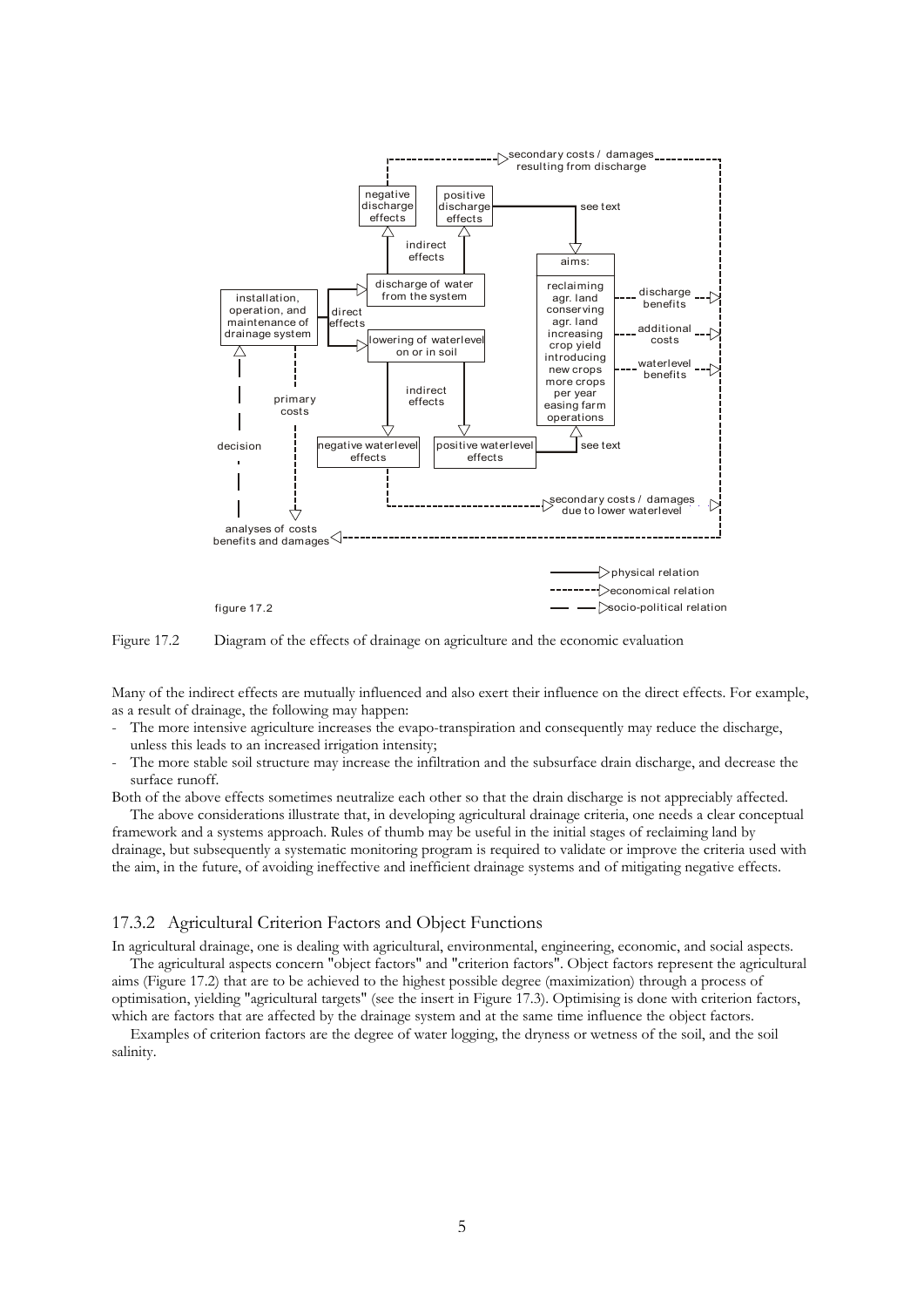Figure 17.2 Diagram of the effects of drainage on agriculture and the economic evaluation

Many of the indirect effects are mutually influenced and also exert their influence on the direct effects. For example, as a result of drainage, the following may happen:

- The more intensive agriculture increases the evapo-transpiration and consequently may reduce the discharge, unless this leads to an increased irrigation intensity;
- The more stable soil structure may increase the infiltration and the subsurface drain discharge, and decrease the surface runoff.

Both of the above effects sometimes neutralize each other so that the drain discharge is not appreciably affected.

The above considerations illustrate that, in developing agricultural drainage criteria, one needs a clear conceptual framework and a systems approach. Rules of thumb may be useful in the initial stages of reclaiming land by drainage, but subsequently a systematic monitoring program is required to validate or improve the criteria used with the aim, in the future, of avoiding ineffective and inefficient drainage systems and of mitigating negative effects.

### 17.3.2 Agricultural Criterion Factors and Object Functions

In agricultural drainage, one is dealing with agricultural, environmental, engineering, economic, and social aspects.

The agricultural aspects concern "object factors" and "criterion factors". Object factors represent the agricultural aims (Figure 17.2) that are to be achieved to the highest possible degree (maximization) through a process of optimisation, yielding "agricultural targets" (see the insert in Figure 17.3). Optimising is done with criterion factors, which are factors that are affected by the drainage system and at the same time influence the object factors.

Examples of criterion factors are the degree of water logging, the dryness or wetness of the soil, and the soil salinity.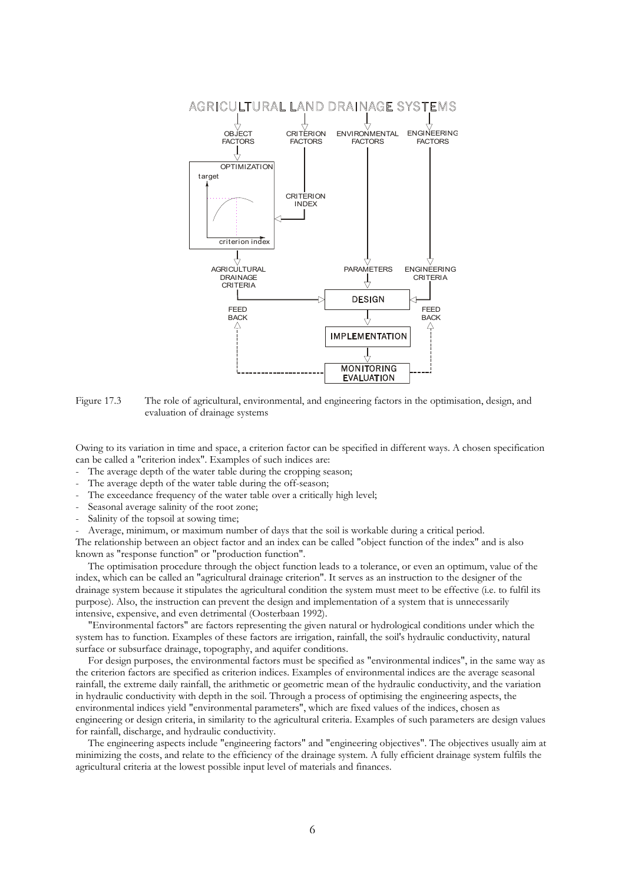Figure 17.3 The role of agricultural, environmental, and engineering factors in the optimisation, design, and evaluation of drainage systems

Owing to its variation in time and space, a criterion factor can be specified in different ways. A chosen specification can be called a "criterion index". Examples of such indices are:

- The average depth of the water table during the cropping season;
- The average depth of the water table during the off-season;
- The exceedance frequency of the water table over a critically high level;
- Seasonal average salinity of the root zone;
- Salinity of the topsoil at sowing time;
- Average, minimum, or maximum number of days that the soil is workable during a critical period.

The relationship between an object factor and an index can be called "object function of the index" and is also known as "response function" or "production function".

The optimisation procedure through the object function leads to a tolerance, or even an optimum, value of the index, which can be called an "agricultural drainage criterion". It serves as an instruction to the designer of the drainage system because it stipulates the agricultural condition the system must meet to be effective (i.e. to fulfil its purpose). Also, the instruction can prevent the design and implementation of a system that is unnecessarily intensive, expensive, and even detrimental (Oosterbaan 1992).

"Environmental factors" are factors representing the given natural or hydrological conditions under which the system has to function. Examples of these factors are irrigation, rainfall, the soil's hydraulic conductivity, natural surface or subsurface drainage, topography, and aquifer conditions.

For design purposes, the environmental factors must be specified as "environmental indices", in the same way as the criterion factors are specified as criterion indices. Examples of environmental indices are the average seasonal rainfall, the extreme daily rainfall, the arithmetic or geometric mean of the hydraulic conductivity, and the variation in hydraulic conductivity with depth in the soil. Through a process of optimising the engineering aspects, the environmental indices yield "environmental parameters", which are fixed values of the indices, chosen as engineering or design criteria, in similarity to the agricultural criteria. Examples of such parameters are design values for rainfall, discharge, and hydraulic conductivity.

The engineering aspects include "engineering factors" and "engineering objectives". The objectives usually aim at minimizing the costs, and relate to the efficiency of the drainage system. A fully efficient drainage system fulfils the agricultural criteria at the lowest possible input level of materials and finances.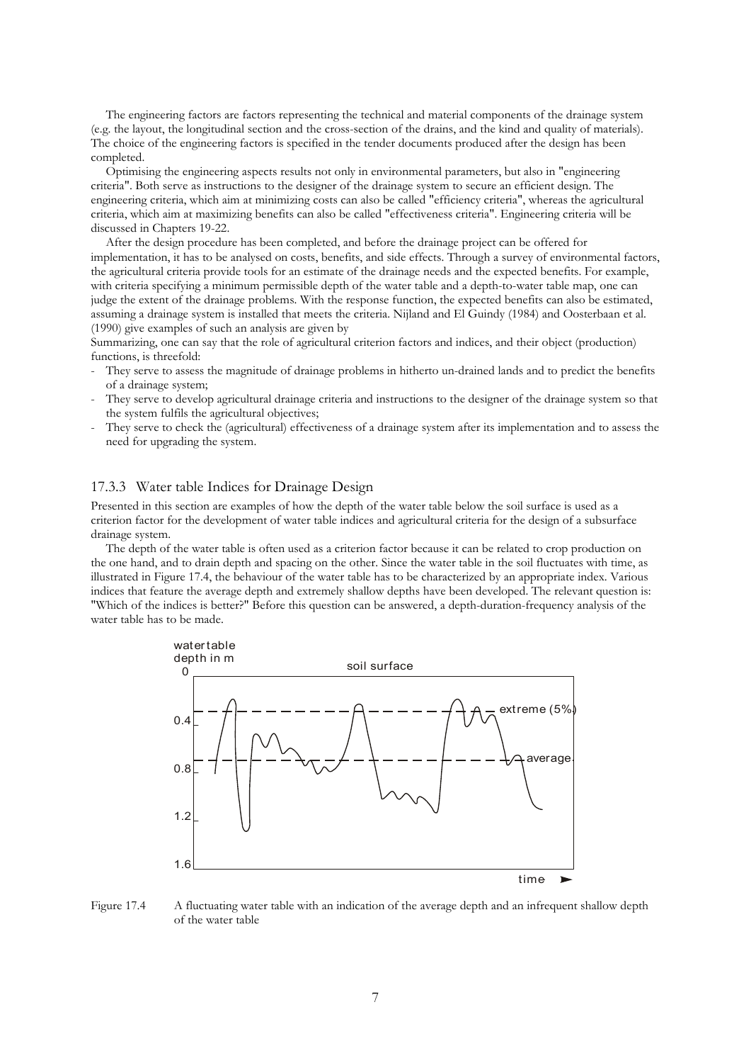The engineering factors are factors representing the technical and material components of the drainage system (e.g. the layout, the longitudinal section and the cross-section of the drains, and the kind and quality of materials). The choice of the engineering factors is specified in the tender documents produced after the design has been completed.

Optimising the engineering aspects results not only in environmental parameters, but also in "engineering criteria". Both serve as instructions to the designer of the drainage system to secure an efficient design. The engineering criteria, which aim at minimizing costs can also be called "efficiency criteria", whereas the agricultural criteria, which aim at maximizing benefits can also be called "effectiveness criteria". Engineering criteria will be discussed in Chapters 19-22.

After the design procedure has been completed, and before the drainage project can be offered for implementation, it has to be analysed on costs, benefits, and side effects. Through a survey of environmental factors, the agricultural criteria provide tools for an estimate of the drainage needs and the expected benefits. For example, with criteria specifying a minimum permissible depth of the water table and a depth-to-water table map, one can judge the extent of the drainage problems. With the response function, the expected benefits can also be estimated, assuming a drainage system is installed that meets the criteria. Nijland and El Guindy (1984) and Oosterbaan et al. (1990) give examples of such an analysis are given by

Summarizing, one can say that the role of agricultural criterion factors and indices, and their object (production) functions, is threefold:

- They serve to assess the magnitude of drainage problems in hitherto un-drained lands and to predict the benefits of a drainage system;
- They serve to develop agricultural drainage criteria and instructions to the designer of the drainage system so that the system fulfils the agricultural objectives;
- They serve to check the (agricultural) effectiveness of a drainage system after its implementation and to assess the need for upgrading the system.

### 17.3.3 Water table Indices for Drainage Design

Presented in this section are examples of how the depth of the water table below the soil surface is used as a criterion factor for the development of water table indices and agricultural criteria for the design of a subsurface drainage system.

The depth of the water table is often used as a criterion factor because it can be related to crop production on the one hand, and to drain depth and spacing on the other. Since the water table in the soil fluctuates with time, as illustrated in Figure 17.4, the behaviour of the water table has to be characterized by an appropriate index. Various indices that feature the average depth and extremely shallow depths have been developed. The relevant question is: "Which of the indices is better?" Before this question can be answered, a depth-duration-frequency analysis of the water table has to be made.

Figure 17.4 A fluctuating water table with an indication of the average depth and an infrequent shallow depth of the water table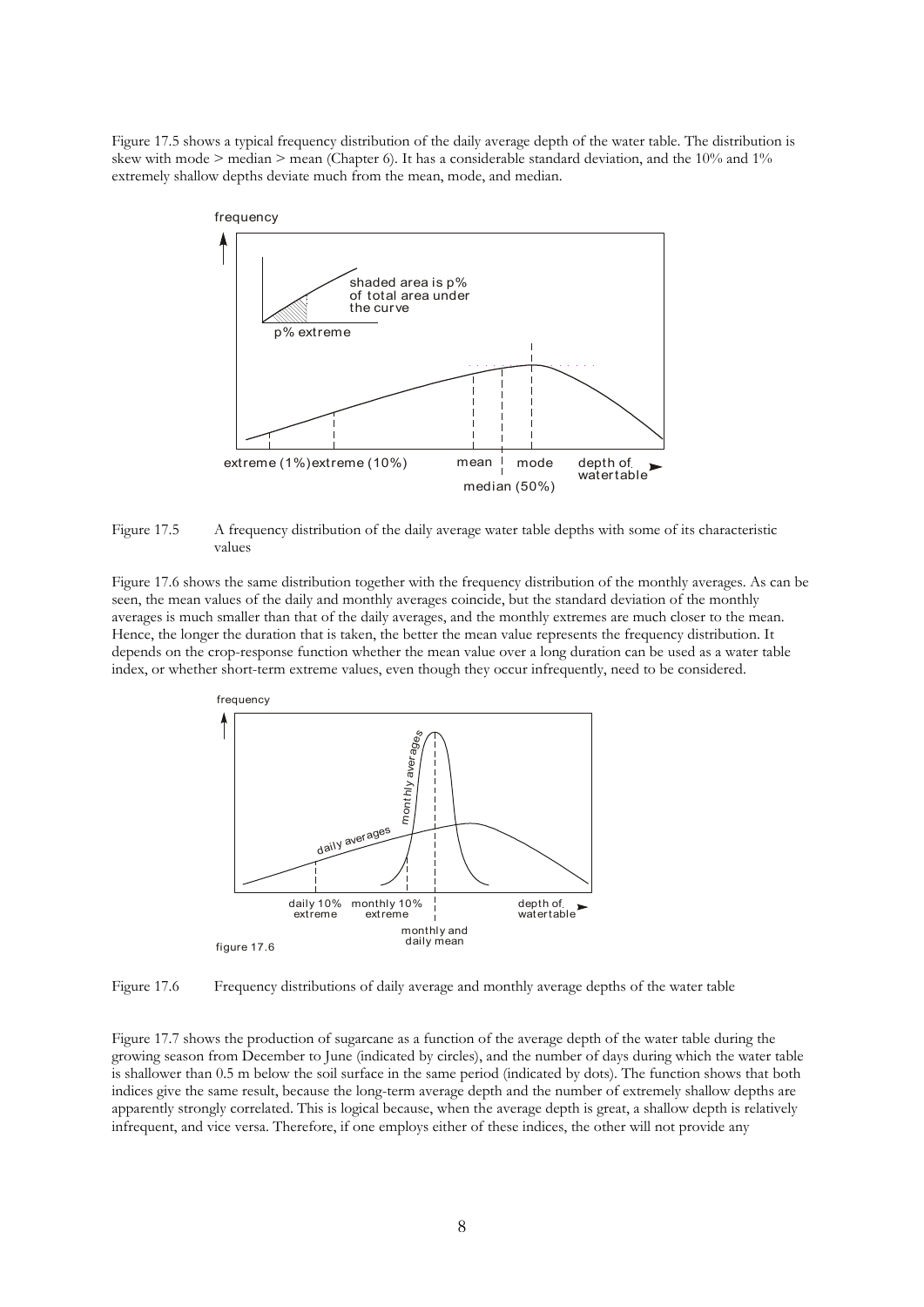Figure 17.5 shows a typical frequency distribution of the daily average depth of the water table. The distribution is skew with mode > median > mean (Chapter 6). It has a considerable standard deviation, and the 10% and 1% extremely shallow depths deviate much from the mean, mode, and median.

Figure 17.5 A frequency distribution of the daily average water table depths with some of its characteristic values

Figure 17.6 shows the same distribution together with the frequency distribution of the monthly averages. As can be seen, the mean values of the daily and monthly averages coincide, but the standard deviation of the monthly averages is much smaller than that of the daily averages, and the monthly extremes are much closer to the mean. Hence, the longer the duration that is taken, the better the mean value represents the frequency distribution. It depends on the crop-response function whether the mean value over a long duration can be used as a water table index, or whether short-term extreme values, even though they occur infrequently, need to be considered.

Figure 17.6 Frequency distributions of daily average and monthly average depths of the water table

Figure 17.7 shows the production of sugarcane as a function of the average depth of the water table during the growing season from December to June (indicated by circles), and the number of days during which the water table is shallower than 0.5 m below the soil surface in the same period (indicated by dots). The function shows that both indices give the same result, because the long-term average depth and the number of extremely shallow depths are apparently strongly correlated. This is logical because, when the average depth is great, a shallow depth is relatively infrequent, and vice versa. Therefore, if one employs either of these indices, the other will not provide any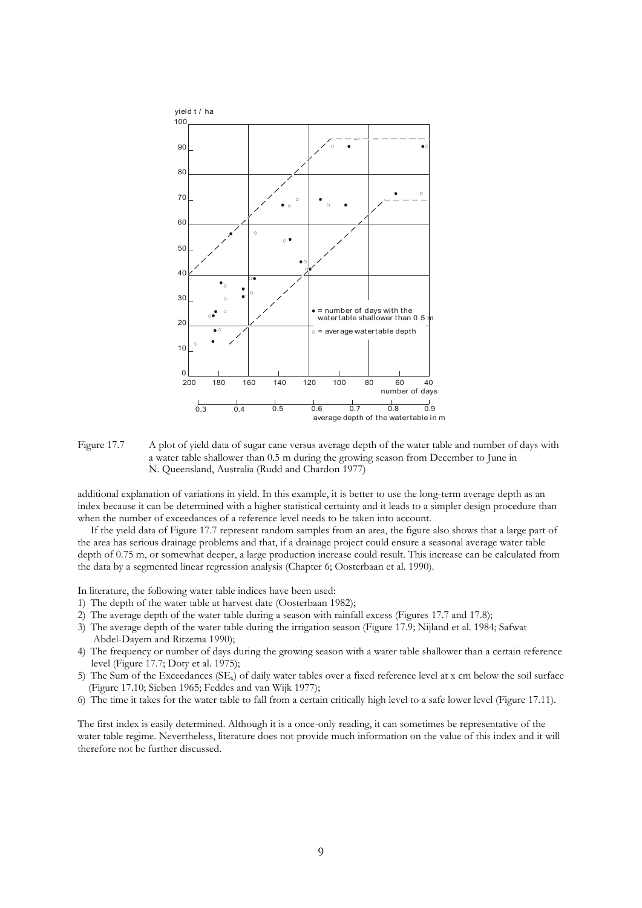Figure 17.7 A plot of yield data of sugar cane versus average depth of the water table and number of days with a water table shallower than 0.5 m during the growing season from December to June in N. Queensland, Australia (Rudd and Chardon 1977)

additional explanation of variations in yield. In this example, it is better to use the long-term average depth as an index because it can be determined with a higher statistical certainty and it leads to a simpler design procedure than when the number of exceedances of a reference level needs to be taken into account.

If the yield data of Figure 17.7 represent random samples from an area, the figure also shows that a large part of the area has serious drainage problems and that, if a drainage project could ensure a seasonal average water table depth of 0.75 m, or somewhat deeper, a large production increase could result. This increase can be calculated from the data by a segmented linear regression analysis (Chapter 6; Oosterbaan et al. 1990).

In literature, the following water table indices have been used:

1) The depth of the water table at harvest date (Oosterbaan 1982);
2) The average depth of the water table during a season with rainfall excess (Figures 17.7 and 17.8);
3) The average depth of the water table during the irrigation season (Figure 17.9; Nijland et al. 1984; Safwat Abdel-Dayem and Ritzema 1990);
4) The frequency or number of days during the growing season with a water table shallower than a certain reference level (Figure 17.7; Doty et al. 1975);
5) The Sum of the Exceedances ($SE_x$) of daily water tables over a fixed reference level at x cm below the soil surface (Figure 17.10; Sieben 1965; Feddes and van Wijk 1977);
6) The time it takes for the water table to fall from a certain critically high level to a safe lower level (Figure 17.11).

The first index is easily determined. Although it is a once-only reading, it can sometimes be representative of the water table regime. Nevertheless, literature does not provide much information on the value of this index and it will therefore not be further discussed.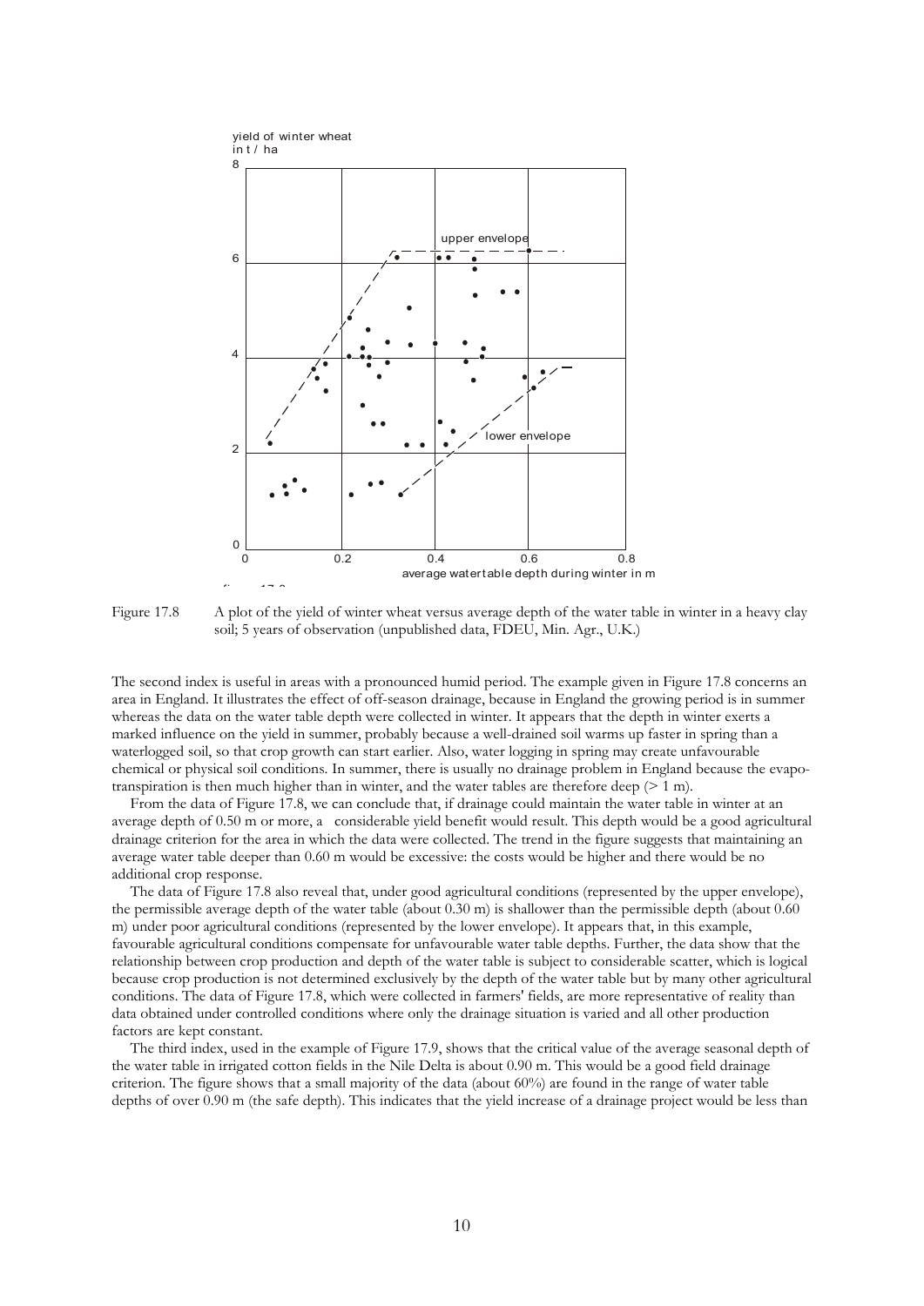Figure 17.8 A plot of the yield of winter wheat versus average depth of the water table in winter in a heavy clay soil; 5 years of observation (unpublished data, FDEU, Min. Agr., U.K.)

The second index is useful in areas with a pronounced humid period. The example given in Figure 17.8 concerns an area in England. It illustrates the effect of off-season drainage, because in England the growing period is in summer whereas the data on the water table depth were collected in winter. It appears that the depth in winter exerts a marked influence on the yield in summer, probably because a well-drained soil warms up faster in spring than a waterlogged soil, so that crop growth can start earlier. Also, water logging in spring may create unfavourable chemical or physical soil conditions. In summer, there is usually no drainage problem in England because the evapo-transpiration is then much higher than in winter, and the water tables are therefore deep (> 1 m).

From the data of Figure 17.8, we can conclude that, if drainage could maintain the water table in winter at an average depth of 0.50 m or more, a considerable yield benefit would result. This depth would be a good agricultural drainage criterion for the area in which the data were collected. The trend in the figure suggests that maintaining an average water table deeper than 0.60 m would be excessive: the costs would be higher and there would be no additional crop response.

The data of Figure 17.8 also reveal that, under good agricultural conditions (represented by the upper envelope), the permissible average depth of the water table (about 0.30 m) is shallower than the permissible depth (about 0.60 m) under poor agricultural conditions (represented by the lower envelope). It appears that, in this example, favourable agricultural conditions compensate for unfavourable water table depths. Further, the data show that the relationship between crop production and depth of the water table is subject to considerable scatter, which is logical because crop production is not determined exclusively by the depth of the water table but by many other agricultural conditions. The data of Figure 17.8, which were collected in farmers' fields, are more representative of reality than data obtained under controlled conditions where only the drainage situation is varied and all other production factors are kept constant.

The third index, used in the example of Figure 17.9, shows that the critical value of the average seasonal depth of the water table in irrigated cotton fields in the Nile Delta is about 0.90 m. This would be a good field drainage criterion. The figure shows that a small majority of the data (about 60%) are found in the range of water table depths of over 0.90 m (the safe depth). This indicates that the yield increase of a drainage project would be less than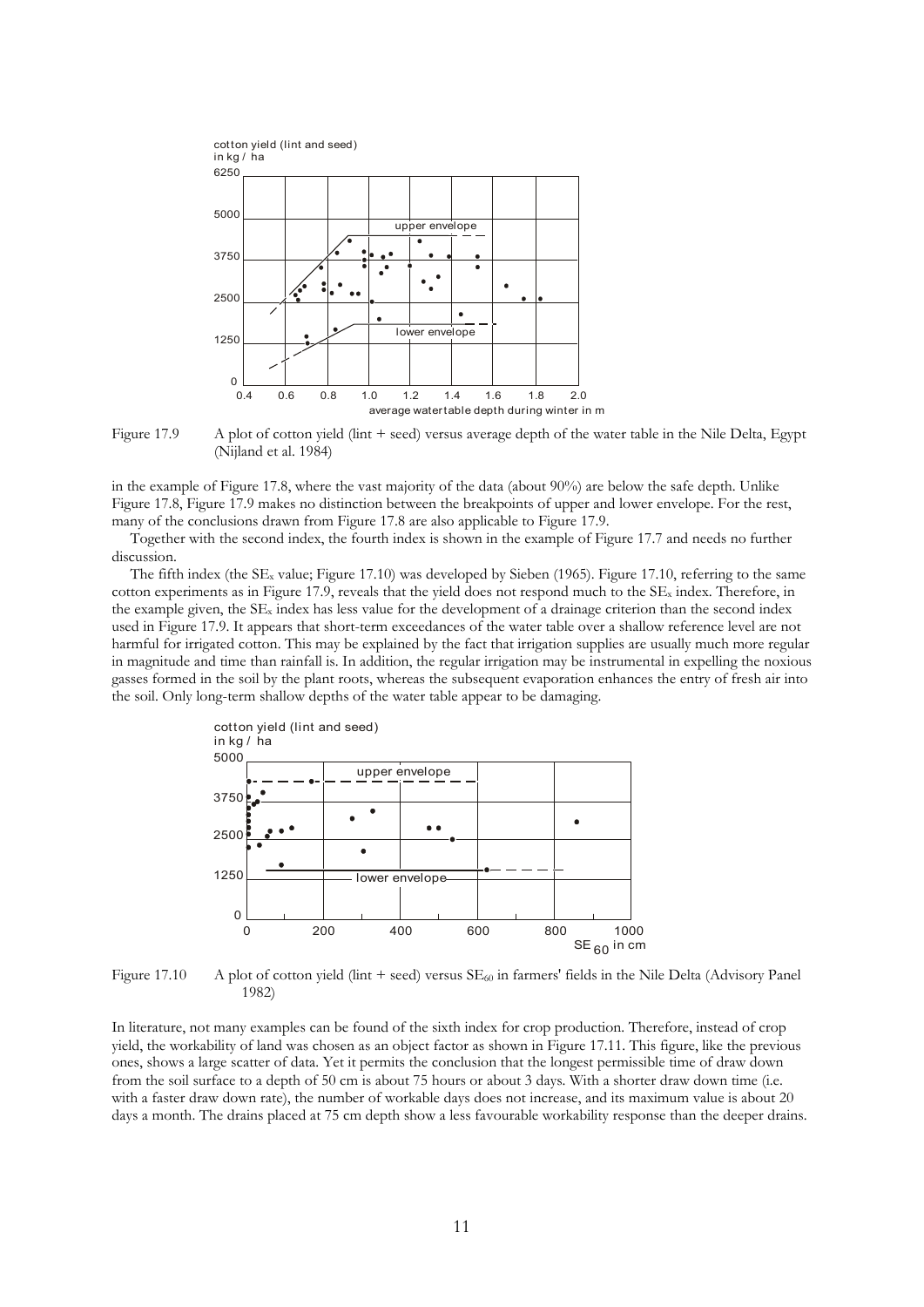Figure 17.9 A plot of cotton yield (lint + seed) versus average depth of the water table in the Nile Delta, Egypt (Nijland et al. 1984)

in the example of Figure 17.8, where the vast majority of the data (about 90%) are below the safe depth. Unlike Figure 17.8, Figure 17.9 makes no distinction between the breakpoints of upper and lower envelope. For the rest, many of the conclusions drawn from Figure 17.8 are also applicable to Figure 17.9.

Together with the second index, the fourth index is shown in the example of Figure 17.7 and needs no further discussion.

The fifth index (the $SE_x$ value; Figure 17.10) was developed by Sieben (1965). Figure 17.10, referring to the same cotton experiments as in Figure 17.9, reveals that the yield does not respond much to the $SE_x$ index. Therefore, in the example given, the $SE_x$ index has less value for the development of a drainage criterion than the second index used in Figure 17.9. It appears that short-term exceedances of the water table over a shallow reference level are not harmful for irrigated cotton. This may be explained by the fact that irrigation supplies are usually much more regular in magnitude and time than rainfall is. In addition, the regular irrigation may be instrumental in expelling the noxious gasses formed in the soil by the plant roots, whereas the subsequent evaporation enhances the entry of fresh air into the soil. Only long-term shallow depths of the water table appear to be damaging.

Figure 17.10 A plot of cotton yield (lint + seed) versus $SE_{60}$ in farmers' fields in the Nile Delta (Advisory Panel 1982)

In literature, not many examples can be found of the sixth index for crop production. Therefore, instead of crop yield, the workability of land was chosen as an object factor as shown in Figure 17.11. This figure, like the previous ones, shows a large scatter of data. Yet it permits the conclusion that the longest permissible time of draw down from the soil surface to a depth of 50 cm is about 75 hours or about 3 days. With a shorter draw down time (i.e. with a faster draw down rate), the number of workable days does not increase, and its maximum value is about 20 days a month. The drains placed at 75 cm depth show a less favourable workability response than the deeper drains.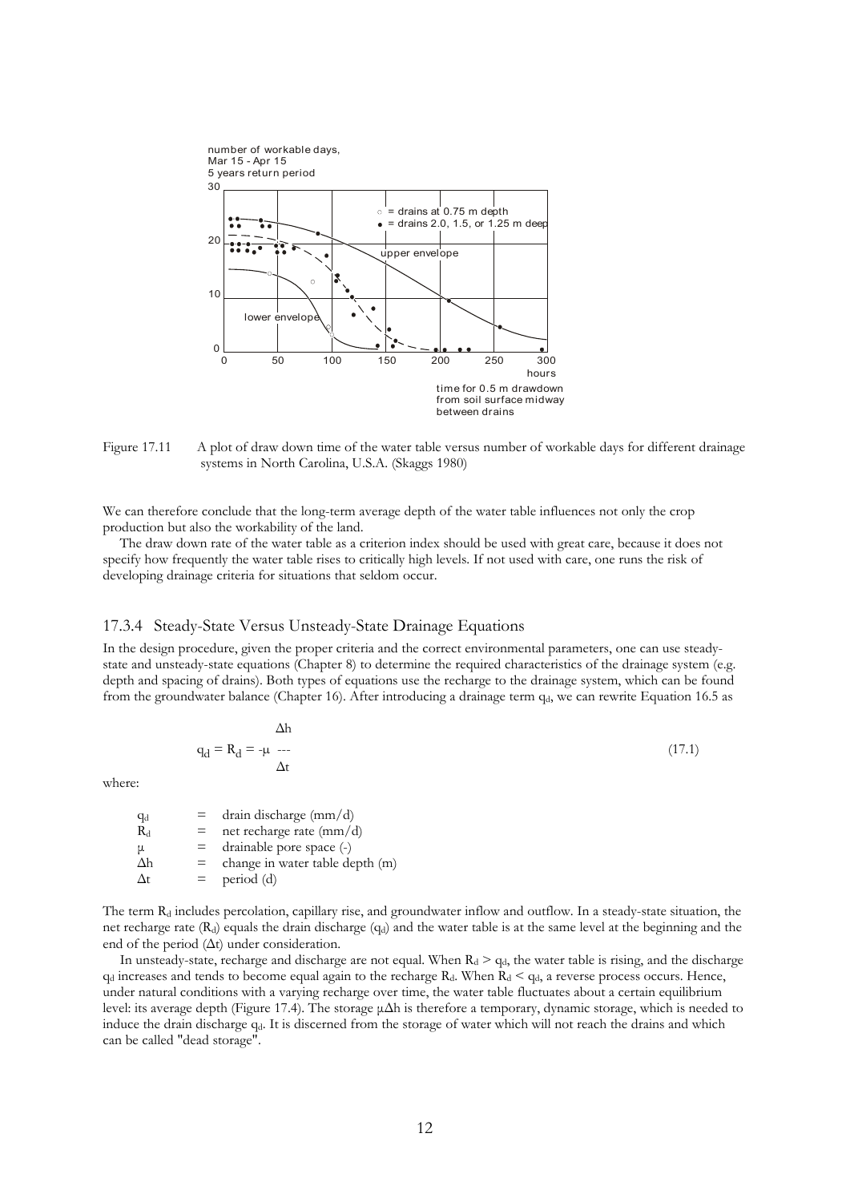Figure 17.11 A plot of draw down time of the water table versus number of workable days for different drainage systems in North Carolina, U.S.A. (Skaggs 1980)

We can therefore conclude that the long-term average depth of the water table influences not only the crop production but also the workability of the land.

The draw down rate of the water table as a criterion index should be used with great care, because it does not specify how frequently the water table rises to critically high levels. If not used with care, one runs the risk of developing drainage criteria for situations that seldom occur.

### 17.3.4 Steady-State Versus Unsteady-State Drainage Equations

In the design procedure, given the proper criteria and the correct environmental parameters, one can use steady-state and unsteady-state equations (Chapter 8) to determine the required characteristics of the drainage system (e.g. depth and spacing of drains). Both types of equations use the recharge to the drainage system, which can be found from the groundwater balance (Chapter 16). After introducing a drainage term $q_d$, we can rewrite Equation 16.5 as

$$q_d = R_d = -\mu \frac{\Delta h}{\Delta t} \qquad (17.1)$$

where:

- $q_d$ = drain discharge (mm/d)
- $R_d$ = net recharge rate (mm/d)
- $\mu$ = drainable pore space (-)
- $\Delta h$ = change in water table depth (m)
- $\Delta t$ = period (d)

The term $R_d$ includes percolation, capillary rise, and groundwater inflow and outflow. In a steady-state situation, the net recharge rate ($R_d$) equals the drain discharge ($q_d$) and the water table is at the same level at the beginning and the end of the period ($\Delta t$) under consideration.

In unsteady-state, recharge and discharge are not equal. When $R_d > q_d$, the water table is rising, and the discharge $q_d$ increases and tends to become equal again to the recharge $R_d$. When $R_d < q_d$, a reverse process occurs. Hence, under natural conditions with a varying recharge over time, the water table fluctuates about a certain equilibrium level: its average depth (Figure 17.4). The storage $\mu\Delta h$ is therefore a temporary, dynamic storage, which is needed to induce the drain discharge $q_d$. It is discerned from the storage of water which will not reach the drains and which can be called "dead storage".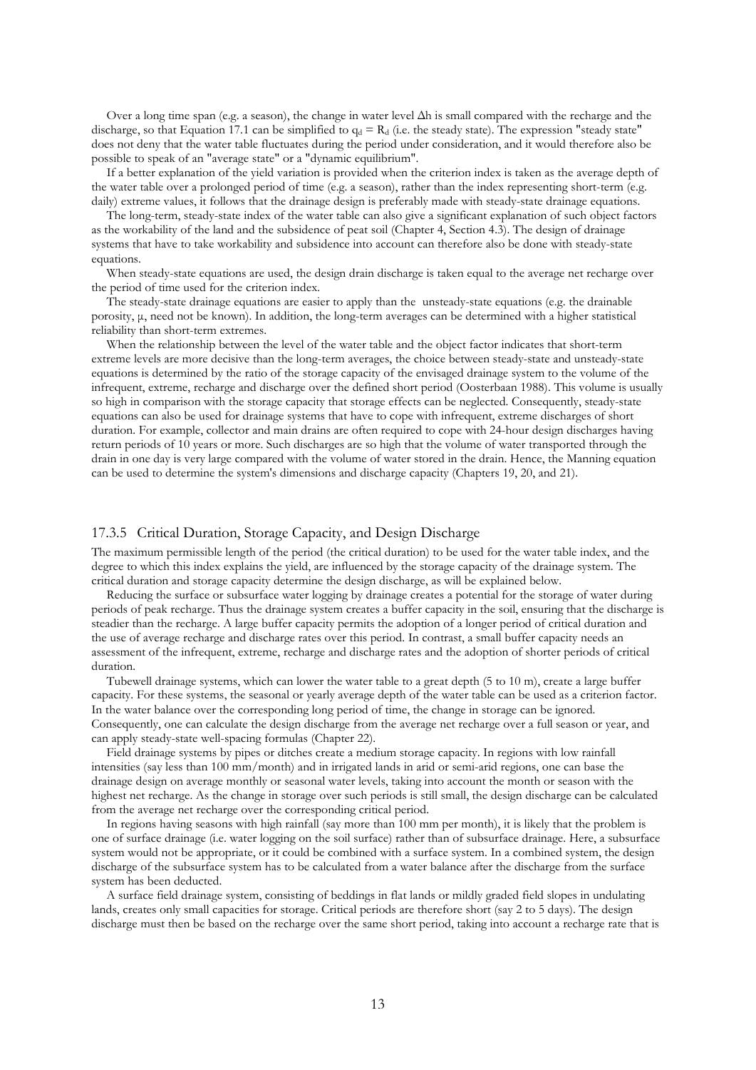Over a long time span (e.g. a season), the change in water level $\Delta h$ is small compared with the recharge and the discharge, so that Equation 17.1 can be simplified to $q_d = R_d$ (i.e. the steady state). The expression "steady state" does not deny that the water table fluctuates during the period under consideration, and it would therefore also be possible to speak of an "average state" or a "dynamic equilibrium".

If a better explanation of the yield variation is provided when the criterion index is taken as the average depth of the water table over a prolonged period of time (e.g. a season), rather than the index representing short-term (e.g. daily) extreme values, it follows that the drainage design is preferably made with steady-state drainage equations.

The long-term, steady-state index of the water table can also give a significant explanation of such object factors as the workability of the land and the subsidence of peat soil (Chapter 4, Section 4.3). The design of drainage systems that have to take workability and subsidence into account can therefore also be done with steady-state equations.

When steady-state equations are used, the design drain discharge is taken equal to the average net recharge over the period of time used for the criterion index.

The steady-state drainage equations are easier to apply than the unsteady-state equations (e.g. the drainable porosity, $\mu$, need not be known). In addition, the long-term averages can be determined with a higher statistical reliability than short-term extremes.

When the relationship between the level of the water table and the object factor indicates that short-term extreme levels are more decisive than the long-term averages, the choice between steady-state and unsteady-state equations is determined by the ratio of the storage capacity of the envisaged drainage system to the volume of the infrequent, extreme, recharge and discharge over the defined short period (Oosterbaan 1988). This volume is usually so high in comparison with the storage capacity that storage effects can be neglected. Consequently, steady-state equations can also be used for drainage systems that have to cope with infrequent, extreme discharges of short duration. For example, collector and main drains are often required to cope with 24-hour design discharges having return periods of 10 years or more. Such discharges are so high that the volume of water transported through the drain in one day is very large compared with the volume of water stored in the drain. Hence, the Manning equation can be used to determine the system's dimensions and discharge capacity (Chapters 19, 20, and 21).

### 17.3.5 Critical Duration, Storage Capacity, and Design Discharge

The maximum permissible length of the period (the critical duration) to be used for the water table index, and the degree to which this index explains the yield, are influenced by the storage capacity of the drainage system. The critical duration and storage capacity determine the design discharge, as will be explained below.

Reducing the surface or subsurface water logging by drainage creates a potential for the storage of water during periods of peak recharge. Thus the drainage system creates a buffer capacity in the soil, ensuring that the discharge is steadier than the recharge. A large buffer capacity permits the adoption of a longer period of critical duration and the use of average recharge and discharge rates over this period. In contrast, a small buffer capacity needs an assessment of the infrequent, extreme, recharge and discharge rates and the adoption of shorter periods of critical duration.

Tubewell drainage systems, which can lower the water table to a great depth (5 to 10 m), create a large buffer capacity. For these systems, the seasonal or yearly average depth of the water table can be used as a criterion factor. In the water balance over the corresponding long period of time, the change in storage can be ignored. Consequently, one can calculate the design discharge from the average net recharge over a full season or year, and can apply steady-state well-spacing formulas (Chapter 22).

Field drainage systems by pipes or ditches create a medium storage capacity. In regions with low rainfall intensities (say less than 100 mm/month) and in irrigated lands in arid or semi-arid regions, one can base the drainage design on average monthly or seasonal water levels, taking into account the month or season with the highest net recharge. As the change in storage over such periods is still small, the design discharge can be calculated from the average net recharge over the corresponding critical period.

In regions having seasons with high rainfall (say more than 100 mm per month), it is likely that the problem is one of surface drainage (i.e. water logging on the soil surface) rather than of subsurface drainage. Here, a subsurface system would not be appropriate, or it could be combined with a surface system. In a combined system, the design discharge of the subsurface system has to be calculated from a water balance after the discharge from the surface system has been deducted.

A surface field drainage system, consisting of beddings in flat lands or mildly graded field slopes in undulating lands, creates only small capacities for storage. Critical periods are therefore short (say 2 to 5 days). The design discharge must then be based on the recharge over the same short period, taking into account a recharge rate that is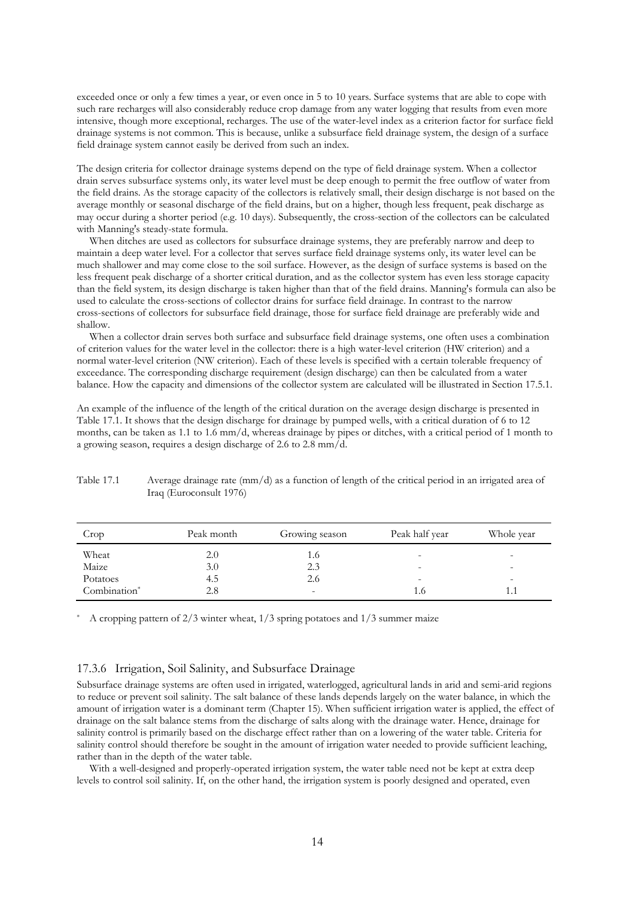exceeded once or only a few times a year, or even once in 5 to 10 years. Surface systems that are able to cope with such rare recharges will also considerably reduce crop damage from any water logging that results from even more intensive, though more exceptional, recharges. The use of the water-level index as a criterion factor for surface field drainage systems is not common. This is because, unlike a subsurface field drainage system, the design of a surface field drainage system cannot easily be derived from such an index.

The design criteria for collector drainage systems depend on the type of field drainage system. When a collector drain serves subsurface systems only, its water level must be deep enough to permit the free outflow of water from the field drains. As the storage capacity of the collectors is relatively small, their design discharge is not based on the average monthly or seasonal discharge of the field drains, but on a higher, though less frequent, peak discharge as may occur during a shorter period (e.g. 10 days). Subsequently, the cross-section of the collectors can be calculated with Manning's steady-state formula.

When ditches are used as collectors for subsurface drainage systems, they are preferably narrow and deep to maintain a deep water level. For a collector that serves surface field drainage systems only, its water level can be much shallower and may come close to the soil surface. However, as the design of surface systems is based on the less frequent peak discharge of a shorter critical duration, and as the collector system has even less storage capacity than the field system, its design discharge is taken higher than that of the field drains. Manning's formula can also be used to calculate the cross-sections of collector drains for surface field drainage. In contrast to the narrow cross-sections of collectors for subsurface field drainage, those for surface field drainage are preferably wide and shallow.

When a collector drain serves both surface and subsurface field drainage systems, one often uses a combination of criterion values for the water level in the collector: there is a high water-level criterion (HW criterion) and a normal water-level criterion (NW criterion). Each of these levels is specified with a certain tolerable frequency of exceedance. The corresponding discharge requirement (design discharge) can then be calculated from a water balance. How the capacity and dimensions of the collector system are calculated will be illustrated in Section 17.5.1.

An example of the influence of the length of the critical duration on the average design discharge is presented in Table 17.1. It shows that the design discharge for drainage by pumped wells, with a critical duration of 6 to 12 months, can be taken as 1.1 to 1.6 mm/d, whereas drainage by pipes or ditches, with a critical period of 1 month to a growing season, requires a design discharge of 2.6 to 2.8 mm/d.

Table 17.1 Average drainage rate (mm/d) as a function of length of the critical period in an irrigated area of Iraq (Euroconsult 1976)

| Crop | Peak month | Growing season | Peak half year | Whole year |
|---|---|---|---|---|
| Wheat | 2.0 | 1.6 | - | - |
| Maize | 3.0 | 2.3 | - | - |
| Potatoes | 4.5 | 2.6 | - | - |
| Combination* | 2.8 | - | 1.6 | 1.1 |

* A cropping pattern of 2/3 winter wheat, 1/3 spring potatoes and 1/3 summer maize

### 17.3.6 Irrigation, Soil Salinity, and Subsurface Drainage

Subsurface drainage systems are often used in irrigated, waterlogged, agricultural lands in arid and semi-arid regions to reduce or prevent soil salinity. The salt balance of these lands depends largely on the water balance, in which the amount of irrigation water is a dominant term (Chapter 15). When sufficient irrigation water is applied, the effect of drainage on the salt balance stems from the discharge of salts along with the drainage water. Hence, drainage for salinity control is primarily based on the discharge effect rather than on a lowering of the water table. Criteria for salinity control should therefore be sought in the amount of irrigation water needed to provide sufficient leaching, rather than in the depth of the water table.

With a well-designed and properly-operated irrigation system, the water table need not be kept at extra deep levels to control soil salinity. If, on the other hand, the irrigation system is poorly designed and operated, even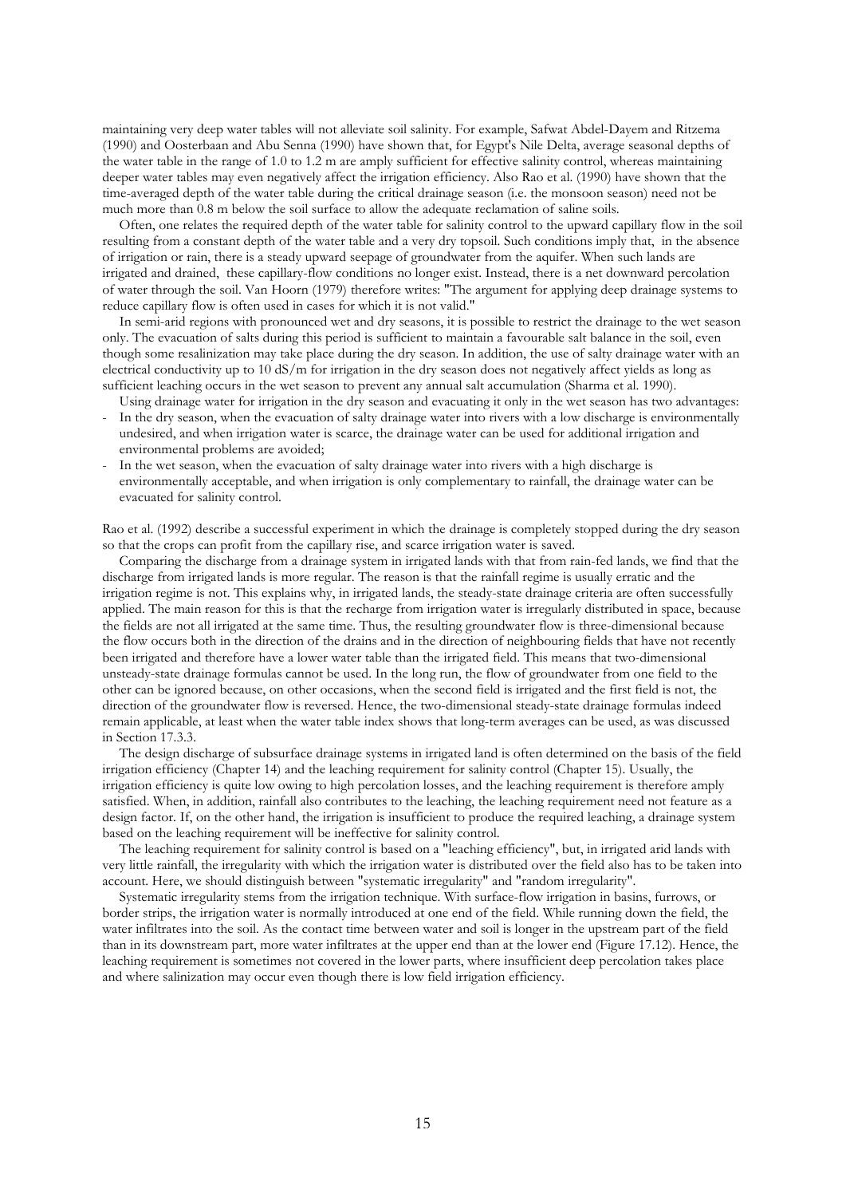maintaining very deep water tables will not alleviate soil salinity. For example, Safwat Abdel-Dayem and Ritzema (1990) and Oosterbaan and Abu Senna (1990) have shown that, for Egypt's Nile Delta, average seasonal depths of the water table in the range of 1.0 to 1.2 m are amply sufficient for effective salinity control, whereas maintaining deeper water tables may even negatively affect the irrigation efficiency. Also Rao et al. (1990) have shown that the time-averaged depth of the water table during the critical drainage season (i.e. the monsoon season) need not be much more than 0.8 m below the soil surface to allow the adequate reclamation of saline soils.

Often, one relates the required depth of the water table for salinity control to the upward capillary flow in the soil resulting from a constant depth of the water table and a very dry topsoil. Such conditions imply that, in the absence of irrigation or rain, there is a steady upward seepage of groundwater from the aquifer. When such lands are irrigated and drained, these capillary-flow conditions no longer exist. Instead, there is a net downward percolation of water through the soil. Van Hoorn (1979) therefore writes: "The argument for applying deep drainage systems to reduce capillary flow is often used in cases for which it is not valid."

In semi-arid regions with pronounced wet and dry seasons, it is possible to restrict the drainage to the wet season only. The evacuation of salts during this period is sufficient to maintain a favourable salt balance in the soil, even though some resalinization may take place during the dry season. In addition, the use of salty drainage water with an electrical conductivity up to 10 dS/m for irrigation in the dry season does not negatively affect yields as long as sufficient leaching occurs in the wet season to prevent any annual salt accumulation (Sharma et al. 1990).

Using drainage water for irrigation in the dry season and evacuating it only in the wet season has two advantages:

- In the dry season, when the evacuation of salty drainage water into rivers with a low discharge is environmentally undesired, and when irrigation water is scarce, the drainage water can be used for additional irrigation and environmental problems are avoided;
- In the wet season, when the evacuation of salty drainage water into rivers with a high discharge is environmentally acceptable, and when irrigation is only complementary to rainfall, the drainage water can be evacuated for salinity control.

Rao et al. (1992) describe a successful experiment in which the drainage is completely stopped during the dry season so that the crops can profit from the capillary rise, and scarce irrigation water is saved.

Comparing the discharge from a drainage system in irrigated lands with that from rain-fed lands, we find that the discharge from irrigated lands is more regular. The reason is that the rainfall regime is usually erratic and the irrigation regime is not. This explains why, in irrigated lands, the steady-state drainage criteria are often successfully applied. The main reason for this is that the recharge from irrigation water is irregularly distributed in space, because the fields are not all irrigated at the same time. Thus, the resulting groundwater flow is three-dimensional because the flow occurs both in the direction of the drains and in the direction of neighbouring fields that have not recently been irrigated and therefore have a lower water table than the irrigated field. This means that two-dimensional unsteady-state drainage formulas cannot be used. In the long run, the flow of groundwater from one field to the other can be ignored because, on other occasions, when the second field is irrigated and the first field is not, the direction of the groundwater flow is reversed. Hence, the two-dimensional steady-state drainage formulas indeed remain applicable, at least when the water table index shows that long-term averages can be used, as was discussed in Section 17.3.3.

The design discharge of subsurface drainage systems in irrigated land is often determined on the basis of the field irrigation efficiency (Chapter 14) and the leaching requirement for salinity control (Chapter 15). Usually, the irrigation efficiency is quite low owing to high percolation losses, and the leaching requirement is therefore amply satisfied. When, in addition, rainfall also contributes to the leaching, the leaching requirement need not feature as a design factor. If, on the other hand, the irrigation is insufficient to produce the required leaching, a drainage system based on the leaching requirement will be ineffective for salinity control.

The leaching requirement for salinity control is based on a "leaching efficiency", but, in irrigated arid lands with very little rainfall, the irregularity with which the irrigation water is distributed over the field also has to be taken into account. Here, we should distinguish between "systematic irregularity" and "random irregularity".

Systematic irregularity stems from the irrigation technique. With surface-flow irrigation in basins, furrows, or border strips, the irrigation water is normally introduced at one end of the field. While running down the field, the water infiltrates into the soil. As the contact time between water and soil is longer in the upstream part of the field than in its downstream part, more water infiltrates at the upper end than at the lower end (Figure 17.12). Hence, the leaching requirement is sometimes not covered in the lower parts, where insufficient deep percolation takes place and where salinization may occur even though there is low field irrigation efficiency.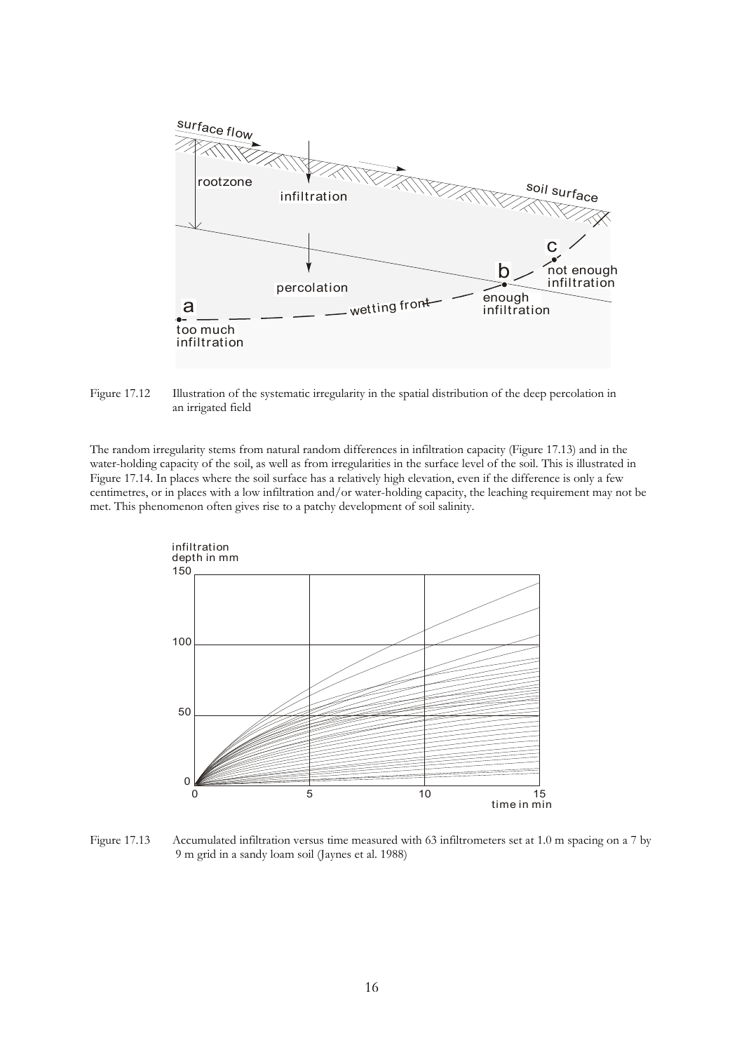Figure 17.12 Illustration of the systematic irregularity in the spatial distribution of the deep percolation in an irrigated field

The random irregularity stems from natural random differences in infiltration capacity (Figure 17.13) and in the water-holding capacity of the soil, as well as from irregularities in the surface level of the soil. This is illustrated in Figure 17.14. In places where the soil surface has a relatively high elevation, even if the difference is only a few centimetres, or in places with a low infiltration and/or water-holding capacity, the leaching requirement may not be met. This phenomenon often gives rise to a patchy development of soil salinity.

Figure 17.13 Accumulated infiltration versus time measured with 63 infiltrometers set at 1.0 m spacing on a 7 by 9 m grid in a sandy loam soil (Jaynes et al. 1988)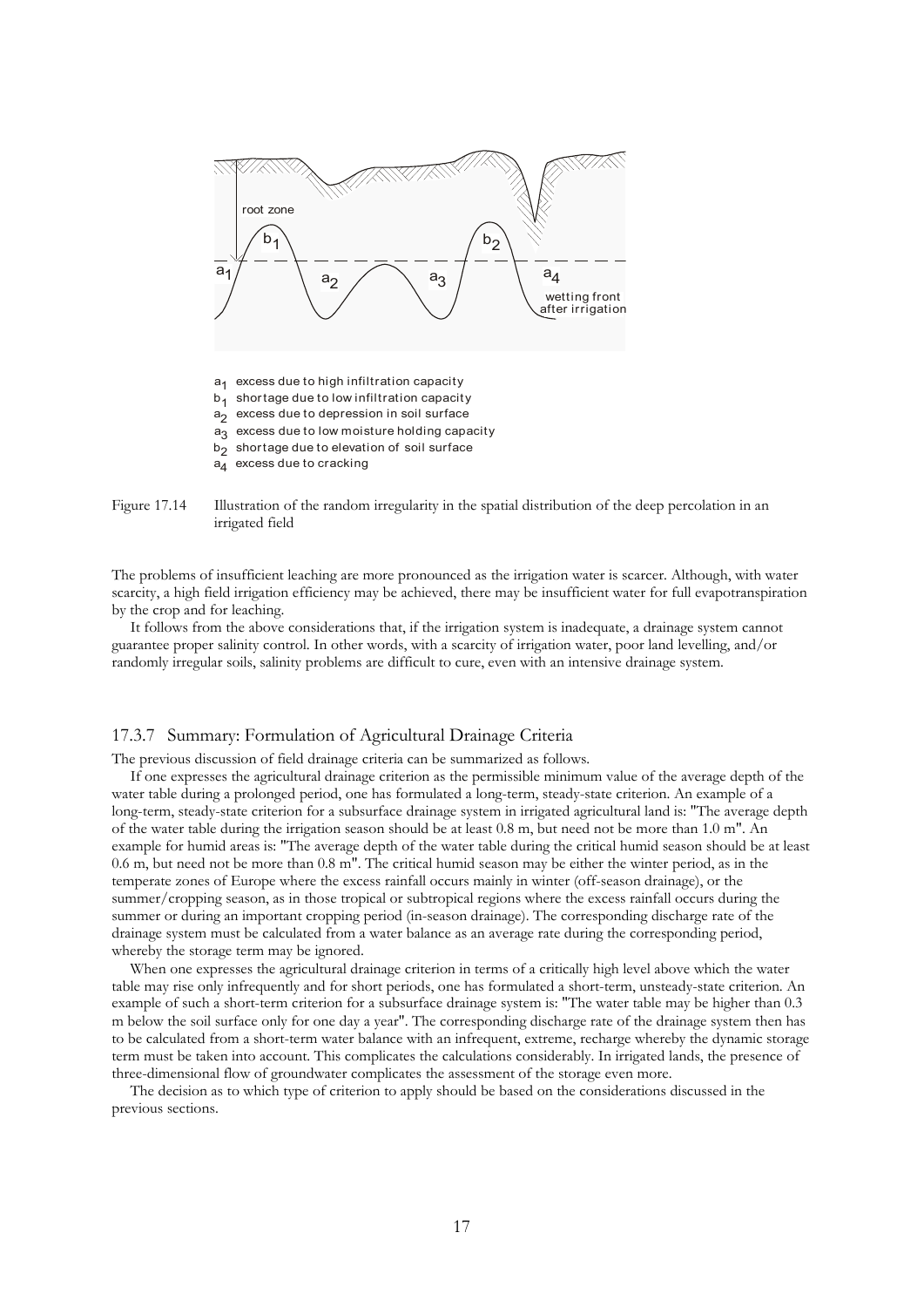$a_1$ excess due to high infiltration capacity
$b_1$ shortage due to low infiltration capacity
$a_2$ excess due to depression in soil surface
$a_3$ excess due to low moisture holding capacity
$b_2$ shortage due to elevation of soil surface
$a_4$ excess due to cracking

Figure 17.14 Illustration of the random irregularity in the spatial distribution of the deep percolation in an irrigated field

The problems of insufficient leaching are more pronounced as the irrigation water is scarcer. Although, with water scarcity, a high field irrigation efficiency may be achieved, there may be insufficient water for full evapotranspiration by the crop and for leaching.

It follows from the above considerations that, if the irrigation system is inadequate, a drainage system cannot guarantee proper salinity control. In other words, with a scarcity of irrigation water, poor land levelling, and/or randomly irregular soils, salinity problems are difficult to cure, even with an intensive drainage system.

### 17.3.7 Summary: Formulation of Agricultural Drainage Criteria

The previous discussion of field drainage criteria can be summarized as follows.

If one expresses the agricultural drainage criterion as the permissible minimum value of the average depth of the water table during a prolonged period, one has formulated a long-term, steady-state criterion. An example of a long-term, steady-state criterion for a subsurface drainage system in irrigated agricultural land is: "The average depth of the water table during the irrigation season should be at least 0.8 m, but need not be more than 1.0 m". An example for humid areas is: "The average depth of the water table during the critical humid season should be at least 0.6 m, but need not be more than 0.8 m". The critical humid season may be either the winter period, as in the temperate zones of Europe where the excess rainfall occurs mainly in winter (off-season drainage), or the summer/cropping season, as in those tropical or subtropical regions where the excess rainfall occurs during the summer or during an important cropping period (in-season drainage). The corresponding discharge rate of the drainage system must be calculated from a water balance as an average rate during the corresponding period, whereby the storage term may be ignored.

When one expresses the agricultural drainage criterion in terms of a critically high level above which the water table may rise only infrequently and for short periods, one has formulated a short-term, unsteady-state criterion. An example of such a short-term criterion for a subsurface drainage system is: "The water table may be higher than 0.3 m below the soil surface only for one day a year". The corresponding discharge rate of the drainage system then has to be calculated from a short-term water balance with an infrequent, extreme, recharge whereby the dynamic storage term must be taken into account. This complicates the calculations considerably. In irrigated lands, the presence of three-dimensional flow of groundwater complicates the assessment of the storage even more.

The decision as to which type of criterion to apply should be based on the considerations discussed in the previous sections.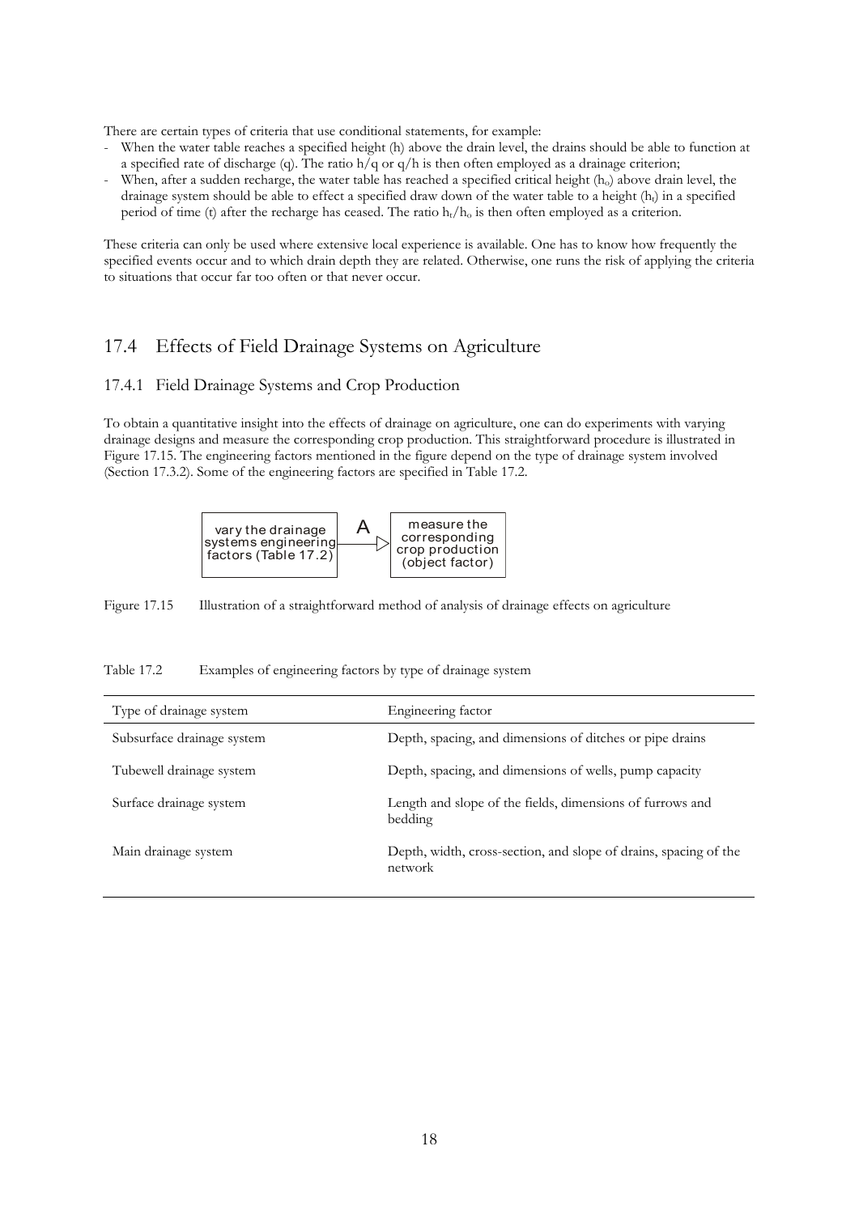There are certain types of criteria that use conditional statements, for example:

- When the water table reaches a specified height (h) above the drain level, the drains should be able to function at a specified rate of discharge (q). The ratio h/q or q/h is then often employed as a drainage criterion;
- When, after a sudden recharge, the water table has reached a specified critical height ($h_o$) above drain level, the drainage system should be able to effect a specified draw down of the water table to a height ($h_t$) in a specified period of time (t) after the recharge has ceased. The ratio $h_t/h_o$ is then often employed as a criterion.

These criteria can only be used where extensive local experience is available. One has to know how frequently the specified events occur and to which drain depth they are related. Otherwise, one runs the risk of applying the criteria to situations that occur far too often or that never occur.

## 17.4 Effects of Field Drainage Systems on Agriculture

### 17.4.1 Field Drainage Systems and Crop Production

To obtain a quantitative insight into the effects of drainage on agriculture, one can do experiments with varying drainage designs and measure the corresponding crop production. This straightforward procedure is illustrated in Figure 17.15. The engineering factors mentioned in the figure depend on the type of drainage system involved (Section 17.3.2). Some of the engineering factors are specified in Table 17.2.

vary the drainage systems engineering factors (Table 17.2) —A→ measure the corresponding crop production (object factor)

Figure 17.15 Illustration of a straightforward method of analysis of drainage effects on agriculture

Table 17.2 Examples of engineering factors by type of drainage system

| Type of drainage system | Engineering factor |
|---|---|
| Subsurface drainage system | Depth, spacing, and dimensions of ditches or pipe drains |
| Tubewell drainage system | Depth, spacing, and dimensions of wells, pump capacity |
| Surface drainage system | Length and slope of the fields, dimensions of furrows and bedding |
| Main drainage system | Depth, width, cross-section, and slope of drains, spacing of the network |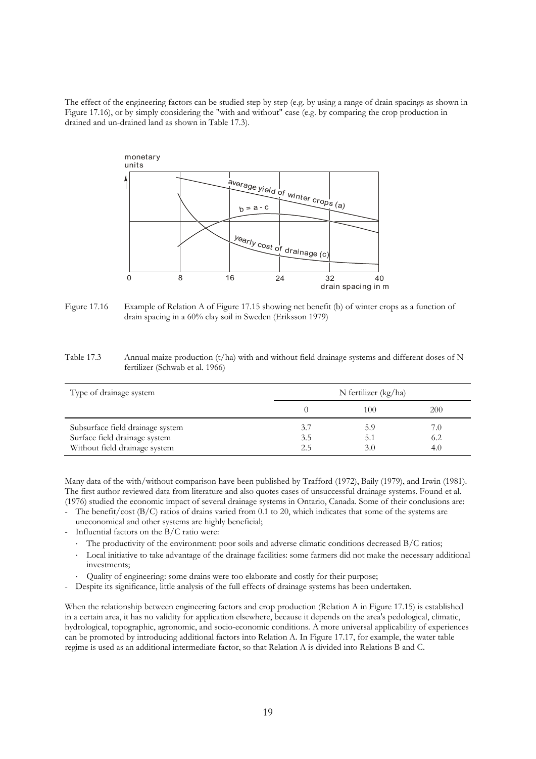The effect of the engineering factors can be studied step by step (e.g. by using a range of drain spacings as shown in Figure 17.16), or by simply considering the "with and without" case (e.g. by comparing the crop production in drained and un-drained land as shown in Table 17.3).

Figure 17.16 Example of Relation A of Figure 17.15 showing net benefit (b) of winter crops as a function of drain spacing in a 60% clay soil in Sweden (Eriksson 1979)

Table 17.3 Annual maize production (t/ha) with and without field drainage systems and different doses of N-fertilizer (Schwab et al. 1966)

| Type of drainage system | N fertilizer (kg/ha) | | |
|---|---|---|---|
| | 0 | 100 | 200 |
| Subsurface field drainage system | 3.7 | 5.9 | 7.0 |
| Surface field drainage system | 3.5 | 5.1 | 6.2 |
| Without field drainage system | 2.5 | 3.0 | 4.0 |

Many data of the with/without comparison have been published by Trafford (1972), Baily (1979), and Irwin (1981). The first author reviewed data from literature and also quotes cases of unsuccessful drainage systems. Found et al. (1976) studied the economic impact of several drainage systems in Ontario, Canada. Some of their conclusions are:

- The benefit/cost (B/C) ratios of drains varied from 0.1 to 20, which indicates that some of the systems are uneconomical and other systems are highly beneficial;
- Influential factors on the B/C ratio were:
  - The productivity of the environment: poor soils and adverse climatic conditions decreased B/C ratios;
  - Local initiative to take advantage of the drainage facilities: some farmers did not make the necessary additional investments;
  - Quality of engineering: some drains were too elaborate and costly for their purpose;
- Despite its significance, little analysis of the full effects of drainage systems has been undertaken.

When the relationship between engineering factors and crop production (Relation A in Figure 17.15) is established in a certain area, it has no validity for application elsewhere, because it depends on the area's pedological, climatic, hydrological, topographic, agronomic, and socio-economic conditions. A more universal applicability of experiences can be promoted by introducing additional factors into Relation A. In Figure 17.17, for example, the water table regime is used as an additional intermediate factor, so that Relation A is divided into Relations B and C.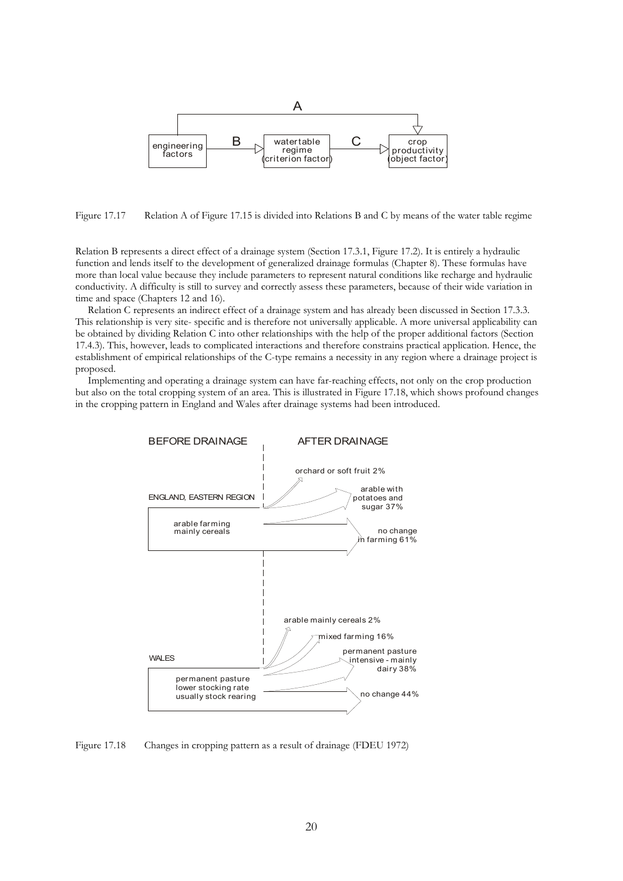Figure 17.17 Relation A of Figure 17.15 is divided into Relations B and C by means of the water table regime

Relation B represents a direct effect of a drainage system (Section 17.3.1, Figure 17.2). It is entirely a hydraulic function and lends itself to the development of generalized drainage formulas (Chapter 8). These formulas have more than local value because they include parameters to represent natural conditions like recharge and hydraulic conductivity. A difficulty is still to survey and correctly assess these parameters, because of their wide variation in time and space (Chapters 12 and 16).

Relation C represents an indirect effect of a drainage system and has already been discussed in Section 17.3.3. This relationship is very site- specific and is therefore not universally applicable. A more universal applicability can be obtained by dividing Relation C into other relationships with the help of the proper additional factors (Section 17.4.3). This, however, leads to complicated interactions and therefore constrains practical application. Hence, the establishment of empirical relationships of the C-type remains a necessity in any region where a drainage project is proposed.

Implementing and operating a drainage system can have far-reaching effects, not only on the crop production but also on the total cropping system of an area. This is illustrated in Figure 17.18, which shows profound changes in the cropping pattern in England and Wales after drainage systems had been introduced.

Figure 17.18 Changes in cropping pattern as a result of drainage (FDEU 1972)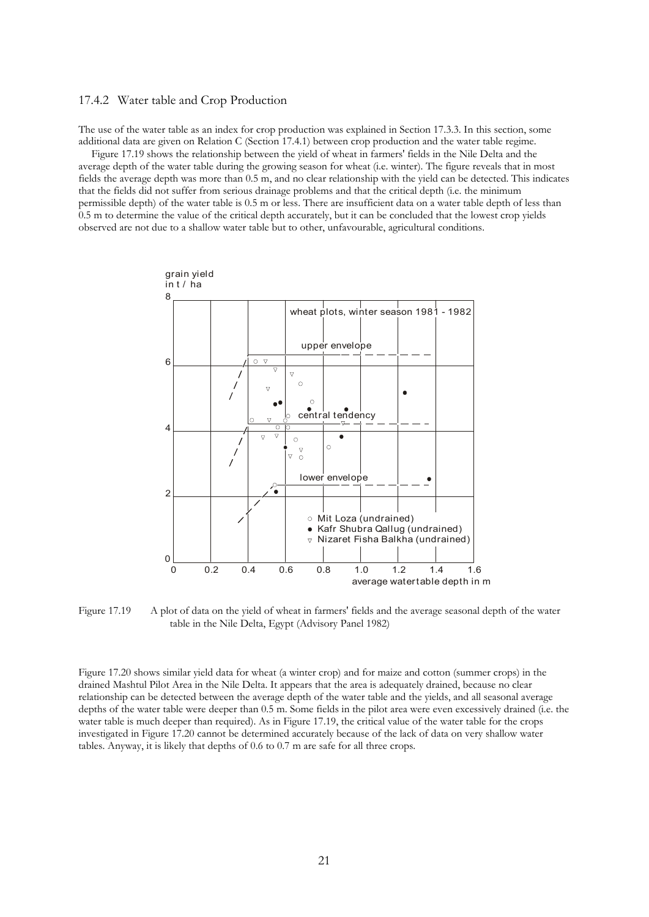### 17.4.2 Water table and Crop Production

The use of the water table as an index for crop production was explained in Section 17.3.3. In this section, some additional data are given on Relation C (Section 17.4.1) between crop production and the water table regime.

Figure 17.19 shows the relationship between the yield of wheat in farmers' fields in the Nile Delta and the average depth of the water table during the growing season for wheat (i.e. winter). The figure reveals that in most fields the average depth was more than 0.5 m, and no clear relationship with the yield can be detected. This indicates that the fields did not suffer from serious drainage problems and that the critical depth (i.e. the minimum permissible depth) of the water table is 0.5 m or less. There are insufficient data on a water table depth of less than 0.5 m to determine the value of the critical depth accurately, but it can be concluded that the lowest crop yields observed are not due to a shallow water table but to other, unfavourable, agricultural conditions.

Figure 17.19 A plot of data on the yield of wheat in farmers' fields and the average seasonal depth of the water table in the Nile Delta, Egypt (Advisory Panel 1982)

Figure 17.20 shows similar yield data for wheat (a winter crop) and for maize and cotton (summer crops) in the drained Mashtul Pilot Area in the Nile Delta. It appears that the area is adequately drained, because no clear relationship can be detected between the average depth of the water table and the yields, and all seasonal average depths of the water table were deeper than 0.5 m. Some fields in the pilot area were even excessively drained (i.e. the water table is much deeper than required). As in Figure 17.19, the critical value of the water table for the crops investigated in Figure 17.20 cannot be determined accurately because of the lack of data on very shallow water tables. Anyway, it is likely that depths of 0.6 to 0.7 m are safe for all three crops.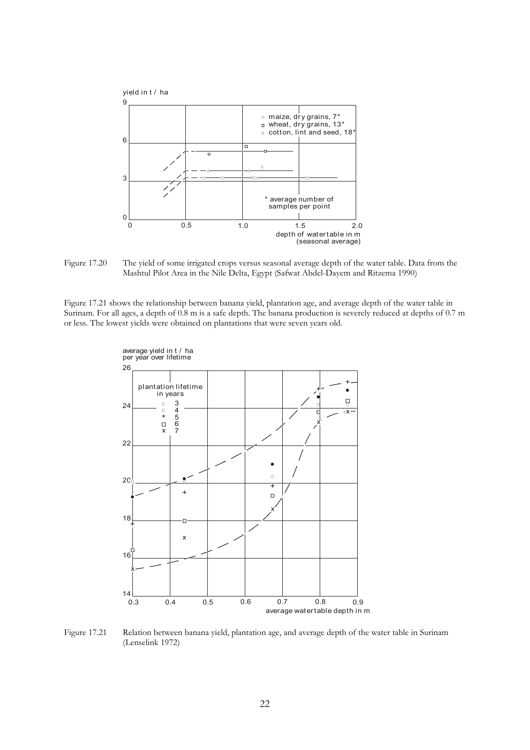Figure 17.20 The yield of some irrigated crops versus seasonal average depth of the water table. Data from the Mashtul Pilot Area in the Nile Delta, Egypt (Safwat Abdel-Dayem and Ritzema 1990)

Figure 17.21 shows the relationship between banana yield, plantation age, and average depth of the water table in Surinam. For all ages, a depth of 0.8 m is a safe depth. The banana production is severely reduced at depths of 0.7 m or less. The lowest yields were obtained on plantations that were seven years old.

Figure 17.21 Relation between banana yield, plantation age, and average depth of the water table in Surinam (Lenselink 1972)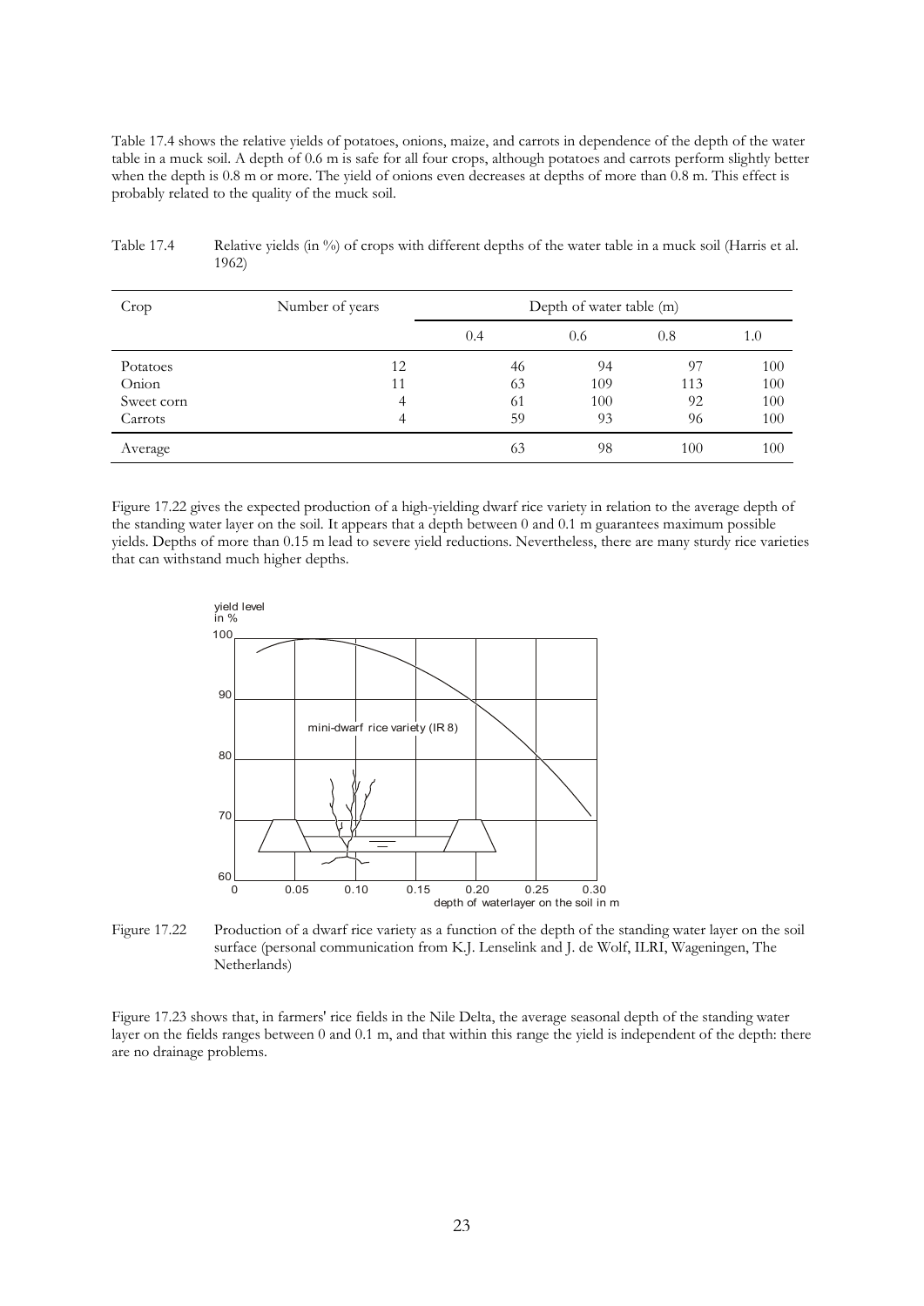Table 17.4 shows the relative yields of potatoes, onions, maize, and carrots in dependence of the depth of the water table in a muck soil. A depth of 0.6 m is safe for all four crops, although potatoes and carrots perform slightly better when the depth is 0.8 m or more. The yield of onions even decreases at depths of more than 0.8 m. This effect is probably related to the quality of the muck soil.

Table 17.4 Relative yields (in %) of crops with different depths of the water table in a muck soil (Harris et al. 1962)

| Crop | Number of years | Depth of water table (m) | | | |
|---|---|---|---|---|---|
| | | 0.4 | 0.6 | 0.8 | 1.0 |
| Potatoes | 12 | 46 | 94 | 97 | 100 |
| Onion | 11 | 63 | 109 | 113 | 100 |
| Sweet corn | 4 | 61 | 100 | 92 | 100 |
| Carrots | 4 | 59 | 93 | 96 | 100 |
| Average | | 63 | 98 | 100 | 100 |

Figure 17.22 gives the expected production of a high-yielding dwarf rice variety in relation to the average depth of the standing water layer on the soil. It appears that a depth between 0 and 0.1 m guarantees maximum possible yields. Depths of more than 0.15 m lead to severe yield reductions. Nevertheless, there are many sturdy rice varieties that can withstand much higher depths.

Figure 17.22 Production of a dwarf rice variety as a function of the depth of the standing water layer on the soil surface (personal communication from K.J. Lenselink and J. de Wolf, ILRI, Wageningen, The Netherlands)

Figure 17.23 shows that, in farmers' rice fields in the Nile Delta, the average seasonal depth of the standing water layer on the fields ranges between 0 and 0.1 m, and that within this range the yield is independent of the depth: there are no drainage problems.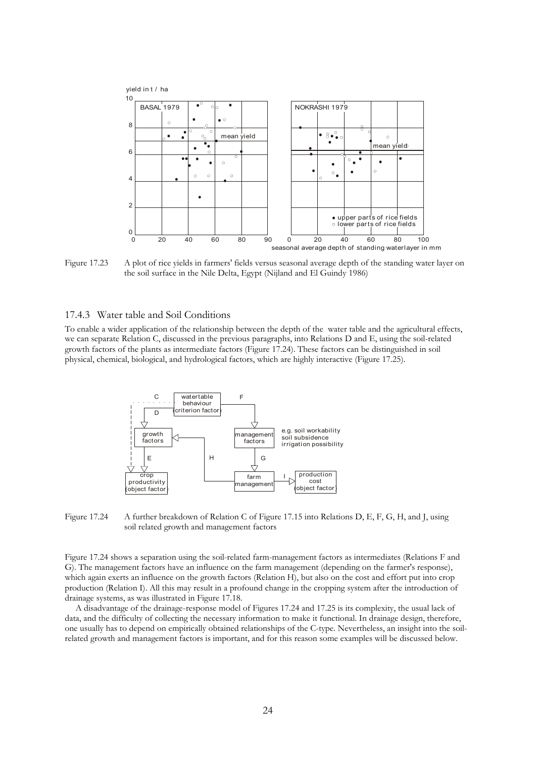Figure 17.23 A plot of rice yields in farmers' fields versus seasonal average depth of the standing water layer on the soil surface in the Nile Delta, Egypt (Nijland and El Guindy 1986)

### 17.4.3 Water table and Soil Conditions

To enable a wider application of the relationship between the depth of the water table and the agricultural effects, we can separate Relation C, discussed in the previous paragraphs, into Relations D and E, using the soil-related growth factors of the plants as intermediate factors (Figure 17.24). These factors can be distinguished in soil physical, chemical, biological, and hydrological factors, which are highly interactive (Figure 17.25).

Figure 17.24 A further breakdown of Relation C of Figure 17.15 into Relations D, E, F, G, H, and J, using soil related growth and management factors

Figure 17.24 shows a separation using the soil-related farm-management factors as intermediates (Relations F and G). The management factors have an influence on the farm management (depending on the farmer's response), which again exerts an influence on the growth factors (Relation H), but also on the cost and effort put into crop production (Relation I). All this may result in a profound change in the cropping system after the introduction of drainage systems, as was illustrated in Figure 17.18.

A disadvantage of the drainage-response model of Figures 17.24 and 17.25 is its complexity, the usual lack of data, and the difficulty of collecting the necessary information to make it functional. In drainage design, therefore, one usually has to depend on empirically obtained relationships of the C-type. Nevertheless, an insight into the soil-related growth and management factors is important, and for this reason some examples will be discussed below.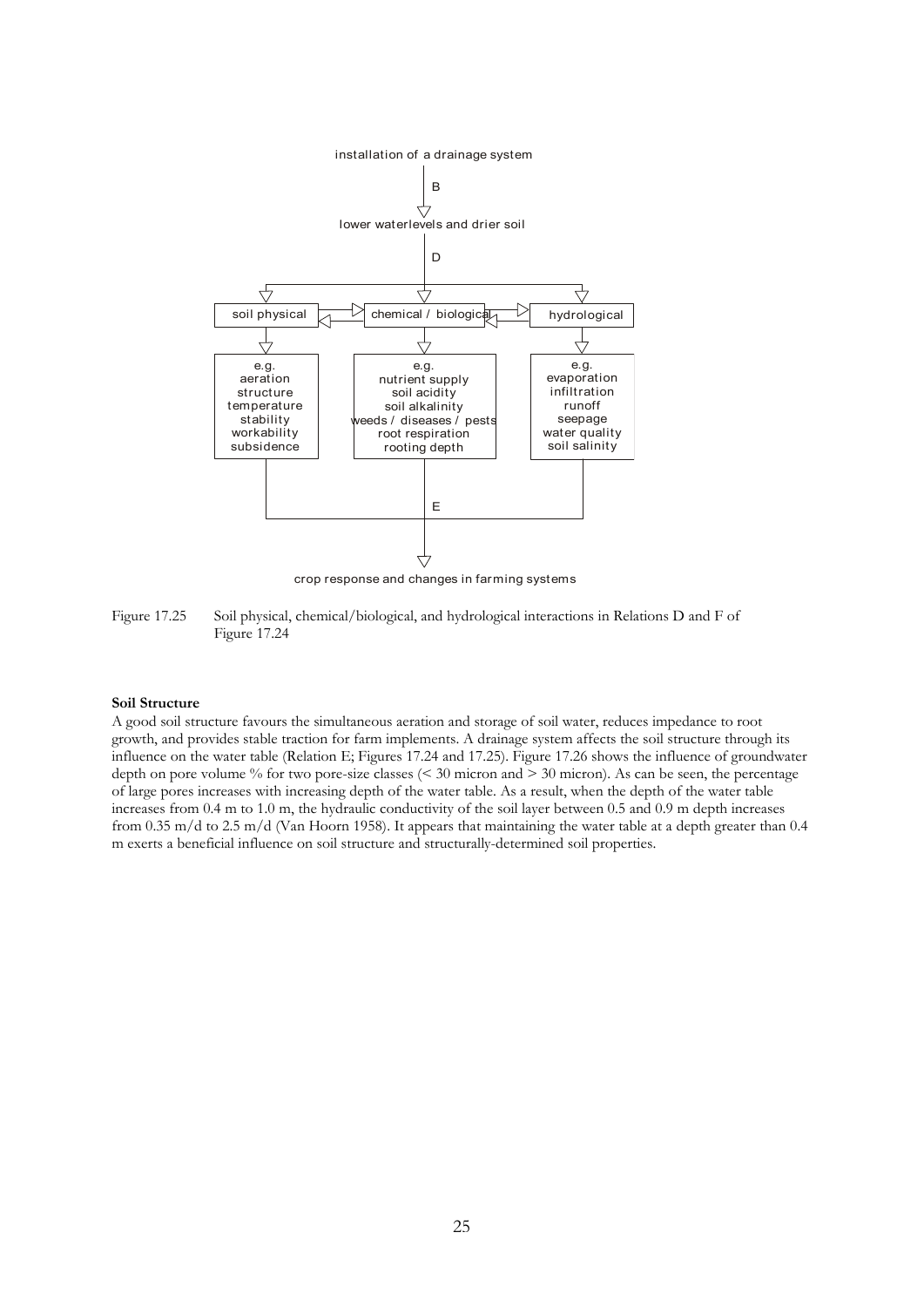installation of a drainage system

B

lower waterlevels and drier soil

D

soil physical | chemical / biological | hydrological

e.g. aeration, structure, temperature, stability, workability, subsidence

e.g. nutrient supply, soil acidity, soil alkalinity, weeds / diseases / pests, root respiration, rooting depth

e.g. evaporation, infiltration, runoff, seepage, water quality, soil salinity

E

crop response and changes in farming systems

Figure 17.25 Soil physical, chemical/biological, and hydrological interactions in Relations D and F of Figure 17.24

**Soil Structure**

A good soil structure favours the simultaneous aeration and storage of soil water, reduces impedance to root growth, and provides stable traction for farm implements. A drainage system affects the soil structure through its influence on the water table (Relation E; Figures 17.24 and 17.25). Figure 17.26 shows the influence of groundwater depth on pore volume % for two pore-size classes (< 30 micron and > 30 micron). As can be seen, the percentage of large pores increases with increasing depth of the water table. As a result, when the depth of the water table increases from 0.4 m to 1.0 m, the hydraulic conductivity of the soil layer between 0.5 and 0.9 m depth increases from 0.35 m/d to 2.5 m/d (Van Hoorn 1958). It appears that maintaining the water table at a depth greater than 0.4 m exerts a beneficial influence on soil structure and structurally-determined soil properties.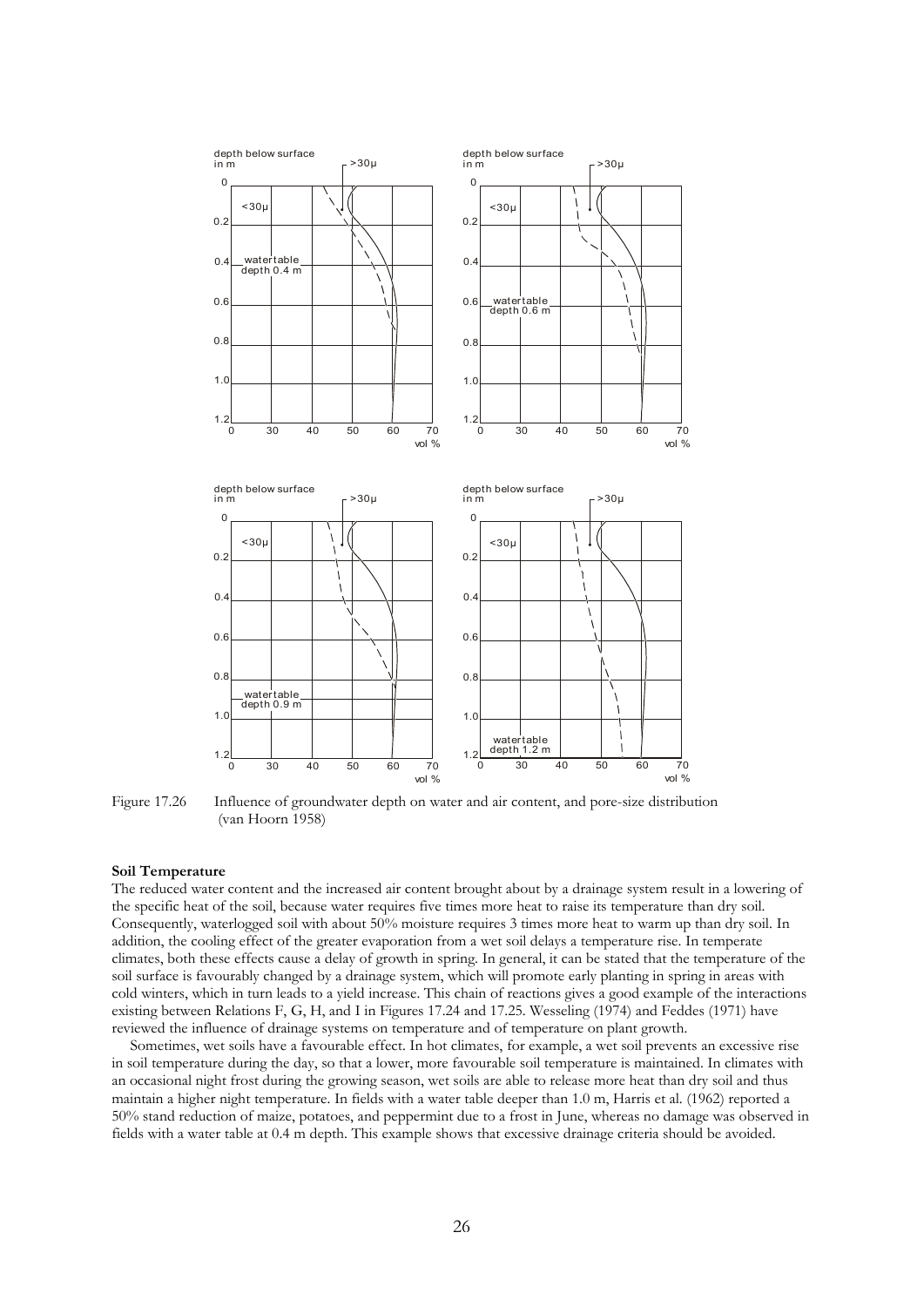Figure 17.26 Influence of groundwater depth on water and air content, and pore-size distribution (van Hoorn 1958)

**Soil Temperature**

The reduced water content and the increased air content brought about by a drainage system result in a lowering of the specific heat of the soil, because water requires five times more heat to raise its temperature than dry soil. Consequently, waterlogged soil with about 50% moisture requires 3 times more heat to warm up than dry soil. In addition, the cooling effect of the greater evaporation from a wet soil delays a temperature rise. In temperate climates, both these effects cause a delay of growth in spring. In general, it can be stated that the temperature of the soil surface is favourably changed by a drainage system, which will promote early planting in spring in areas with cold winters, which in turn leads to a yield increase. This chain of reactions gives a good example of the interactions existing between Relations F, G, H, and I in Figures 17.24 and 17.25. Wesseling (1974) and Feddes (1971) have reviewed the influence of drainage systems on temperature and of temperature on plant growth.

Sometimes, wet soils have a favourable effect. In hot climates, for example, a wet soil prevents an excessive rise in soil temperature during the day, so that a lower, more favourable soil temperature is maintained. In climates with an occasional night frost during the growing season, wet soils are able to release more heat than dry soil and thus maintain a higher night temperature. In fields with a water table deeper than 1.0 m, Harris et al. (1962) reported a 50% stand reduction of maize, potatoes, and peppermint due to a frost in June, whereas no damage was observed in fields with a water table at 0.4 m depth. This example shows that excessive drainage criteria should be avoided.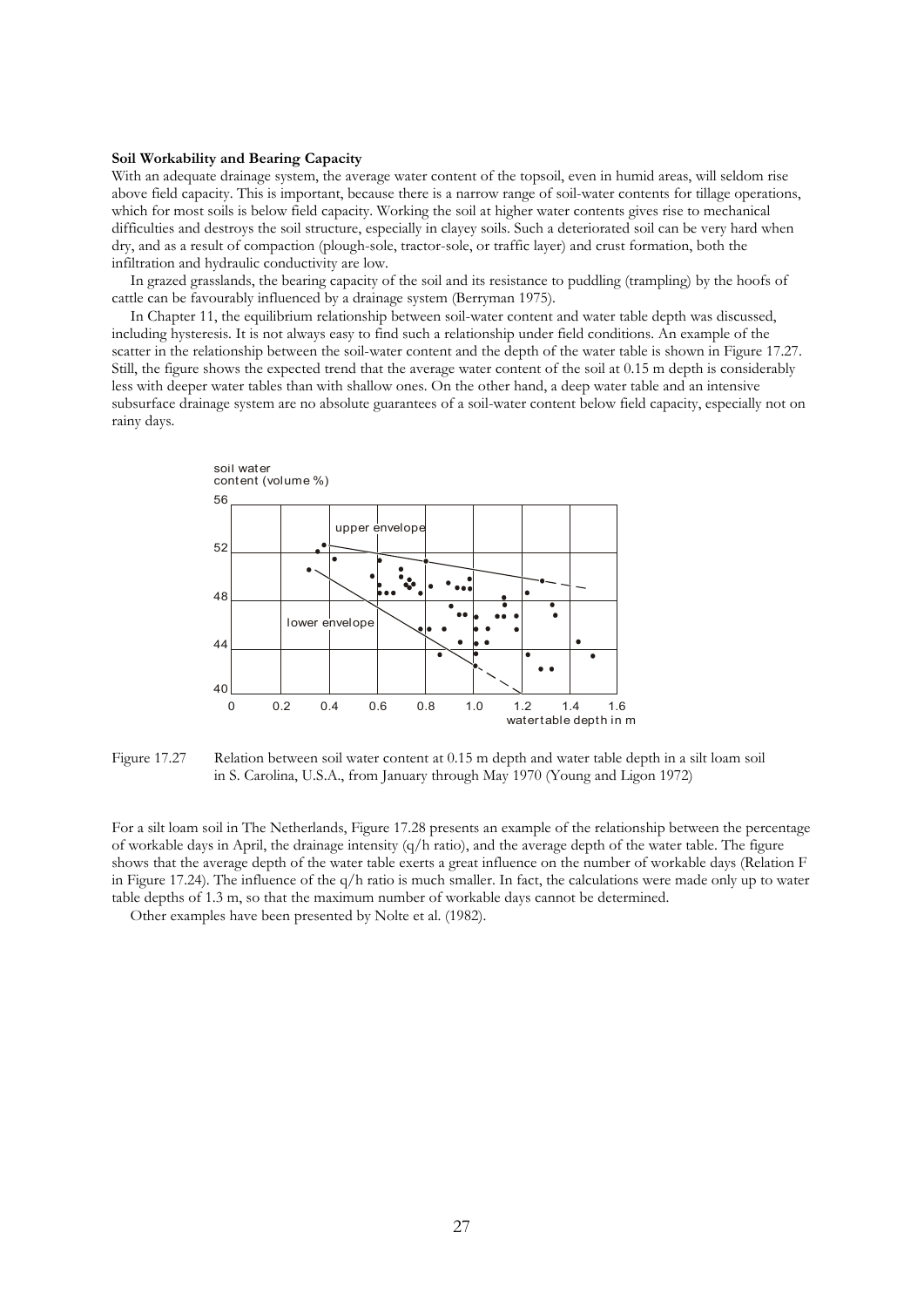**Soil Workability and Bearing Capacity**

With an adequate drainage system, the average water content of the topsoil, even in humid areas, will seldom rise above field capacity. This is important, because there is a narrow range of soil-water contents for tillage operations, which for most soils is below field capacity. Working the soil at higher water contents gives rise to mechanical difficulties and destroys the soil structure, especially in clayey soils. Such a deteriorated soil can be very hard when dry, and as a result of compaction (plough-sole, tractor-sole, or traffic layer) and crust formation, both the infiltration and hydraulic conductivity are low.

In grazed grasslands, the bearing capacity of the soil and its resistance to puddling (trampling) by the hoofs of cattle can be favourably influenced by a drainage system (Berryman 1975).

In Chapter 11, the equilibrium relationship between soil-water content and water table depth was discussed, including hysteresis. It is not always easy to find such a relationship under field conditions. An example of the scatter in the relationship between the soil-water content and the depth of the water table is shown in Figure 17.27. Still, the figure shows the expected trend that the average water content of the soil at 0.15 m depth is considerably less with deeper water tables than with shallow ones. On the other hand, a deep water table and an intensive subsurface drainage system are no absolute guarantees of a soil-water content below field capacity, especially not on rainy days.

Figure 17.27 Relation between soil water content at 0.15 m depth and water table depth in a silt loam soil in S. Carolina, U.S.A., from January through May 1970 (Young and Ligon 1972)

For a silt loam soil in The Netherlands, Figure 17.28 presents an example of the relationship between the percentage of workable days in April, the drainage intensity (q/h ratio), and the average depth of the water table. The figure shows that the average depth of the water table exerts a great influence on the number of workable days (Relation F in Figure 17.24). The influence of the q/h ratio is much smaller. In fact, the calculations were made only up to water table depths of 1.3 m, so that the maximum number of workable days cannot be determined.

Other examples have been presented by Nolte et al. (1982).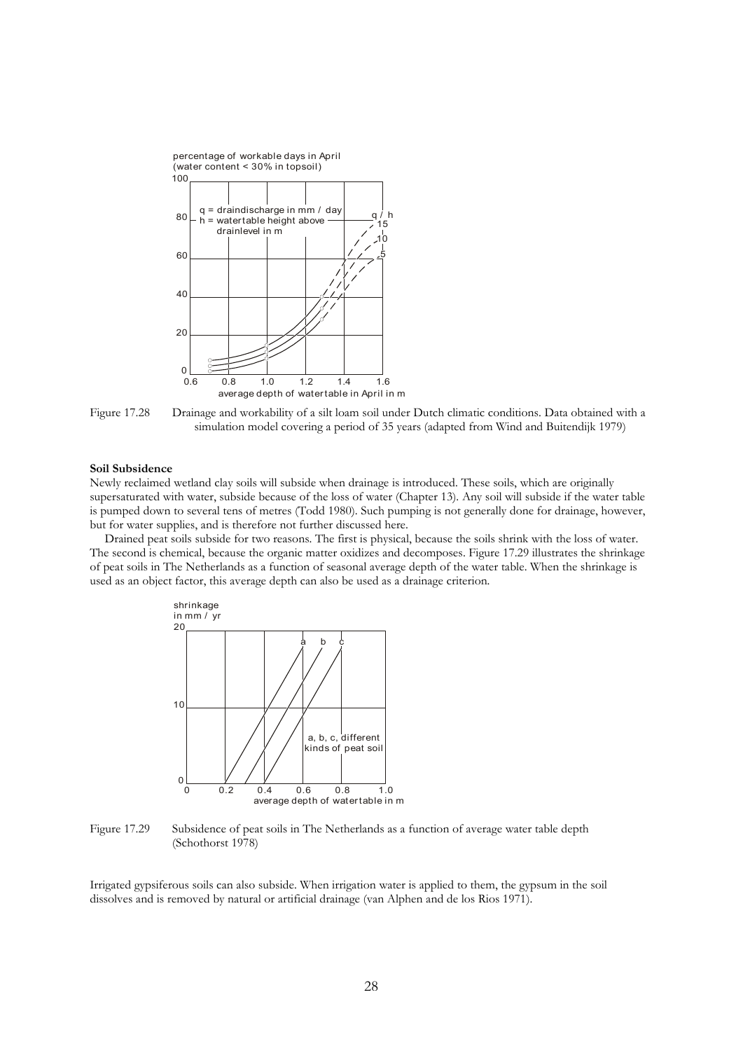Figure 17.28 Drainage and workability of a silt loam soil under Dutch climatic conditions. Data obtained with a simulation model covering a period of 35 years (adapted from Wind and Buitendijk 1979)

**Soil Subsidence**

Newly reclaimed wetland clay soils will subside when drainage is introduced. These soils, which are originally supersaturated with water, subside because of the loss of water (Chapter 13). Any soil will subside if the water table is pumped down to several tens of metres (Todd 1980). Such pumping is not generally done for drainage, however, but for water supplies, and is therefore not further discussed here.

Drained peat soils subside for two reasons. The first is physical, because the soils shrink with the loss of water. The second is chemical, because the organic matter oxidizes and decomposes. Figure 17.29 illustrates the shrinkage of peat soils in The Netherlands as a function of seasonal average depth of the water table. When the shrinkage is used as an object factor, this average depth can also be used as a drainage criterion.

Figure 17.29 Subsidence of peat soils in The Netherlands as a function of average water table depth (Schothorst 1978)

Irrigated gypsiferous soils can also subside. When irrigation water is applied to them, the gypsum in the soil dissolves and is removed by natural or artificial drainage (van Alphen and de los Rios 1971).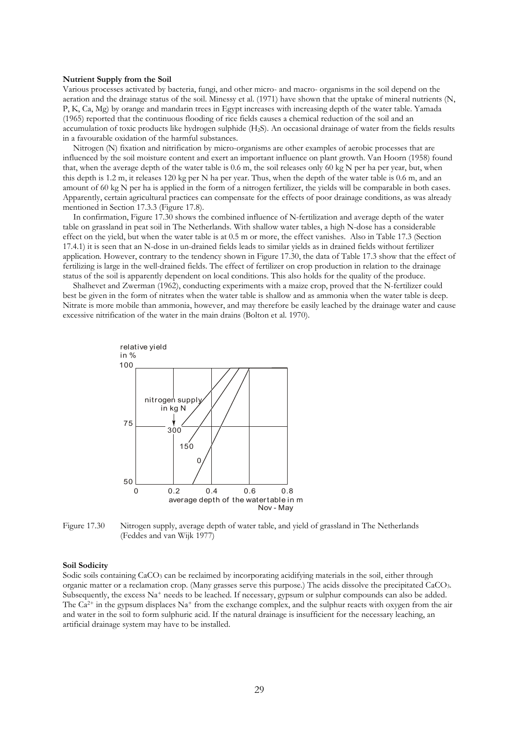**Nutrient Supply from the Soil**

Various processes activated by bacteria, fungi, and other micro- and macro- organisms in the soil depend on the aeration and the drainage status of the soil. Minessy et al. (1971) have shown that the uptake of mineral nutrients (N, P, K, Ca, Mg) by orange and mandarin trees in Egypt increases with increasing depth of the water table. Yamada (1965) reported that the continuous flooding of rice fields causes a chemical reduction of the soil and an accumulation of toxic products like hydrogen sulphide ($H_2S$). An occasional drainage of water from the fields results in a favourable oxidation of the harmful substances.

Nitrogen (N) fixation and nitrification by micro-organisms are other examples of aerobic processes that are influenced by the soil moisture content and exert an important influence on plant growth. Van Hoorn (1958) found that, when the average depth of the water table is 0.6 m, the soil releases only 60 kg N per ha per year, but, when this depth is 1.2 m, it releases 120 kg per N ha per year. Thus, when the depth of the water table is 0.6 m, and an amount of 60 kg N per ha is applied in the form of a nitrogen fertilizer, the yields will be comparable in both cases. Apparently, certain agricultural practices can compensate for the effects of poor drainage conditions, as was already mentioned in Section 17.3.3 (Figure 17.8).

In confirmation, Figure 17.30 shows the combined influence of N-fertilization and average depth of the water table on grassland in peat soil in The Netherlands. With shallow water tables, a high N-dose has a considerable effect on the yield, but when the water table is at 0.5 m or more, the effect vanishes. Also in Table 17.3 (Section 17.4.1) it is seen that an N-dose in un-drained fields leads to similar yields as in drained fields without fertilizer application. However, contrary to the tendency shown in Figure 17.30, the data of Table 17.3 show that the effect of fertilizing is large in the well-drained fields. The effect of fertilizer on crop production in relation to the drainage status of the soil is apparently dependent on local conditions. This also holds for the quality of the produce.

Shalhevet and Zwerman (1962), conducting experiments with a maize crop, proved that the N-fertilizer could best be given in the form of nitrates when the water table is shallow and as ammonia when the water table is deep. Nitrate is more mobile than ammonia, however, and may therefore be easily leached by the drainage water and cause excessive nitrification of the water in the main drains (Bolton et al. 1970).

Figure 17.30 Nitrogen supply, average depth of water table, and yield of grassland in The Netherlands (Feddes and van Wijk 1977)

**Soil Sodicity**

Sodic soils containing $CaCO_3$ can be reclaimed by incorporating acidifying materials in the soil, either through organic matter or a reclamation crop. (Many grasses serve this purpose.) The acids dissolve the precipitated $CaCO_3$. Subsequently, the excess $Na^+$ needs to be leached. If necessary, gypsum or sulphur compounds can also be added. The $Ca^{2+}$ in the gypsum displaces $Na^+$ from the exchange complex, and the sulphur reacts with oxygen from the air and water in the soil to form sulphuric acid. If the natural drainage is insufficient for the necessary leaching, an artificial drainage system may have to be installed.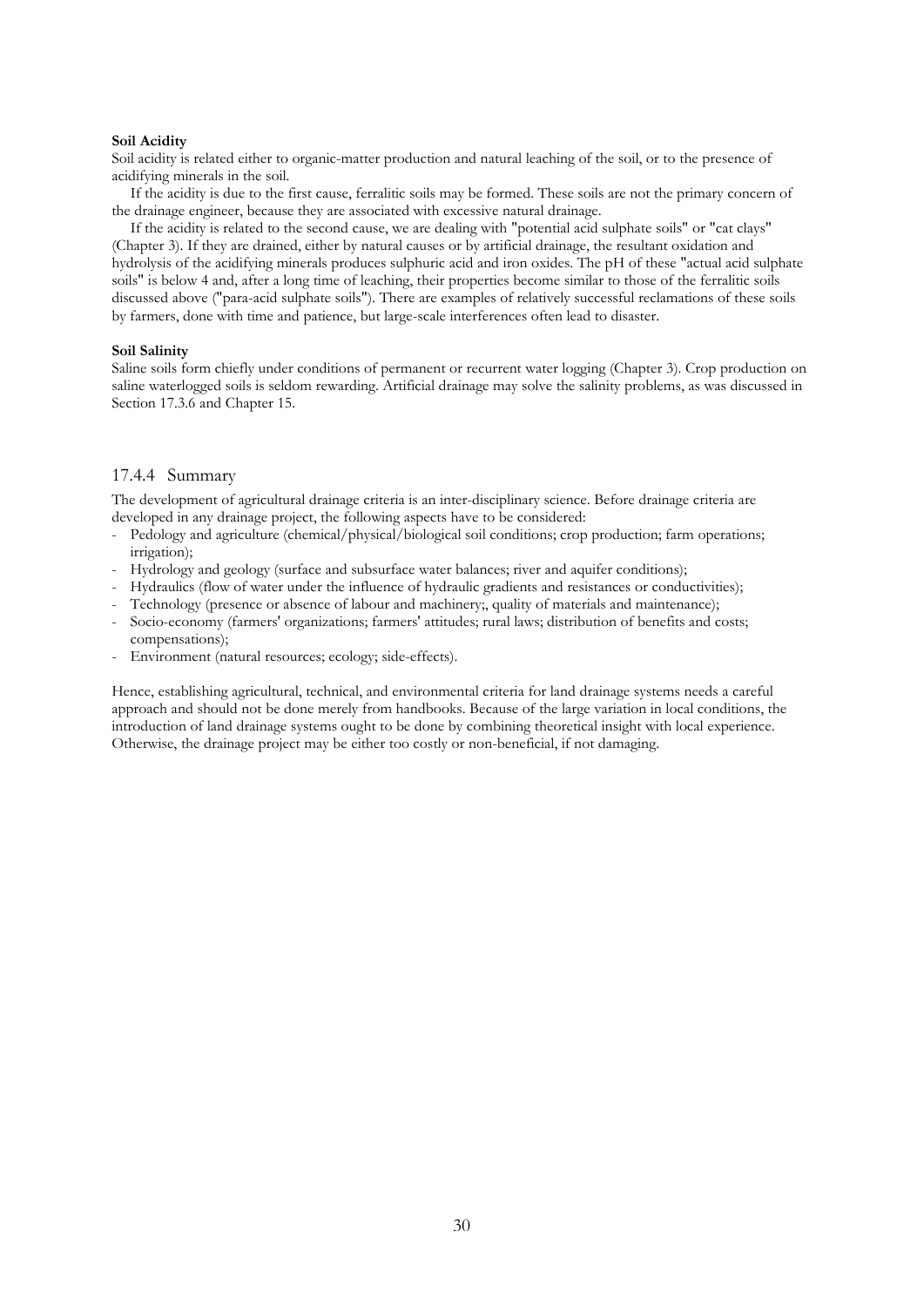**Soil Acidity**

Soil acidity is related either to organic-matter production and natural leaching of the soil, or to the presence of acidifying minerals in the soil.

If the acidity is due to the first cause, ferralitic soils may be formed. These soils are not the primary concern of the drainage engineer, because they are associated with excessive natural drainage.

If the acidity is related to the second cause, we are dealing with "potential acid sulphate soils" or "cat clays" (Chapter 3). If they are drained, either by natural causes or by artificial drainage, the resultant oxidation and hydrolysis of the acidifying minerals produces sulphuric acid and iron oxides. The pH of these "actual acid sulphate soils" is below 4 and, after a long time of leaching, their properties become similar to those of the ferralitic soils discussed above ("para-acid sulphate soils"). There are examples of relatively successful reclamations of these soils by farmers, done with time and patience, but large-scale interferences often lead to disaster.

**Soil Salinity**

Saline soils form chiefly under conditions of permanent or recurrent water logging (Chapter 3). Crop production on saline waterlogged soils is seldom rewarding. Artificial drainage may solve the salinity problems, as was discussed in Section 17.3.6 and Chapter 15.

### 17.4.4 Summary

The development of agricultural drainage criteria is an inter-disciplinary science. Before drainage criteria are developed in any drainage project, the following aspects have to be considered:

- Pedology and agriculture (chemical/physical/biological soil conditions; crop production; farm operations; irrigation);
- Hydrology and geology (surface and subsurface water balances; river and aquifer conditions);
- Hydraulics (flow of water under the influence of hydraulic gradients and resistances or conductivities);
- Technology (presence or absence of labour and machinery;, quality of materials and maintenance);
- Socio-economy (farmers' organizations; farmers' attitudes; rural laws; distribution of benefits and costs; compensations);
- Environment (natural resources; ecology; side-effects).

Hence, establishing agricultural, technical, and environmental criteria for land drainage systems needs a careful approach and should not be done merely from handbooks. Because of the large variation in local conditions, the introduction of land drainage systems ought to be done by combining theoretical insight with local experience. Otherwise, the drainage project may be either too costly or non-beneficial, if not damaging.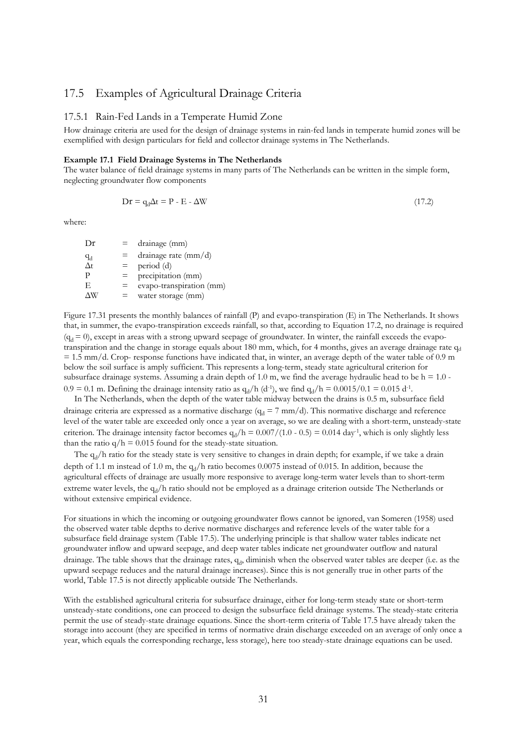## 17.5 Examples of Agricultural Drainage Criteria

### 17.5.1 Rain-Fed Lands in a Temperate Humid Zone

How drainage criteria are used for the design of drainage systems in rain-fed lands in temperate humid zones will be exemplified with design particulars for field and collector drainage systems in The Netherlands.

**Example 17.1 Field Drainage Systems in The Netherlands**

The water balance of field drainage systems in many parts of The Netherlands can be written in the simple form, neglecting groundwater flow components

$$Dr = q_d \Delta t = P - E - \Delta W \tag{17.2}$$

where:

| | | |
|---|---|---|
| Dr | = | drainage (mm) |
| $q_d$ | = | drainage rate (mm/d) |
| $\Delta t$ | = | period (d) |
| P | = | precipitation (mm) |
| E | = | evapo-transpiration (mm) |
| $\Delta W$ | = | water storage (mm) |

Figure 17.31 presents the monthly balances of rainfall (P) and evapo-transpiration (E) in The Netherlands. It shows that, in summer, the evapo-transpiration exceeds rainfall, so that, according to Equation 17.2, no drainage is required ($q_d = 0$), except in areas with a strong upward seepage of groundwater. In winter, the rainfall exceeds the evapo-transpiration and the change in storage equals about 180 mm, which, for 4 months, gives an average drainage rate $q_d = 1.5$ mm/d. Crop- response functions have indicated that, in winter, an average depth of the water table of 0.9 m below the soil surface is amply sufficient. This represents a long-term, steady state agricultural criterion for subsurface drainage systems. Assuming a drain depth of 1.0 m, we find the average hydraulic head to be $h = 1.0 - 0.9 = 0.1$ m. Defining the drainage intensity ratio as $q_d/h$ ($d^{-1}$), we find $q_d/h = 0.0015/0.1 = 0.015$ $d^{-1}$.

In The Netherlands, when the depth of the water table midway between the drains is 0.5 m, subsurface field drainage criteria are expressed as a normative discharge ($q_d = 7$ mm/d). This normative discharge and reference level of the water table are exceeded only once a year on average, so we are dealing with a short-term, unsteady-state criterion. The drainage intensity factor becomes $q_d/h = 0.007/(1.0 - 0.5) = 0.014$ $day^{-1}$, which is only slightly less than the ratio $q/h = 0.015$ found for the steady-state situation.

The $q_d/h$ ratio for the steady state is very sensitive to changes in drain depth; for example, if we take a drain depth of 1.1 m instead of 1.0 m, the $q_d/h$ ratio becomes 0.0075 instead of 0.015. In addition, because the agricultural effects of drainage are usually more responsive to average long-term water levels than to short-term extreme water levels, the $q_d/h$ ratio should not be employed as a drainage criterion outside The Netherlands or without extensive empirical evidence.

For situations in which the incoming or outgoing groundwater flows cannot be ignored, van Someren (1958) used the observed water table depths to derive normative discharges and reference levels of the water table for a subsurface field drainage system (Table 17.5). The underlying principle is that shallow water tables indicate net groundwater inflow and upward seepage, and deep water tables indicate net groundwater outflow and natural drainage. The table shows that the drainage rates, $q_d$, diminish when the observed water tables are deeper (i.e. as the upward seepage reduces and the natural drainage increases). Since this is not generally true in other parts of the world, Table 17.5 is not directly applicable outside The Netherlands.

With the established agricultural criteria for subsurface drainage, either for long-term steady state or short-term unsteady-state conditions, one can proceed to design the subsurface field drainage systems. The steady-state criteria permit the use of steady-state drainage equations. Since the short-term criteria of Table 17.5 have already taken the storage into account (they are specified in terms of normative drain discharge exceeded on an average of only once a year, which equals the corresponding recharge, less storage), here too steady-state drainage equations can be used.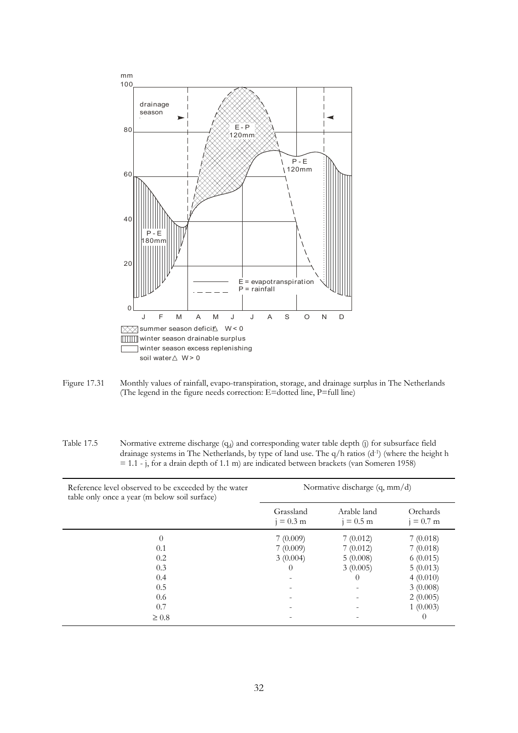Figure 17.31 Monthly values of rainfall, evapo-transpiration, storage, and drainage surplus in The Netherlands (The legend in the figure needs correction: E=dotted line, P=full line)

Table 17.5 Normative extreme discharge ($q_d$) and corresponding water table depth (j) for subsurface field drainage systems in The Netherlands, by type of land use. The q/h ratios ($d^{-1}$) (where the height h = 1.1 - j, for a drain depth of 1.1 m) are indicated between brackets (van Someren 1958)

| Reference level observed to be exceeded by the water table only once a year (m below soil surface) | Normative discharge (q, mm/d) | | |
|---|---|---|---|
| | Grassland j = 0.3 m | Arable land j = 0.5 m | Orchards j = 0.7 m |
| 0 | 7 (0.009) | 7 (0.012) | 7 (0.018) |
| 0.1 | 7 (0.009) | 7 (0.012) | 7 (0.018) |
| 0.2 | 3 (0.004) | 5 (0.008) | 6 (0.015) |
| 0.3 | 0 | 3 (0.005) | 5 (0.013) |
| 0.4 | - | 0 | 4 (0.010) |
| 0.5 | - | - | 3 (0.008) |
| 0.6 | - | - | 2 (0.005) |
| 0.7 | - | - | 1 (0.003) |
| ≥ 0.8 | - | - | 0 |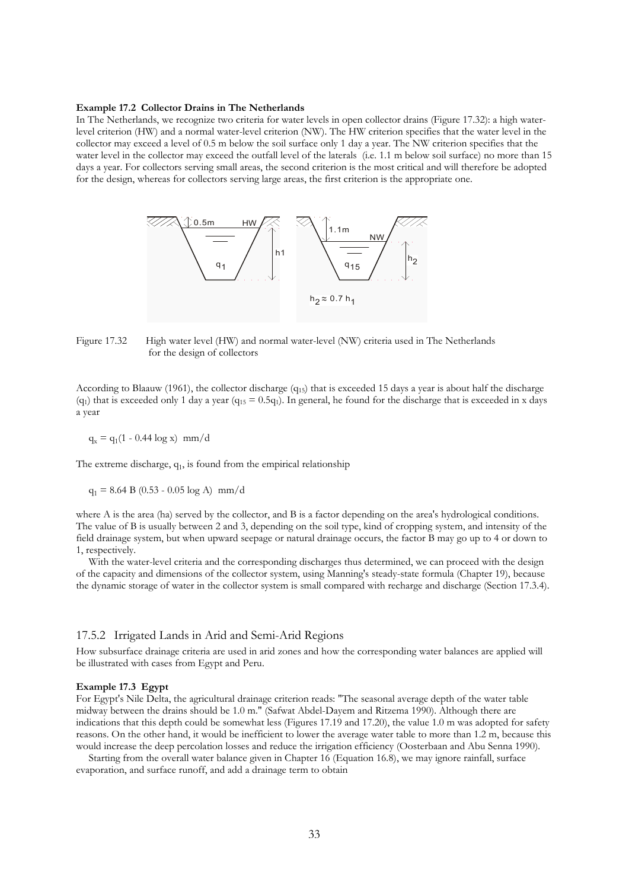**Example 17.2 Collector Drains in The Netherlands**

In The Netherlands, we recognize two criteria for water levels in open collector drains (Figure 17.32): a high water-level criterion (HW) and a normal water-level criterion (NW). The HW criterion specifies that the water level in the collector may exceed a level of 0.5 m below the soil surface only 1 day a year. The NW criterion specifies that the water level in the collector may exceed the outfall level of the laterals (i.e. 1.1 m below soil surface) no more than 15 days a year. For collectors serving small areas, the second criterion is the most critical and will therefore be adopted for the design, whereas for collectors serving large areas, the first criterion is the appropriate one.

Figure 17.32 High water level (HW) and normal water-level (NW) criteria used in The Netherlands for the design of collectors

According to Blaauw (1961), the collector discharge ($q_{15}$) that is exceeded 15 days a year is about half the discharge ($q_1$) that is exceeded only 1 day a year ($q_{15} = 0.5q_1$). In general, he found for the discharge that is exceeded in x days a year

$$q_x = q_1(1 - 0.44 \log x) \ \text{mm/d}$$

The extreme discharge, $q_1$, is found from the empirical relationship

$$q_1 = 8.64 \, B \, (0.53 - 0.05 \log A) \ \text{mm/d}$$

where A is the area (ha) served by the collector, and B is a factor depending on the area's hydrological conditions. The value of B is usually between 2 and 3, depending on the soil type, kind of cropping system, and intensity of the field drainage system, but when upward seepage or natural drainage occurs, the factor B may go up to 4 or down to 1, respectively.

With the water-level criteria and the corresponding discharges thus determined, we can proceed with the design of the capacity and dimensions of the collector system, using Manning's steady-state formula (Chapter 19), because the dynamic storage of water in the collector system is small compared with recharge and discharge (Section 17.3.4).

## 17.5.2 Irrigated Lands in Arid and Semi-Arid Regions

How subsurface drainage criteria are used in arid zones and how the corresponding water balances are applied will be illustrated with cases from Egypt and Peru.

**Example 17.3 Egypt**

For Egypt's Nile Delta, the agricultural drainage criterion reads: "The seasonal average depth of the water table midway between the drains should be 1.0 m." (Safwat Abdel-Dayem and Ritzema 1990). Although there are indications that this depth could be somewhat less (Figures 17.19 and 17.20), the value 1.0 m was adopted for safety reasons. On the other hand, it would be inefficient to lower the average water table to more than 1.2 m, because this would increase the deep percolation losses and reduce the irrigation efficiency (Oosterbaan and Abu Senna 1990).

Starting from the overall water balance given in Chapter 16 (Equation 16.8), we may ignore rainfall, surface evaporation, and surface runoff, and add a drainage term to obtain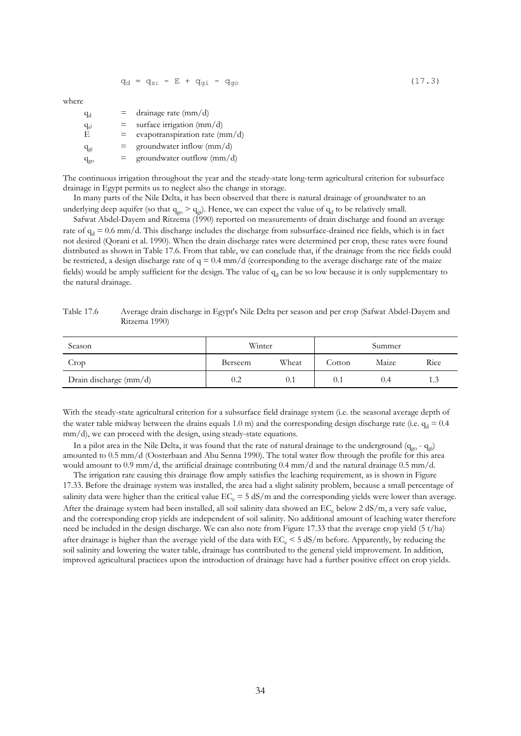$$q_d = q_{si} - E + q_{gi} - q_{go} \tag{17.3}$$

where

$q_d$ = drainage rate (mm/d)
$q_{si}$ = surface irrigation (mm/d)
$E$ = evapotranspiration rate (mm/d)
$q_{gi}$ = groundwater inflow (mm/d)
$q_{go}$ = groundwater outflow (mm/d)

The continuous irrigation throughout the year and the steady-state long-term agricultural criterion for subsurface drainage in Egypt permits us to neglect also the change in storage.

In many parts of the Nile Delta, it has been observed that there is natural drainage of groundwater to an underlying deep aquifer (so that $q_{go} > q_{gi}$). Hence, we can expect the value of $q_d$ to be relatively small.

Safwat Abdel-Dayem and Ritzema (1990) reported on measurements of drain discharge and found an average rate of $q_d = 0.6$ mm/d. This discharge includes the discharge from subsurface-drained rice fields, which is in fact not desired (Qorani et al. 1990). When the drain discharge rates were determined per crop, these rates were found distributed as shown in Table 17.6. From that table, we can conclude that, if the drainage from the rice fields could be restricted, a design discharge rate of $q = 0.4$ mm/d (corresponding to the average discharge rate of the maize fields) would be amply sufficient for the design. The value of $q_d$ can be so low because it is only supplementary to the natural drainage.

Table 17.6 Average drain discharge in Egypt's Nile Delta per season and per crop (Safwat Abdel-Dayem and Ritzema 1990)

| Season | Winter | | Summer | | |
|---|---|---|---|---|---|
| Crop | Berseem | Wheat | Cotton | Maize | Rice |
| Drain discharge (mm/d) | 0.2 | 0.1 | 0.1 | 0.4 | 1.3 |

With the steady-state agricultural criterion for a subsurface field drainage system (i.e. the seasonal average depth of the water table midway between the drains equals 1.0 m) and the corresponding design discharge rate (i.e. $q_d = 0.4$ mm/d), we can proceed with the design, using steady-state equations.

In a pilot area in the Nile Delta, it was found that the rate of natural drainage to the underground ($q_{go} - q_{gi}$) amounted to 0.5 mm/d (Oosterbaan and Abu Senna 1990). The total water flow through the profile for this area would amount to 0.9 mm/d, the artificial drainage contributing 0.4 mm/d and the natural drainage 0.5 mm/d.

The irrigation rate causing this drainage flow amply satisfies the leaching requirement, as is shown in Figure 17.33. Before the drainage system was installed, the area had a slight salinity problem, because a small percentage of salinity data were higher than the critical value $EC_e = 5$ dS/m and the corresponding yields were lower than average. After the drainage system had been installed, all soil salinity data showed an $EC_e$ below 2 dS/m, a very safe value, and the corresponding crop yields are independent of soil salinity. No additional amount of leaching water therefore need be included in the design discharge. We can also note from Figure 17.33 that the average crop yield (5 t/ha) after drainage is higher than the average yield of the data with $EC_e < 5$ dS/m before. Apparently, by reducing the soil salinity and lowering the water table, drainage has contributed to the general yield improvement. In addition, improved agricultural practices upon the introduction of drainage have had a further positive effect on crop yields.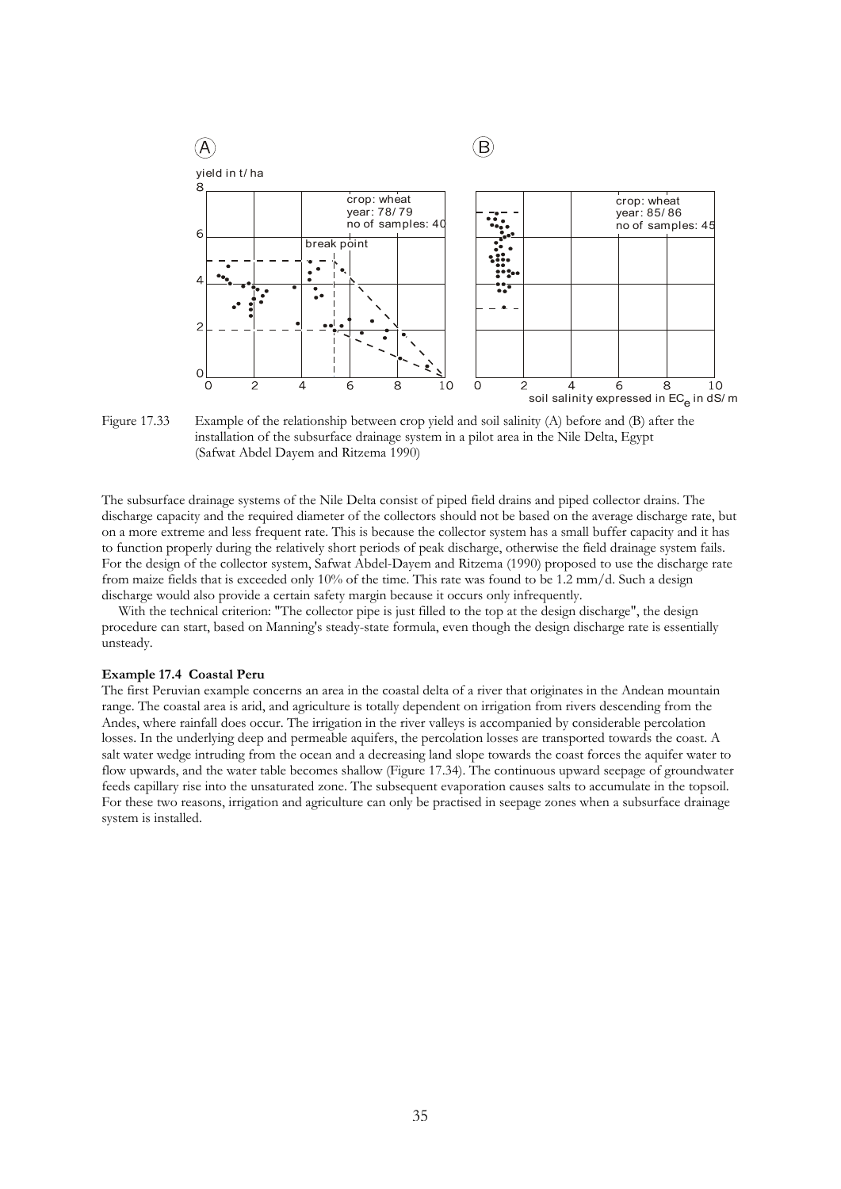Figure 17.33 Example of the relationship between crop yield and soil salinity (A) before and (B) after the installation of the subsurface drainage system in a pilot area in the Nile Delta, Egypt (Safwat Abdel Dayem and Ritzema 1990)

The subsurface drainage systems of the Nile Delta consist of piped field drains and piped collector drains. The discharge capacity and the required diameter of the collectors should not be based on the average discharge rate, but on a more extreme and less frequent rate. This is because the collector system has a small buffer capacity and it has to function properly during the relatively short periods of peak discharge, otherwise the field drainage system fails. For the design of the collector system, Safwat Abdel-Dayem and Ritzema (1990) proposed to use the discharge rate from maize fields that is exceeded only 10% of the time. This rate was found to be 1.2 mm/d. Such a design discharge would also provide a certain safety margin because it occurs only infrequently.

With the technical criterion: "The collector pipe is just filled to the top at the design discharge", the design procedure can start, based on Manning's steady-state formula, even though the design discharge rate is essentially unsteady.

**Example 17.4 Coastal Peru**

The first Peruvian example concerns an area in the coastal delta of a river that originates in the Andean mountain range. The coastal area is arid, and agriculture is totally dependent on irrigation from rivers descending from the Andes, where rainfall does occur. The irrigation in the river valleys is accompanied by considerable percolation losses. In the underlying deep and permeable aquifers, the percolation losses are transported towards the coast. A salt water wedge intruding from the ocean and a decreasing land slope towards the coast forces the aquifer water to flow upwards, and the water table becomes shallow (Figure 17.34). The continuous upward seepage of groundwater feeds capillary rise into the unsaturated zone. The subsequent evaporation causes salts to accumulate in the topsoil. For these two reasons, irrigation and agriculture can only be practised in seepage zones when a subsurface drainage system is installed.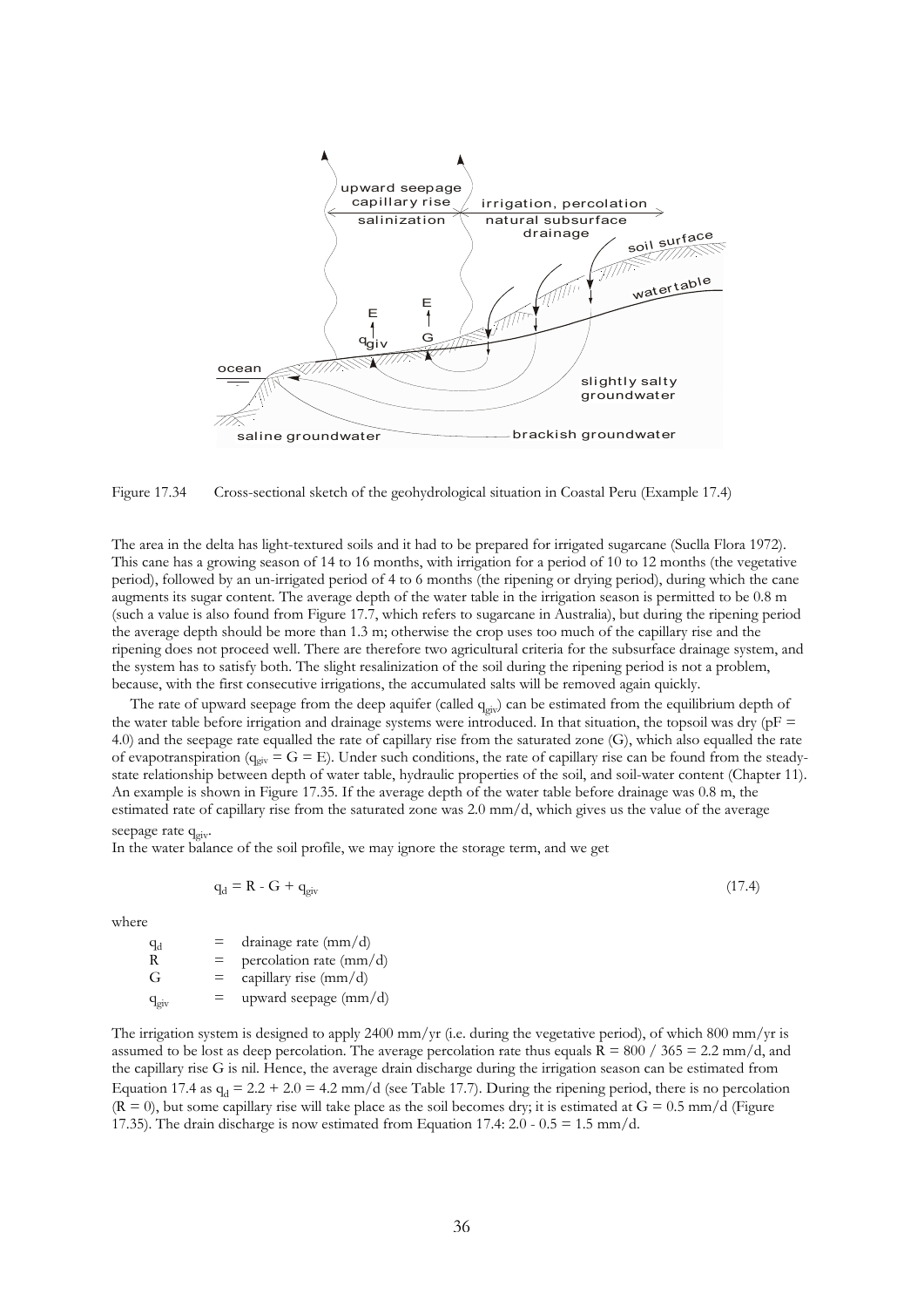Figure 17.34 Cross-sectional sketch of the geohydrological situation in Coastal Peru (Example 17.4)

The area in the delta has light-textured soils and it had to be prepared for irrigated sugarcane (Suclla Flora 1972). This cane has a growing season of 14 to 16 months, with irrigation for a period of 10 to 12 months (the vegetative period), followed by an un-irrigated period of 4 to 6 months (the ripening or drying period), during which the cane augments its sugar content. The average depth of the water table in the irrigation season is permitted to be 0.8 m (such a value is also found from Figure 17.7, which refers to sugarcane in Australia), but during the ripening period the average depth should be more than 1.3 m; otherwise the crop uses too much of the capillary rise and the ripening does not proceed well. There are therefore two agricultural criteria for the subsurface drainage system, and the system has to satisfy both. The slight resalinization of the soil during the ripening period is not a problem, because, with the first consecutive irrigations, the accumulated salts will be removed again quickly.

The rate of upward seepage from the deep aquifer (called $q_{giv}$) can be estimated from the equilibrium depth of the water table before irrigation and drainage systems were introduced. In that situation, the topsoil was dry (pF = 4.0) and the seepage rate equalled the rate of capillary rise from the saturated zone (G), which also equalled the rate of evapotranspiration ($q_{giv} = G = E$). Under such conditions, the rate of capillary rise can be found from the steady-state relationship between depth of water table, hydraulic properties of the soil, and soil-water content (Chapter 11). An example is shown in Figure 17.35. If the average depth of the water table before drainage was 0.8 m, the estimated rate of capillary rise from the saturated zone was 2.0 mm/d, which gives us the value of the average seepage rate $q_{giv}$.

In the water balance of the soil profile, we may ignore the storage term, and we get

$$q_d = R - G + q_{giv} \tag{17.4}$$

where

| | | |
|---|---|---|
| $q_d$ | = | drainage rate (mm/d) |
| R | = | percolation rate (mm/d) |
| G | = | capillary rise (mm/d) |
| $q_{giv}$ | = | upward seepage (mm/d) |

The irrigation system is designed to apply 2400 mm/yr (i.e. during the vegetative period), of which 800 mm/yr is assumed to be lost as deep percolation. The average percolation rate thus equals $R = 800 / 365 = 2.2$ mm/d, and the capillary rise G is nil. Hence, the average drain discharge during the irrigation season can be estimated from Equation 17.4 as $q_d = 2.2 + 2.0 = 4.2$ mm/d (see Table 17.7). During the ripening period, there is no percolation (R = 0), but some capillary rise will take place as the soil becomes dry; it is estimated at G = 0.5 mm/d (Figure 17.35). The drain discharge is now estimated from Equation 17.4: 2.0 - 0.5 = 1.5 mm/d.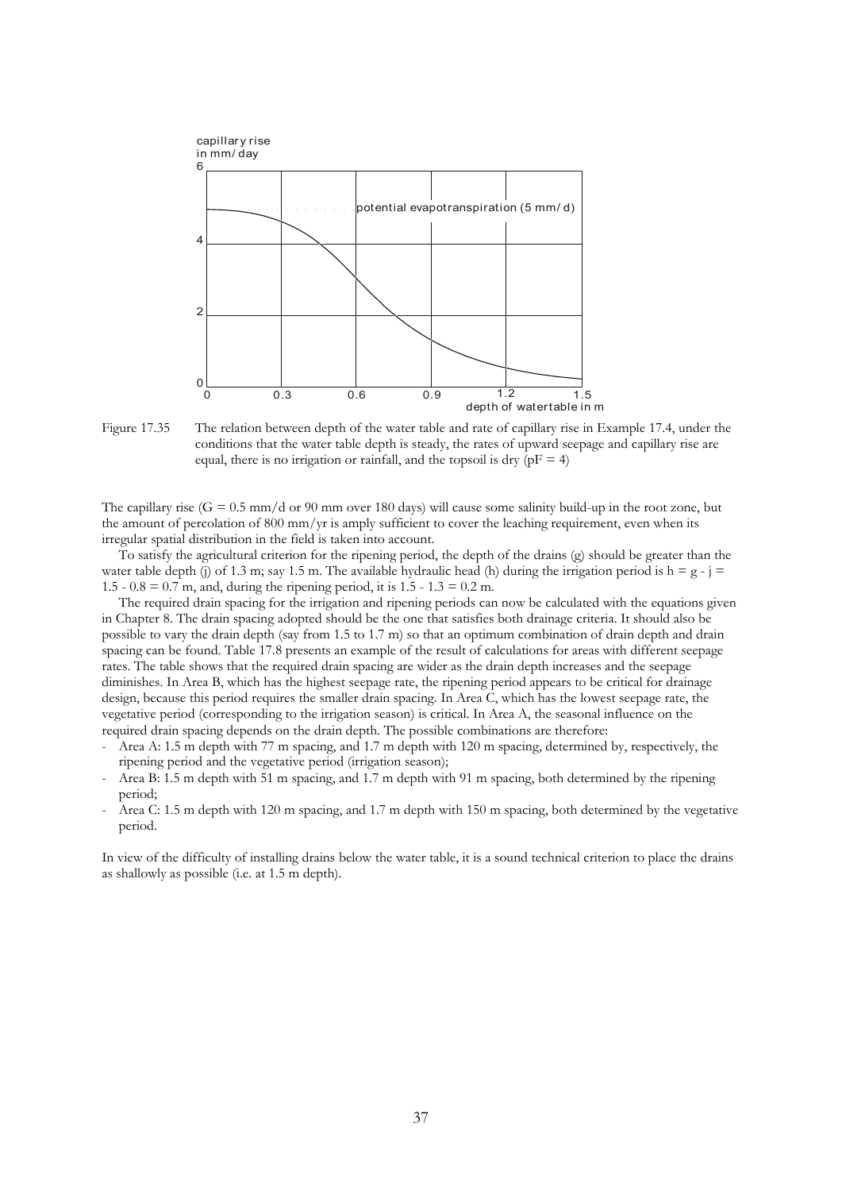Figure 17.35 The relation between depth of the water table and rate of capillary rise in Example 17.4, under the conditions that the water table depth is steady, the rates of upward seepage and capillary rise are equal, there is no irrigation or rainfall, and the topsoil is dry (pF = 4)

The capillary rise (G = 0.5 mm/d or 90 mm over 180 days) will cause some salinity build-up in the root zone, but the amount of percolation of 800 mm/yr is amply sufficient to cover the leaching requirement, even when its irregular spatial distribution in the field is taken into account.

To satisfy the agricultural criterion for the ripening period, the depth of the drains (g) should be greater than the water table depth (j) of 1.3 m; say 1.5 m. The available hydraulic head (h) during the irrigation period is $h = g - j = 1.5 - 0.8 = 0.7$ m, and, during the ripening period, it is $1.5 - 1.3 = 0.2$ m.

The required drain spacing for the irrigation and ripening periods can now be calculated with the equations given in Chapter 8. The drain spacing adopted should be the one that satisfies both drainage criteria. It should also be possible to vary the drain depth (say from 1.5 to 1.7 m) so that an optimum combination of drain depth and drain spacing can be found. Table 17.8 presents an example of the result of calculations for areas with different seepage rates. The table shows that the required drain spacing are wider as the drain depth increases and the seepage diminishes. In Area B, which has the highest seepage rate, the ripening period appears to be critical for drainage design, because this period requires the smaller drain spacing. In Area C, which has the lowest seepage rate, the vegetative period (corresponding to the irrigation season) is critical. In Area A, the seasonal influence on the required drain spacing depends on the drain depth. The possible combinations are therefore:

- Area A: 1.5 m depth with 77 m spacing, and 1.7 m depth with 120 m spacing, determined by, respectively, the ripening period and the vegetative period (irrigation season);
- Area B: 1.5 m depth with 51 m spacing, and 1.7 m depth with 91 m spacing, both determined by the ripening period;
- Area C: 1.5 m depth with 120 m spacing, and 1.7 m depth with 150 m spacing, both determined by the vegetative period.

In view of the difficulty of installing drains below the water table, it is a sound technical criterion to place the drains as shallowly as possible (i.e. at 1.5 m depth).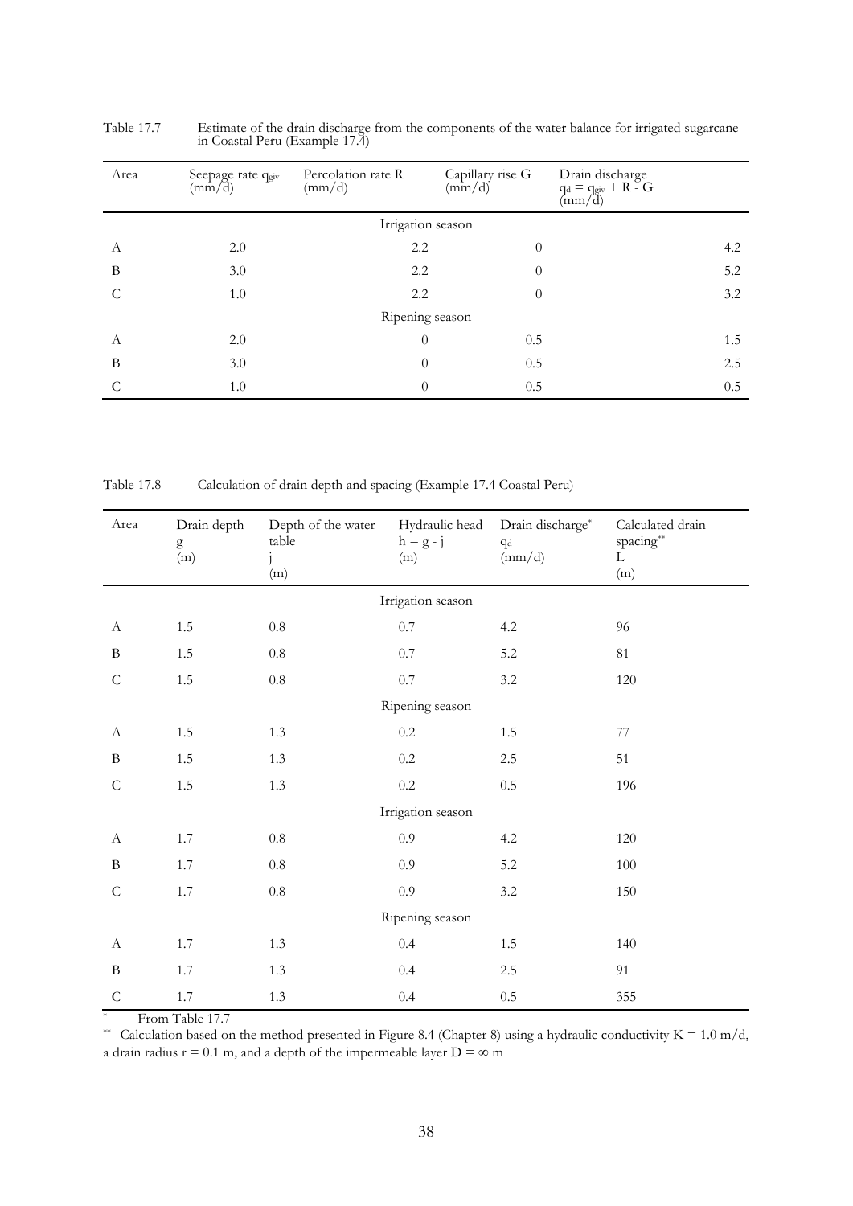Table 17.7 Estimate of the drain discharge from the components of the water balance for irrigated sugarcane in Coastal Peru (Example 17.4)

| Area | Seepage rate $q_{giv}$ (mm/d) | Percolation rate R (mm/d) | Capillary rise G (mm/d) | Drain discharge $q_d = q_{giv} + R - G$ (mm/d) |
|---|---|---|---|---|
| | | Irrigation season | | |
| A | 2.0 | 2.2 | 0 | 4.2 |
| B | 3.0 | 2.2 | 0 | 5.2 |
| C | 1.0 | 2.2 | 0 | 3.2 |
| | | Ripening season | | |
| A | 2.0 | 0 | 0.5 | 1.5 |
| B | 3.0 | 0 | 0.5 | 2.5 |
| C | 1.0 | 0 | 0.5 | 0.5 |

Table 17.8 Calculation of drain depth and spacing (Example 17.4 Coastal Peru)

| Area | Drain depth g (m) | Depth of the water table j (m) | Hydraulic head h = g - j (m) | Drain discharge* $q_d$ (mm/d) | Calculated drain spacing** L (m) |
|---|---|---|---|---|---|
| | | | Irrigation season | | |
| A | 1.5 | 0.8 | 0.7 | 4.2 | 96 |
| B | 1.5 | 0.8 | 0.7 | 5.2 | 81 |
| C | 1.5 | 0.8 | 0.7 | 3.2 | 120 |
| | | | Ripening season | | |
| A | 1.5 | 1.3 | 0.2 | 1.5 | 77 |
| B | 1.5 | 1.3 | 0.2 | 2.5 | 51 |
| C | 1.5 | 1.3 | 0.2 | 0.5 | 196 |
| | | | Irrigation season | | |
| A | 1.7 | 0.8 | 0.9 | 4.2 | 120 |
| B | 1.7 | 0.8 | 0.9 | 5.2 | 100 |
| C | 1.7 | 0.8 | 0.9 | 3.2 | 150 |
| | | | Ripening season | | |
| A | 1.7 | 1.3 | 0.4 | 1.5 | 140 |
| B | 1.7 | 1.3 | 0.4 | 2.5 | 91 |
| C | 1.7 | 1.3 | 0.4 | 0.5 | 355 |

\* From Table 17.7

\*\* Calculation based on the method presented in Figure 8.4 (Chapter 8) using a hydraulic conductivity K = 1.0 m/d, a drain radius r = 0.1 m, and a depth of the impermeable layer $D = \infty$ m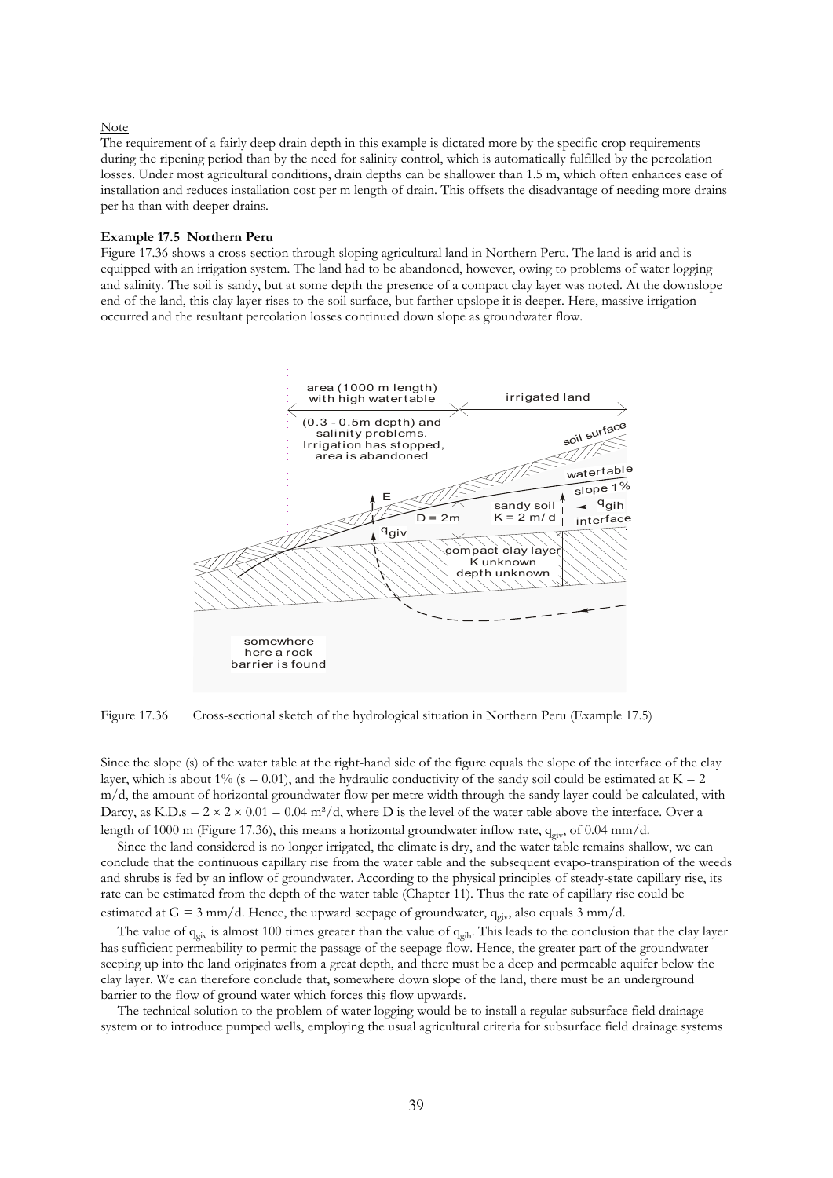Note

The requirement of a fairly deep drain depth in this example is dictated more by the specific crop requirements during the ripening period than by the need for salinity control, which is automatically fulfilled by the percolation losses. Under most agricultural conditions, drain depths can be shallower than 1.5 m, which often enhances ease of installation and reduces installation cost per m length of drain. This offsets the disadvantage of needing more drains per ha than with deeper drains.

**Example 17.5 Northern Peru**

Figure 17.36 shows a cross-section through sloping agricultural land in Northern Peru. The land is arid and is equipped with an irrigation system. The land had to be abandoned, however, owing to problems of water logging and salinity. The soil is sandy, but at some depth the presence of a compact clay layer was noted. At the downslope end of the land, this clay layer rises to the soil surface, but farther upslope it is deeper. Here, massive irrigation occurred and the resultant percolation losses continued down slope as groundwater flow.

Figure 17.36 Cross-sectional sketch of the hydrological situation in Northern Peru (Example 17.5)

Since the slope (s) of the water table at the right-hand side of the figure equals the slope of the interface of the clay layer, which is about 1% (s = 0.01), and the hydraulic conductivity of the sandy soil could be estimated at K = 2 m/d, the amount of horizontal groundwater flow per metre width through the sandy layer could be calculated, with Darcy, as K.D.s = 2 × 2 × 0.01 = 0.04 m²/d, where D is the level of the water table above the interface. Over a length of 1000 m (Figure 17.36), this means a horizontal groundwater inflow rate, $q_{giv}$, of 0.04 mm/d.

Since the land considered is no longer irrigated, the climate is dry, and the water table remains shallow, we can conclude that the continuous capillary rise from the water table and the subsequent evapo-transpiration of the weeds and shrubs is fed by an inflow of groundwater. According to the physical principles of steady-state capillary rise, its rate can be estimated from the depth of the water table (Chapter 11). Thus the rate of capillary rise could be estimated at G = 3 mm/d. Hence, the upward seepage of groundwater, $q_{giv}$, also equals 3 mm/d.

The value of $q_{giv}$ is almost 100 times greater than the value of $q_{gih}$. This leads to the conclusion that the clay layer has sufficient permeability to permit the passage of the seepage flow. Hence, the greater part of the groundwater seeping up into the land originates from a great depth, and there must be a deep and permeable aquifer below the clay layer. We can therefore conclude that, somewhere down slope of the land, there must be an underground barrier to the flow of ground water which forces this flow upwards.

The technical solution to the problem of water logging would be to install a regular subsurface field drainage system or to introduce pumped wells, employing the usual agricultural criteria for subsurface field drainage systems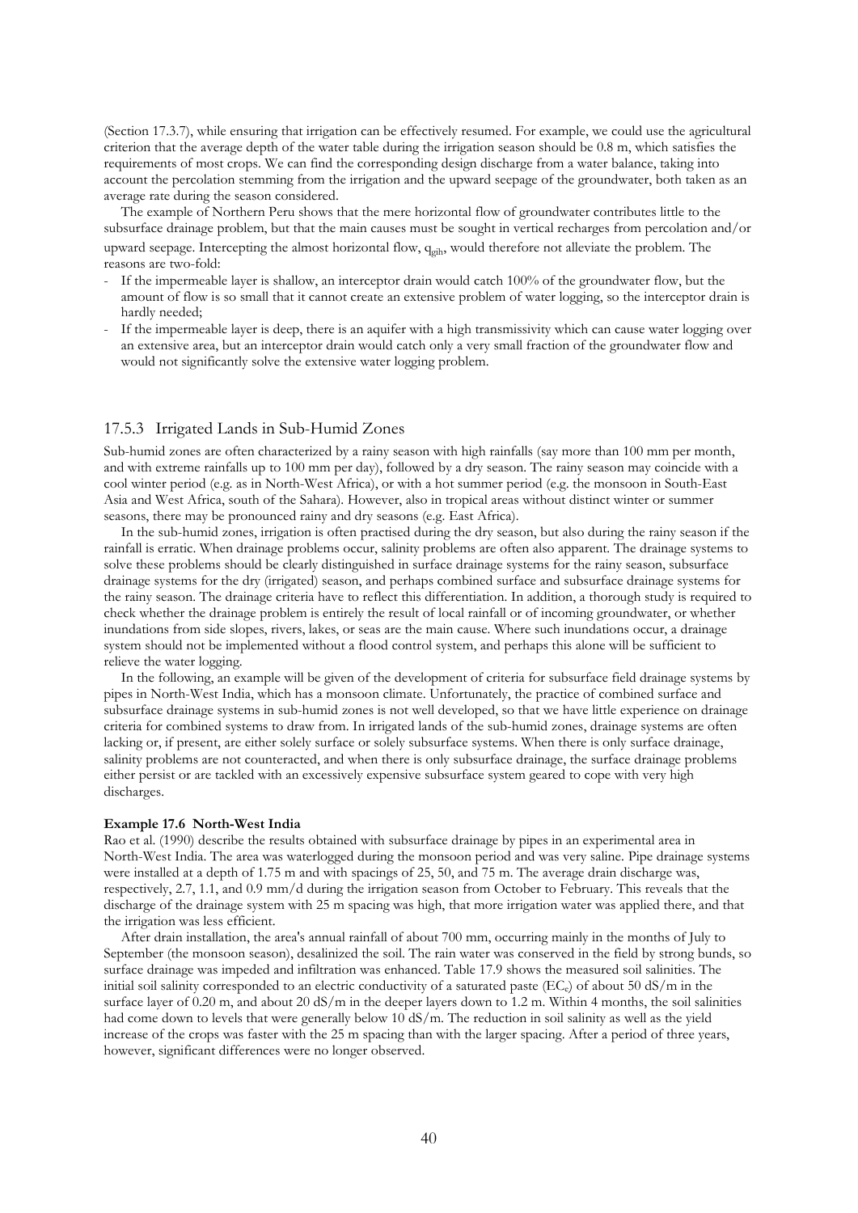(Section 17.3.7), while ensuring that irrigation can be effectively resumed. For example, we could use the agricultural criterion that the average depth of the water table during the irrigation season should be 0.8 m, which satisfies the requirements of most crops. We can find the corresponding design discharge from a water balance, taking into account the percolation stemming from the irrigation and the upward seepage of the groundwater, both taken as an average rate during the season considered.

The example of Northern Peru shows that the mere horizontal flow of groundwater contributes little to the subsurface drainage problem, but that the main causes must be sought in vertical recharges from percolation and/or upward seepage. Intercepting the almost horizontal flow, $q_{gih}$, would therefore not alleviate the problem. The reasons are two-fold:

- If the impermeable layer is shallow, an interceptor drain would catch 100% of the groundwater flow, but the amount of flow is so small that it cannot create an extensive problem of water logging, so the interceptor drain is hardly needed;
- If the impermeable layer is deep, there is an aquifer with a high transmissivity which can cause water logging over an extensive area, but an interceptor drain would catch only a very small fraction of the groundwater flow and would not significantly solve the extensive water logging problem.

### 17.5.3 Irrigated Lands in Sub-Humid Zones

Sub-humid zones are often characterized by a rainy season with high rainfalls (say more than 100 mm per month, and with extreme rainfalls up to 100 mm per day), followed by a dry season. The rainy season may coincide with a cool winter period (e.g. as in North-West Africa), or with a hot summer period (e.g. the monsoon in South-East Asia and West Africa, south of the Sahara). However, also in tropical areas without distinct winter or summer seasons, there may be pronounced rainy and dry seasons (e.g. East Africa).

In the sub-humid zones, irrigation is often practised during the dry season, but also during the rainy season if the rainfall is erratic. When drainage problems occur, salinity problems are often also apparent. The drainage systems to solve these problems should be clearly distinguished in surface drainage systems for the rainy season, subsurface drainage systems for the dry (irrigated) season, and perhaps combined surface and subsurface drainage systems for the rainy season. The drainage criteria have to reflect this differentiation. In addition, a thorough study is required to check whether the drainage problem is entirely the result of local rainfall or of incoming groundwater, or whether inundations from side slopes, rivers, lakes, or seas are the main cause. Where such inundations occur, a drainage system should not be implemented without a flood control system, and perhaps this alone will be sufficient to relieve the water logging.

In the following, an example will be given of the development of criteria for subsurface field drainage systems by pipes in North-West India, which has a monsoon climate. Unfortunately, the practice of combined surface and subsurface drainage systems in sub-humid zones is not well developed, so that we have little experience on drainage criteria for combined systems to draw from. In irrigated lands of the sub-humid zones, drainage systems are often lacking or, if present, are either solely surface or solely subsurface systems. When there is only surface drainage, salinity problems are not counteracted, and when there is only subsurface drainage, the surface drainage problems either persist or are tackled with an excessively expensive subsurface system geared to cope with very high discharges.

**Example 17.6 North-West India**

Rao et al. (1990) describe the results obtained with subsurface drainage by pipes in an experimental area in North-West India. The area was waterlogged during the monsoon period and was very saline. Pipe drainage systems were installed at a depth of 1.75 m and with spacings of 25, 50, and 75 m. The average drain discharge was, respectively, 2.7, 1.1, and 0.9 mm/d during the irrigation season from October to February. This reveals that the discharge of the drainage system with 25 m spacing was high, that more irrigation water was applied there, and that the irrigation was less efficient.

After drain installation, the area's annual rainfall of about 700 mm, occurring mainly in the months of July to September (the monsoon season), desalinized the soil. The rain water was conserved in the field by strong bunds, so surface drainage was impeded and infiltration was enhanced. Table 17.9 shows the measured soil salinities. The initial soil salinity corresponded to an electric conductivity of a saturated paste ($EC_e$) of about 50 dS/m in the surface layer of 0.20 m, and about 20 dS/m in the deeper layers down to 1.2 m. Within 4 months, the soil salinities had come down to levels that were generally below 10 dS/m. The reduction in soil salinity as well as the yield increase of the crops was faster with the 25 m spacing than with the larger spacing. After a period of three years, however, significant differences were no longer observed.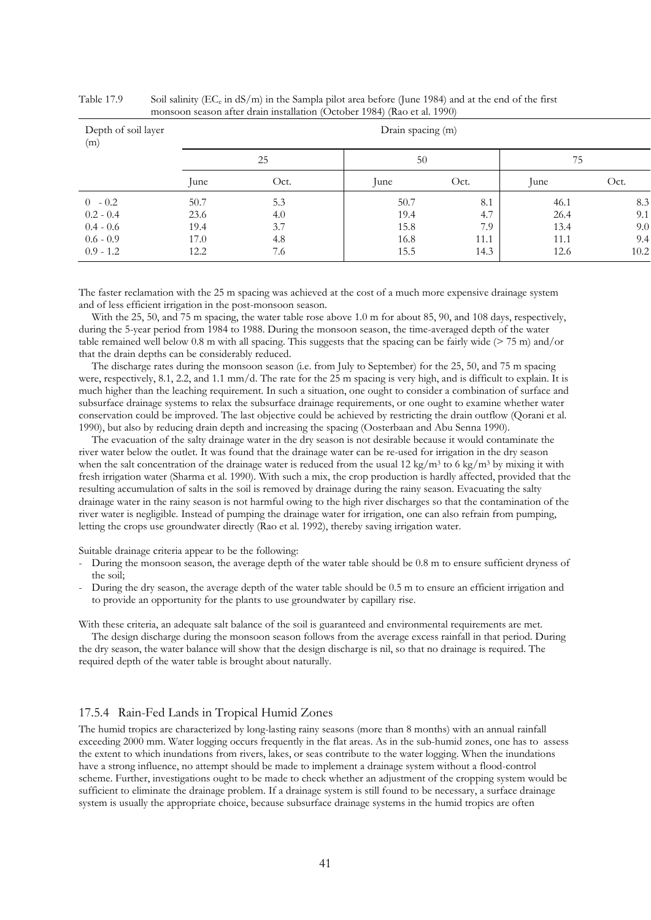Table 17.9 Soil salinity ($EC_e$ in dS/m) in the Sampla pilot area before (June 1984) and at the end of the first monsoon season after drain installation (October 1984) (Rao et al. 1990)

| Depth of soil layer (m) | Drain spacing (m) | | | | | |
|---|---|---|---|---|---|---|
| | 25 | | 50 | | 75 | |
| | June | Oct. | June | Oct. | June | Oct. |
| 0 - 0.2 | 50.7 | 5.3 | 50.7 | 8.1 | 46.1 | 8.3 |
| 0.2 - 0.4 | 23.6 | 4.0 | 19.4 | 4.7 | 26.4 | 9.1 |
| 0.4 - 0.6 | 19.4 | 3.7 | 15.8 | 7.9 | 13.4 | 9.0 |
| 0.6 - 0.9 | 17.0 | 4.8 | 16.8 | 11.1 | 11.1 | 9.4 |
| 0.9 - 1.2 | 12.2 | 7.6 | 15.5 | 14.3 | 12.6 | 10.2 |

The faster reclamation with the 25 m spacing was achieved at the cost of a much more expensive drainage system and of less efficient irrigation in the post-monsoon season.

With the 25, 50, and 75 m spacing, the water table rose above 1.0 m for about 85, 90, and 108 days, respectively, during the 5-year period from 1984 to 1988. During the monsoon season, the time-averaged depth of the water table remained well below 0.8 m with all spacing. This suggests that the spacing can be fairly wide (> 75 m) and/or that the drain depths can be considerably reduced.

The discharge rates during the monsoon season (i.e. from July to September) for the 25, 50, and 75 m spacing were, respectively, 8.1, 2.2, and 1.1 mm/d. The rate for the 25 m spacing is very high, and is difficult to explain. It is much higher than the leaching requirement. In such a situation, one ought to consider a combination of surface and subsurface drainage systems to relax the subsurface drainage requirements, or one ought to examine whether water conservation could be improved. The last objective could be achieved by restricting the drain outflow (Qorani et al. 1990), but also by reducing drain depth and increasing the spacing (Oosterbaan and Abu Senna 1990).

The evacuation of the salty drainage water in the dry season is not desirable because it would contaminate the river water below the outlet. It was found that the drainage water can be re-used for irrigation in the dry season when the salt concentration of the drainage water is reduced from the usual 12 kg/m$^3$ to 6 kg/m$^3$ by mixing it with fresh irrigation water (Sharma et al. 1990). With such a mix, the crop production is hardly affected, provided that the resulting accumulation of salts in the soil is removed by drainage during the rainy season. Evacuating the salty drainage water in the rainy season is not harmful owing to the high river discharges so that the contamination of the river water is negligible. Instead of pumping the drainage water for irrigation, one can also refrain from pumping, letting the crops use groundwater directly (Rao et al. 1992), thereby saving irrigation water.

Suitable drainage criteria appear to be the following:

- During the monsoon season, the average depth of the water table should be 0.8 m to ensure sufficient dryness of the soil;
- During the dry season, the average depth of the water table should be 0.5 m to ensure an efficient irrigation and to provide an opportunity for the plants to use groundwater by capillary rise.

With these criteria, an adequate salt balance of the soil is guaranteed and environmental requirements are met.

The design discharge during the monsoon season follows from the average excess rainfall in that period. During the dry season, the water balance will show that the design discharge is nil, so that no drainage is required. The required depth of the water table is brought about naturally.

### 17.5.4 Rain-Fed Lands in Tropical Humid Zones

The humid tropics are characterized by long-lasting rainy seasons (more than 8 months) with an annual rainfall exceeding 2000 mm. Water logging occurs frequently in the flat areas. As in the sub-humid zones, one has to assess the extent to which inundations from rivers, lakes, or seas contribute to the water logging. When the inundations have a strong influence, no attempt should be made to implement a drainage system without a flood-control scheme. Further, investigations ought to be made to check whether an adjustment of the cropping system would be sufficient to eliminate the drainage problem. If a drainage system is still found to be necessary, a surface drainage system is usually the appropriate choice, because subsurface drainage systems in the humid tropics are often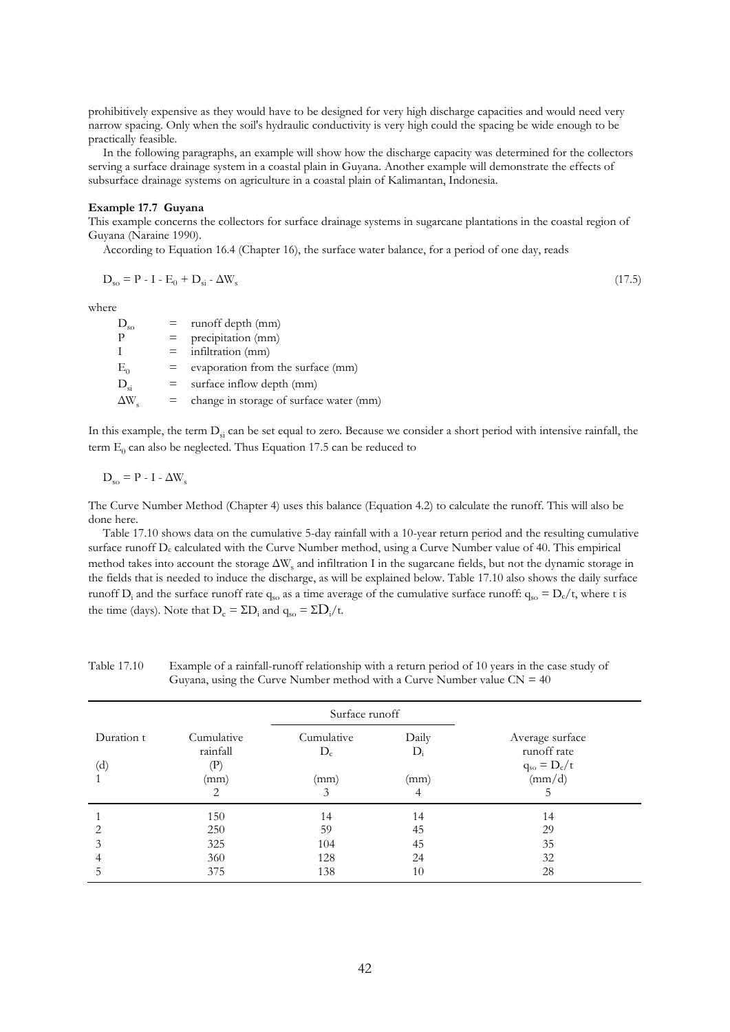prohibitively expensive as they would have to be designed for very high discharge capacities and would need very narrow spacing. Only when the soil's hydraulic conductivity is very high could the spacing be wide enough to be practically feasible.

In the following paragraphs, an example will show how the discharge capacity was determined for the collectors serving a surface drainage system in a coastal plain in Guyana. Another example will demonstrate the effects of subsurface drainage systems on agriculture in a coastal plain of Kalimantan, Indonesia.

**Example 17.7 Guyana**

This example concerns the collectors for surface drainage systems in sugarcane plantations in the coastal region of Guyana (Naraine 1990).

According to Equation 16.4 (Chapter 16), the surface water balance, for a period of one day, reads

$$D_{so} = P - I - E_0 + D_{si} - \Delta W_s \tag{17.5}$$

where

| | | |
|---|---|---|
| $D_{so}$ | = | runoff depth (mm) |
| $P$ | = | precipitation (mm) |
| $I$ | = | infiltration (mm) |
| $E_0$ | = | evaporation from the surface (mm) |
| $D_{si}$ | = | surface inflow depth (mm) |
| $\Delta W_s$ | = | change in storage of surface water (mm) |

In this example, the term $D_{si}$ can be set equal to zero. Because we consider a short period with intensive rainfall, the term $E_0$ can also be neglected. Thus Equation 17.5 can be reduced to

$$D_{so} = P - I - \Delta W_s$$

The Curve Number Method (Chapter 4) uses this balance (Equation 4.2) to calculate the runoff. This will also be done here.

Table 17.10 shows data on the cumulative 5-day rainfall with a 10-year return period and the resulting cumulative surface runoff $D_c$ calculated with the Curve Number method, using a Curve Number value of 40. This empirical method takes into account the storage $\Delta W_s$ and infiltration I in the sugarcane fields, but not the dynamic storage in the fields that is needed to induce the discharge, as will be explained below. Table 17.10 also shows the daily surface runoff $D_i$ and the surface runoff rate $q_{so}$ as a time average of the cumulative surface runoff: $q_{so} = D_c/t$, where t is the time (days). Note that $D_c = \Sigma D_i$ and $q_{so} = \Sigma D_i/t$.

Table 17.10 Example of a rainfall-runoff relationship with a return period of 10 years in the case study of Guyana, using the Curve Number method with a Curve Number value CN = 40

| Duration t (d) 1 | Cumulative rainfall (P) (mm) 2 | Surface runoff: Cumulative $D_c$ (mm) 3 | Surface runoff: Daily $D_i$ (mm) 4 | Average surface runoff rate $q_{so} = D_c/t$ (mm/d) 5 |
|---|---|---|---|---|
| 1 | 150 | 14 | 14 | 14 |
| 2 | 250 | 59 | 45 | 29 |
| 3 | 325 | 104 | 45 | 35 |
| 4 | 360 | 128 | 24 | 32 |
| 5 | 375 | 138 | 10 | 28 |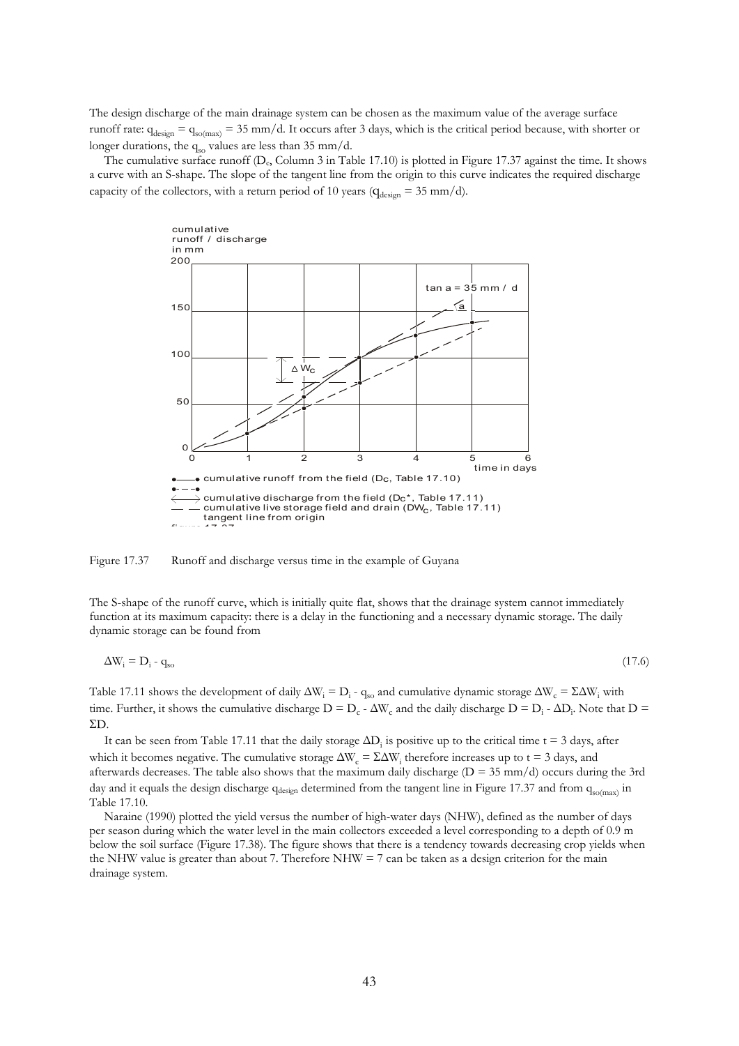The design discharge of the main drainage system can be chosen as the maximum value of the average surface runoff rate: $q_{design} = q_{so(max)} = 35$ mm/d. It occurs after 3 days, which is the critical period because, with shorter or longer durations, the $q_{so}$ values are less than 35 mm/d.

The cumulative surface runoff ($D_c$, Column 3 in Table 17.10) is plotted in Figure 17.37 against the time. It shows a curve with an S-shape. The slope of the tangent line from the origin to this curve indicates the required discharge capacity of the collectors, with a return period of 10 years ($q_{design} = 35$ mm/d).

Figure 17.37 Runoff and discharge versus time in the example of Guyana

The S-shape of the runoff curve, which is initially quite flat, shows that the drainage system cannot immediately function at its maximum capacity: there is a delay in the functioning and a necessary dynamic storage. The daily dynamic storage can be found from

$$\Delta W_i = D_i - q_{so} \tag{17.6}$$

Table 17.11 shows the development of daily $\Delta W_i = D_i - q_{so}$ and cumulative dynamic storage $\Delta W_c = \Sigma \Delta W_i$ with time. Further, it shows the cumulative discharge $D = D_c - \Delta W_c$ and the daily discharge $D = D_i - \Delta D_i$. Note that $D = \Sigma D$.

It can be seen from Table 17.11 that the daily storage $\Delta D_i$ is positive up to the critical time t = 3 days, after which it becomes negative. The cumulative storage $\Delta W_c = \Sigma \Delta W_i$ therefore increases up to t = 3 days, and afterwards decreases. The table also shows that the maximum daily discharge (D = 35 mm/d) occurs during the 3rd day and it equals the design discharge $q_{design}$ determined from the tangent line in Figure 17.37 and from $q_{so(max)}$ in Table 17.10.

Naraine (1990) plotted the yield versus the number of high-water days (NHW), defined as the number of days per season during which the water level in the main collectors exceeded a level corresponding to a depth of 0.9 m below the soil surface (Figure 17.38). The figure shows that there is a tendency towards decreasing crop yields when the NHW value is greater than about 7. Therefore NHW = 7 can be taken as a design criterion for the main drainage system.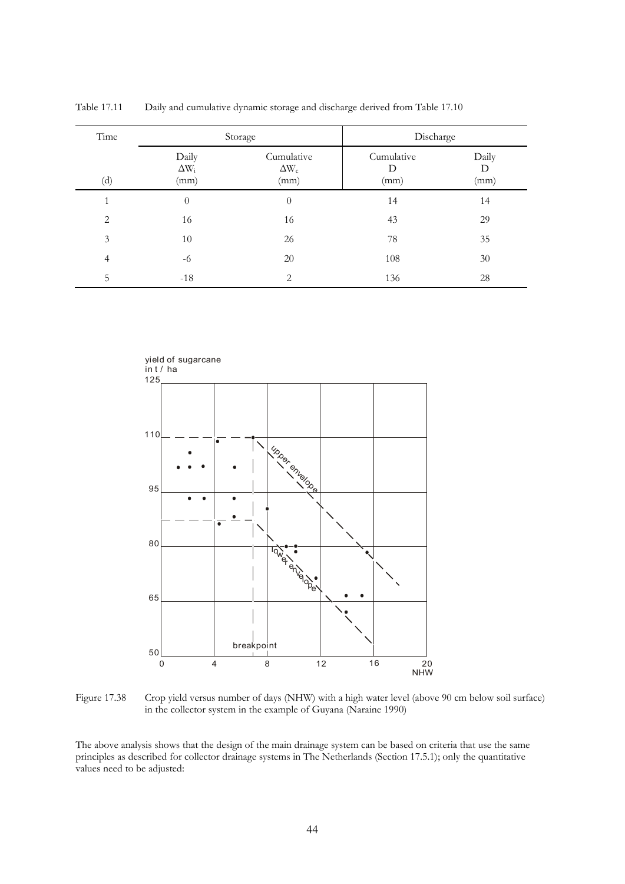Table 17.11 Daily and cumulative dynamic storage and discharge derived from Table 17.10

| Time | Storage | | Discharge | |
|---|---|---|---|---|
| | Daily $\Delta W_i$ (mm) | Cumulative $\Delta W_c$ (mm) | Cumulative D (mm) | Daily D (mm) |
| (d) | | | | |
| 1 | 0 | 0 | 14 | 14 |
| 2 | 16 | 16 | 43 | 29 |
| 3 | 10 | 26 | 78 | 35 |
| 4 | -6 | 20 | 108 | 30 |
| 5 | -18 | 2 | 136 | 28 |

Figure 17.38 Crop yield versus number of days (NHW) with a high water level (above 90 cm below soil surface) in the collector system in the example of Guyana (Naraine 1990)

The above analysis shows that the design of the main drainage system can be based on criteria that use the same principles as described for collector drainage systems in The Netherlands (Section 17.5.1); only the quantitative values need to be adjusted: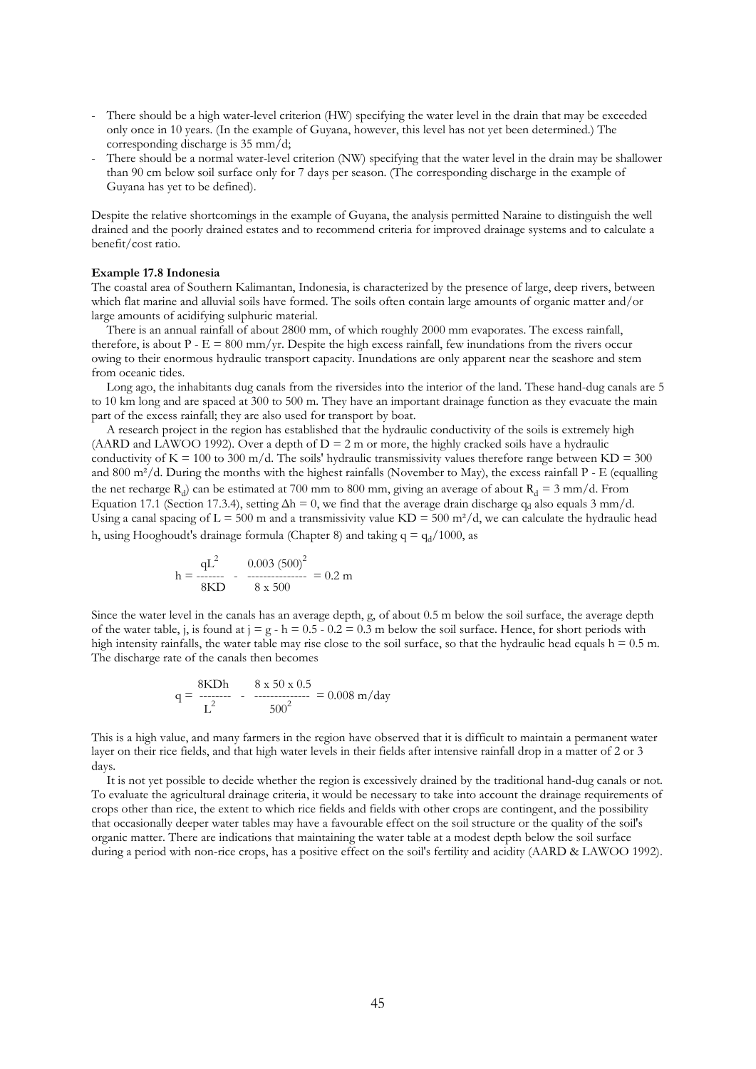- There should be a high water-level criterion (HW) specifying the water level in the drain that may be exceeded only once in 10 years. (In the example of Guyana, however, this level has not yet been determined.) The corresponding discharge is 35 mm/d;
- There should be a normal water-level criterion (NW) specifying that the water level in the drain may be shallower than 90 cm below soil surface only for 7 days per season. (The corresponding discharge in the example of Guyana has yet to be defined).

Despite the relative shortcomings in the example of Guyana, the analysis permitted Naraine to distinguish the well drained and the poorly drained estates and to recommend criteria for improved drainage systems and to calculate a benefit/cost ratio.

**Example 17.8 Indonesia**

The coastal area of Southern Kalimantan, Indonesia, is characterized by the presence of large, deep rivers, between which flat marine and alluvial soils have formed. The soils often contain large amounts of organic matter and/or large amounts of acidifying sulphuric material.

There is an annual rainfall of about 2800 mm, of which roughly 2000 mm evaporates. The excess rainfall, therefore, is about P - E = 800 mm/yr. Despite the high excess rainfall, few inundations from the rivers occur owing to their enormous hydraulic transport capacity. Inundations are only apparent near the seashore and stem from oceanic tides.

Long ago, the inhabitants dug canals from the riversides into the interior of the land. These hand-dug canals are 5 to 10 km long and are spaced at 300 to 500 m. They have an important drainage function as they evacuate the main part of the excess rainfall; they are also used for transport by boat.

A research project in the region has established that the hydraulic conductivity of the soils is extremely high (AARD and LAWOO 1992). Over a depth of D = 2 m or more, the highly cracked soils have a hydraulic conductivity of K = 100 to 300 m/d. The soils' hydraulic transmissivity values therefore range between KD = 300 and 800 m²/d. During the months with the highest rainfalls (November to May), the excess rainfall P - E (equalling the net recharge $R_d$) can be estimated at 700 mm to 800 mm, giving an average of about $R_d$ = 3 mm/d. From Equation 17.1 (Section 17.3.4), setting $\Delta h = 0$, we find that the average drain discharge $q_d$ also equals 3 mm/d. Using a canal spacing of L = 500 m and a transmissivity value KD = 500 m²/d, we can calculate the hydraulic head h, using Hooghoudt's drainage formula (Chapter 8) and taking $q = q_d/1000$, as

$$h = \frac{qL^2}{8KD} - \frac{0.003\,(500)^2}{8 \times 500} = 0.2 \text{ m}$$

Since the water level in the canals has an average depth, g, of about 0.5 m below the soil surface, the average depth of the water table, j, is found at j = g - h = 0.5 - 0.2 = 0.3 m below the soil surface. Hence, for short periods with high intensity rainfalls, the water table may rise close to the soil surface, so that the hydraulic head equals h = 0.5 m. The discharge rate of the canals then becomes

$$q = \frac{8KDh}{L^2} - \frac{8 \times 50 \times 0.5}{500^2} = 0.008 \text{ m/day}$$

This is a high value, and many farmers in the region have observed that it is difficult to maintain a permanent water layer on their rice fields, and that high water levels in their fields after intensive rainfall drop in a matter of 2 or 3 days.

It is not yet possible to decide whether the region is excessively drained by the traditional hand-dug canals or not. To evaluate the agricultural drainage criteria, it would be necessary to take into account the drainage requirements of crops other than rice, the extent to which rice fields and fields with other crops are contingent, and the possibility that occasionally deeper water tables may have a favourable effect on the soil structure or the quality of the soil's organic matter. There are indications that maintaining the water table at a modest depth below the soil surface during a period with non-rice crops, has a positive effect on the soil's fertility and acidity (AARD & LAWOO 1992).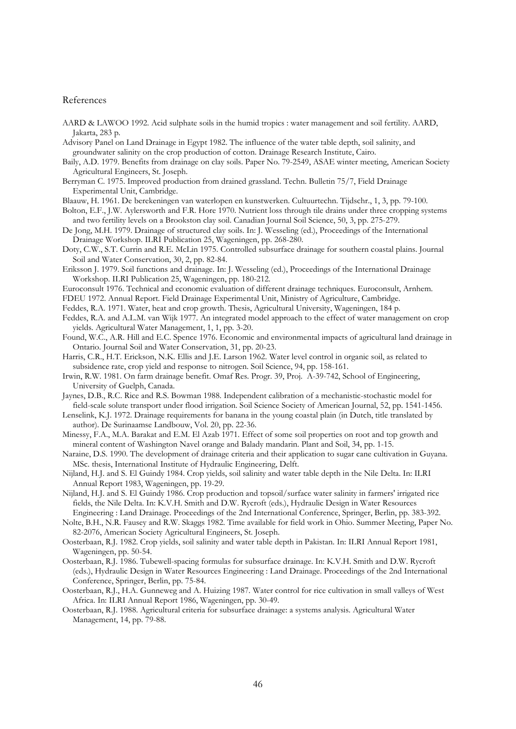# References

AARD & LAWOO 1992. Acid sulphate soils in the humid tropics : water management and soil fertility. AARD, Jakarta, 283 p.

Advisory Panel on Land Drainage in Egypt 1982. The influence of the water table depth, soil salinity, and groundwater salinity on the crop production of cotton. Drainage Research Institute, Cairo.

Baily, A.D. 1979. Benefits from drainage on clay soils. Paper No. 79-2549, ASAE winter meeting, American Society Agricultural Engineers, St. Joseph.

Berryman C. 1975. Improved production from drained grassland. Techn. Bulletin 75/7, Field Drainage Experimental Unit, Cambridge.

Blaauw, H. 1961. De berekeningen van waterlopen en kunstwerken. Cultuurtechn. Tijdschr., 1, 3, pp. 79-100.

Bolton, E.F., J.W. Aylersworth and F.R. Hore 1970. Nutrient loss through tile drains under three cropping systems and two fertility levels on a Brookston clay soil. Canadian Journal Soil Science, 50, 3, pp. 275-279.

De Jong, M.H. 1979. Drainage of structured clay soils. In: J. Wesseling (ed.), Proceedings of the International Drainage Workshop. ILRI Publication 25, Wageningen, pp. 268-280.

Doty, C.W., S.T. Currin and R.E. McLin 1975. Controlled subsurface drainage for southern coastal plains. Journal Soil and Water Conservation, 30, 2, pp. 82-84.

Eriksson J. 1979. Soil functions and drainage. In: J. Wesseling (ed.), Proceedings of the International Drainage Workshop. ILRI Publication 25, Wageningen, pp. 180-212.

Euroconsult 1976. Technical and economic evaluation of different drainage techniques. Euroconsult, Arnhem.

FDEU 1972. Annual Report. Field Drainage Experimental Unit, Ministry of Agriculture, Cambridge.

Feddes, R.A. 1971. Water, heat and crop growth. Thesis, Agricultural University, Wageningen, 184 p.

Feddes, R.A. and A.L.M. van Wijk 1977. An integrated model approach to the effect of water management on crop yields. Agricultural Water Management, 1, 1, pp. 3-20.

Found, W.C., A.R. Hill and E.C. Spence 1976. Economic and environmental impacts of agricultural land drainage in Ontario. Journal Soil and Water Conservation, 31, pp. 20-23.

Harris, C.R., H.T. Erickson, N.K. Ellis and J.E. Larson 1962. Water level control in organic soil, as related to subsidence rate, crop yield and response to nitrogen. Soil Science, 94, pp. 158-161.

Irwin, R.W. 1981. On farm drainage benefit. Omaf Res. Progr. 39, Proj. A-39-742, School of Engineering, University of Guelph, Canada.

Jaynes, D.B., R.C. Rice and R.S. Bowman 1988. Independent calibration of a mechanistic-stochastic model for field-scale solute transport under flood irrigation. Soil Science Society of American Journal, 52, pp. 1541-1456.

Lenselink, K.J. 1972. Drainage requirements for banana in the young coastal plain (in Dutch, title translated by author). De Surinaamse Landbouw, Vol. 20, pp. 22-36.

Minessy, F.A., M.A. Barakat and E.M. El Azab 1971. Effect of some soil properties on root and top growth and mineral content of Washington Navel orange and Balady mandarin. Plant and Soil, 34, pp. 1-15.

Naraine, D.S. 1990. The development of drainage criteria and their application to sugar cane cultivation in Guyana. MSc. thesis, International Institute of Hydraulic Engineering, Delft.

Nijland, H.J. and S. El Guindy 1984. Crop yields, soil salinity and water table depth in the Nile Delta. In: ILRI Annual Report 1983, Wageningen, pp. 19-29.

Nijland, H.J. and S. El Guindy 1986. Crop production and topsoil/surface water salinity in farmers' irrigated rice fields, the Nile Delta. In: K.V.H. Smith and D.W. Rycroft (eds.), Hydraulic Design in Water Resources Engineering : Land Drainage. Proceedings of the 2nd International Conference, Springer, Berlin, pp. 383-392.

Nolte, B.H., N.R. Fausey and R.W. Skaggs 1982. Time available for field work in Ohio. Summer Meeting, Paper No. 82-2076, American Society Agricultural Engineers, St. Joseph.

Oosterbaan, R.J. 1982. Crop yields, soil salinity and water table depth in Pakistan. In: ILRI Annual Report 1981, Wageningen, pp. 50-54.

Oosterbaan, R.J. 1986. Tubewell-spacing formulas for subsurface drainage. In: K.V.H. Smith and D.W. Rycroft (eds.), Hydraulic Design in Water Resources Engineering : Land Drainage. Proceedings of the 2nd International Conference, Springer, Berlin, pp. 75-84.

Oosterbaan, R.J., H.A. Gunneweg and A. Huizing 1987. Water control for rice cultivation in small valleys of West Africa. In: ILRI Annual Report 1986, Wageningen, pp. 30-49.

Oosterbaan, R.J. 1988. Agricultural criteria for subsurface drainage: a systems analysis. Agricultural Water Management, 14, pp. 79-88.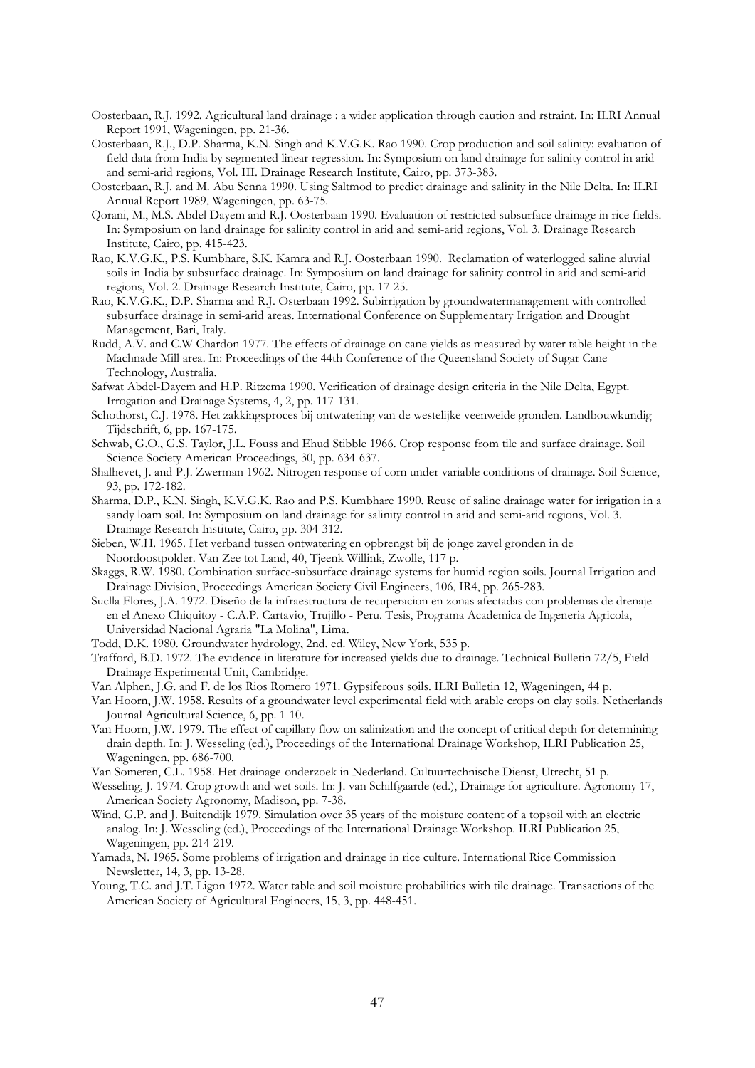Oosterbaan, R.J. 1992. Agricultural land drainage : a wider application through caution and rstraint. In: ILRI Annual Report 1991, Wageningen, pp. 21-36.

Oosterbaan, R.J., D.P. Sharma, K.N. Singh and K.V.G.K. Rao 1990. Crop production and soil salinity: evaluation of field data from India by segmented linear regression. In: Symposium on land drainage for salinity control in arid and semi-arid regions, Vol. III. Drainage Research Institute, Cairo, pp. 373-383.

Oosterbaan, R.J. and M. Abu Senna 1990. Using Saltmod to predict drainage and salinity in the Nile Delta. In: ILRI Annual Report 1989, Wageningen, pp. 63-75.

Qorani, M., M.S. Abdel Dayem and R.J. Oosterbaan 1990. Evaluation of restricted subsurface drainage in rice fields. In: Symposium on land drainage for salinity control in arid and semi-arid regions, Vol. 3. Drainage Research Institute, Cairo, pp. 415-423.

Rao, K.V.G.K., P.S. Kumbhare, S.K. Kamra and R.J. Oosterbaan 1990. Reclamation of waterlogged saline aluvial soils in India by subsurface drainage. In: Symposium on land drainage for salinity control in arid and semi-arid regions, Vol. 2. Drainage Research Institute, Cairo, pp. 17-25.

Rao, K.V.G.K., D.P. Sharma and R.J. Osterbaan 1992. Subirrigation by groundwatermanagement with controlled subsurface drainage in semi-arid areas. International Conference on Supplementary Irrigation and Drought Management, Bari, Italy.

Rudd, A.V. and C.W Chardon 1977. The effects of drainage on cane yields as measured by water table height in the Machnade Mill area. In: Proceedings of the 44th Conference of the Queensland Society of Sugar Cane Technology, Australia.

Safwat Abdel-Dayem and H.P. Ritzema 1990. Verification of drainage design criteria in the Nile Delta, Egypt. Irrogation and Drainage Systems, 4, 2, pp. 117-131.

Schothorst, C.J. 1978. Het zakkingsproces bij ontwatering van de westelijke veenweide gronden. Landbouwkundig Tijdschrift, 6, pp. 167-175.

Schwab, G.O., G.S. Taylor, J.L. Fouss and Ehud Stibble 1966. Crop response from tile and surface drainage. Soil Science Society American Proceedings, 30, pp. 634-637.

Shalhevet, J. and P.J. Zwerman 1962. Nitrogen response of corn under variable conditions of drainage. Soil Science, 93, pp. 172-182.

Sharma, D.P., K.N. Singh, K.V.G.K. Rao and P.S. Kumbhare 1990. Reuse of saline drainage water for irrigation in a sandy loam soil. In: Symposium on land drainage for salinity control in arid and semi-arid regions, Vol. 3. Drainage Research Institute, Cairo, pp. 304-312.

Sieben, W.H. 1965. Het verband tussen ontwatering en opbrengst bij de jonge zavel gronden in de Noordoostpolder. Van Zee tot Land, 40, Tjeenk Willink, Zwolle, 117 p.

Skaggs, R.W. 1980. Combination surface-subsurface drainage systems for humid region soils. Journal Irrigation and Drainage Division, Proceedings American Society Civil Engineers, 106, IR4, pp. 265-283.

Suclla Flores, J.A. 1972. Diseño de la infraestructura de recuperacion en zonas afectadas con problemas de drenaje en el Anexo Chiquitoy - C.A.P. Cartavio, Trujillo - Peru. Tesis, Programa Academica de Ingeneria Agricola, Universidad Nacional Agraria "La Molina", Lima.

Todd, D.K. 1980. Groundwater hydrology, 2nd. ed. Wiley, New York, 535 p.

Trafford, B.D. 1972. The evidence in literature for increased yields due to drainage. Technical Bulletin 72/5, Field Drainage Experimental Unit, Cambridge.

Van Alphen, J.G. and F. de los Rios Romero 1971. Gypsiferous soils. ILRI Bulletin 12, Wageningen, 44 p.

Van Hoorn, J.W. 1958. Results of a groundwater level experimental field with arable crops on clay soils. Netherlands Journal Agricultural Science, 6, pp. 1-10.

Van Hoorn, J.W. 1979. The effect of capillary flow on salinization and the concept of critical depth for determining drain depth. In: J. Wesseling (ed.), Proceedings of the International Drainage Workshop, ILRI Publication 25, Wageningen, pp. 686-700.

Van Someren, C.L. 1958. Het drainage-onderzoek in Nederland. Cultuurtechnische Dienst, Utrecht, 51 p.

Wesseling, J. 1974. Crop growth and wet soils. In: J. van Schilfgaarde (ed.), Drainage for agriculture. Agronomy 17, American Society Agronomy, Madison, pp. 7-38.

Wind, G.P. and J. Buitendijk 1979. Simulation over 35 years of the moisture content of a topsoil with an electric analog. In: J. Wesseling (ed.), Proceedings of the International Drainage Workshop. ILRI Publication 25, Wageningen, pp. 214-219.

Yamada, N. 1965. Some problems of irrigation and drainage in rice culture. International Rice Commission Newsletter, 14, 3, pp. 13-28.

Young, T.C. and J.T. Ligon 1972. Water table and soil moisture probabilities with tile drainage. Transactions of the American Society of Agricultural Engineers, 15, 3, pp. 448-451.